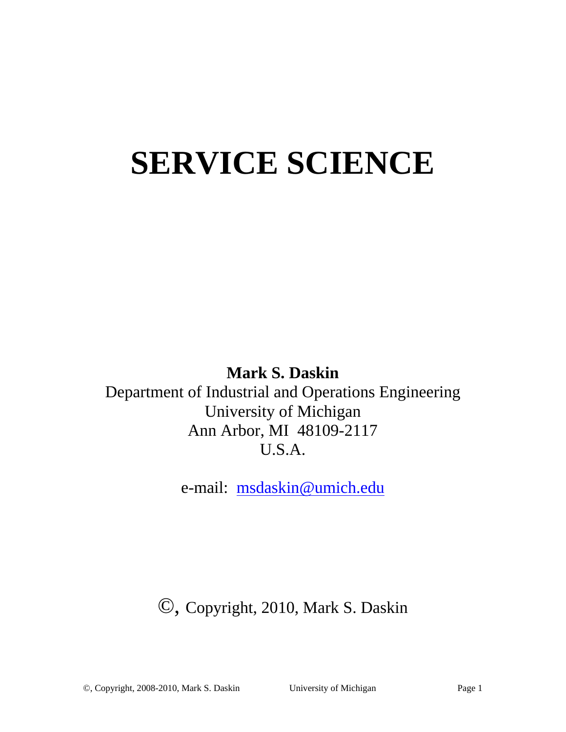# SERVICE SCIENCE

**Mark S. Daskin**

Department of Industrial and Operations Engineering
University of Michigan
Ann Arbor, MI 48109-2117
U.S.A.

e-mail: msdaskin@umich.edu

©, Copyright, 2010, Mark S. Daskin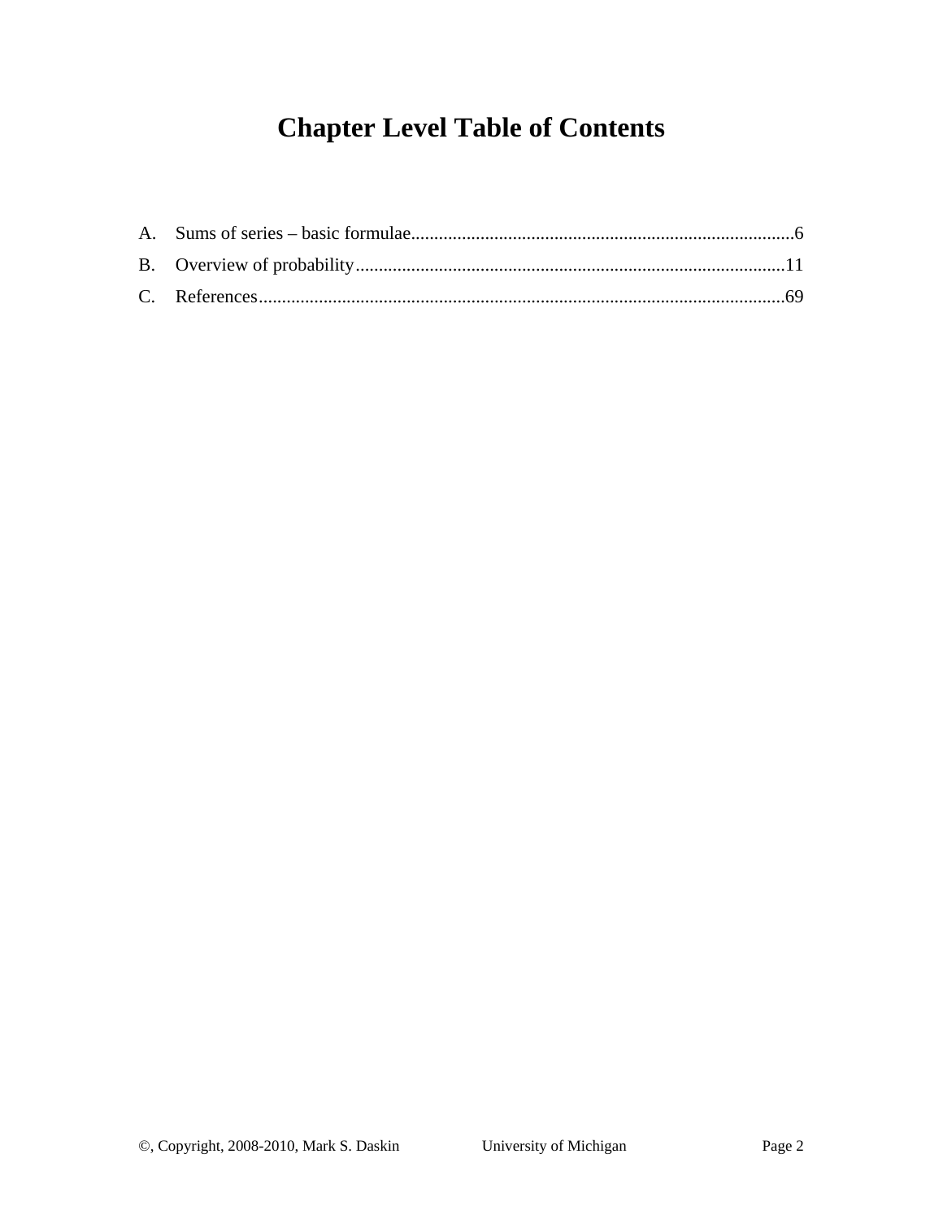# Chapter Level Table of Contents

A. Sums of series – basic formulae........................................................................................6

B. Overview of probability....................................................................................................11

C. References.......................................................................................................................69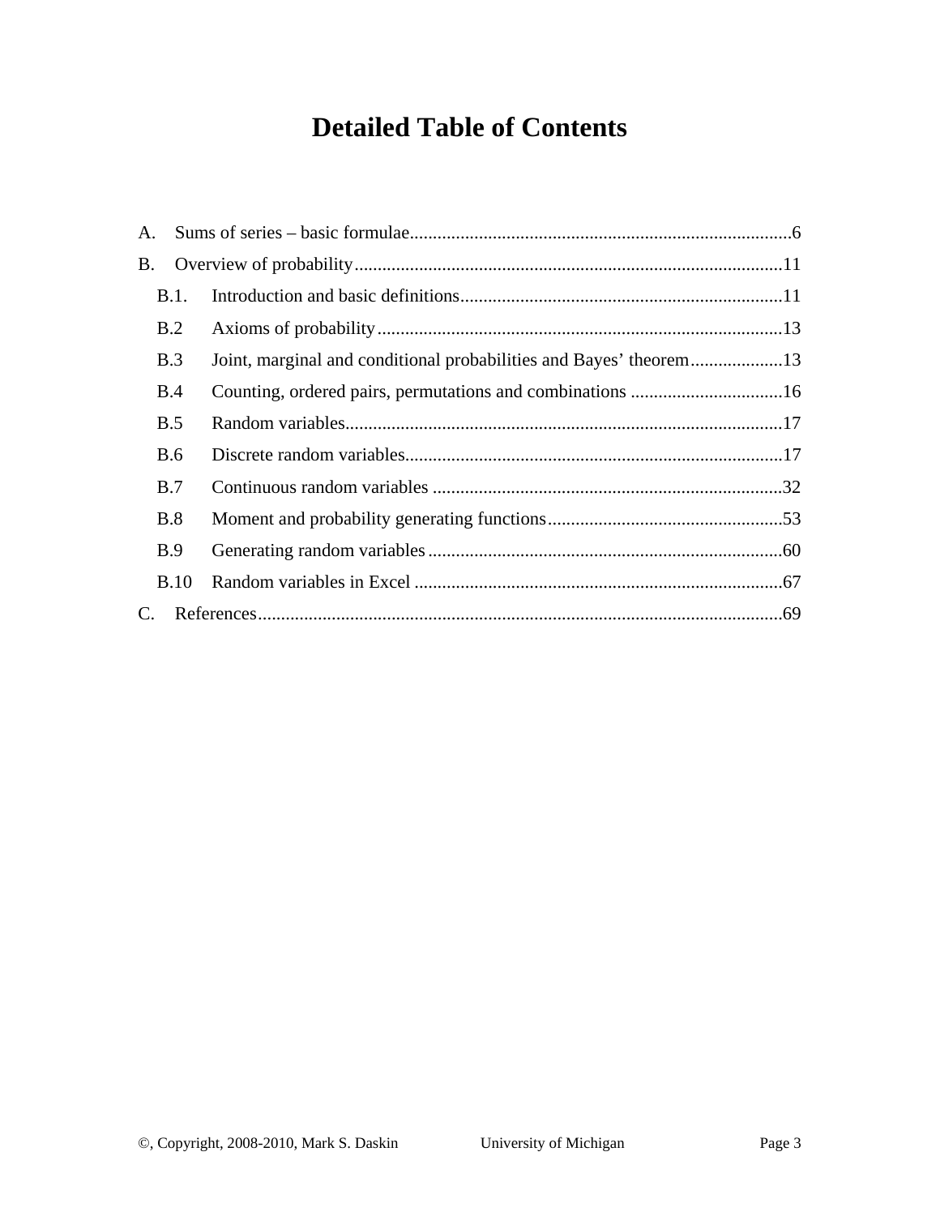# Detailed Table of Contents

A. Sums of series – basic formulae .......... 6

B. Overview of probability .......... 11

- B.1. Introduction and basic definitions .......... 11
- B.2 Axioms of probability .......... 13
- B.3 Joint, marginal and conditional probabilities and Bayes' theorem .......... 13
- B.4 Counting, ordered pairs, permutations and combinations .......... 16
- B.5 Random variables .......... 17
- B.6 Discrete random variables .......... 17
- B.7 Continuous random variables .......... 32
- B.8 Moment and probability generating functions .......... 53
- B.9 Generating random variables .......... 60
- B.10 Random variables in Excel .......... 67

C. References .......... 69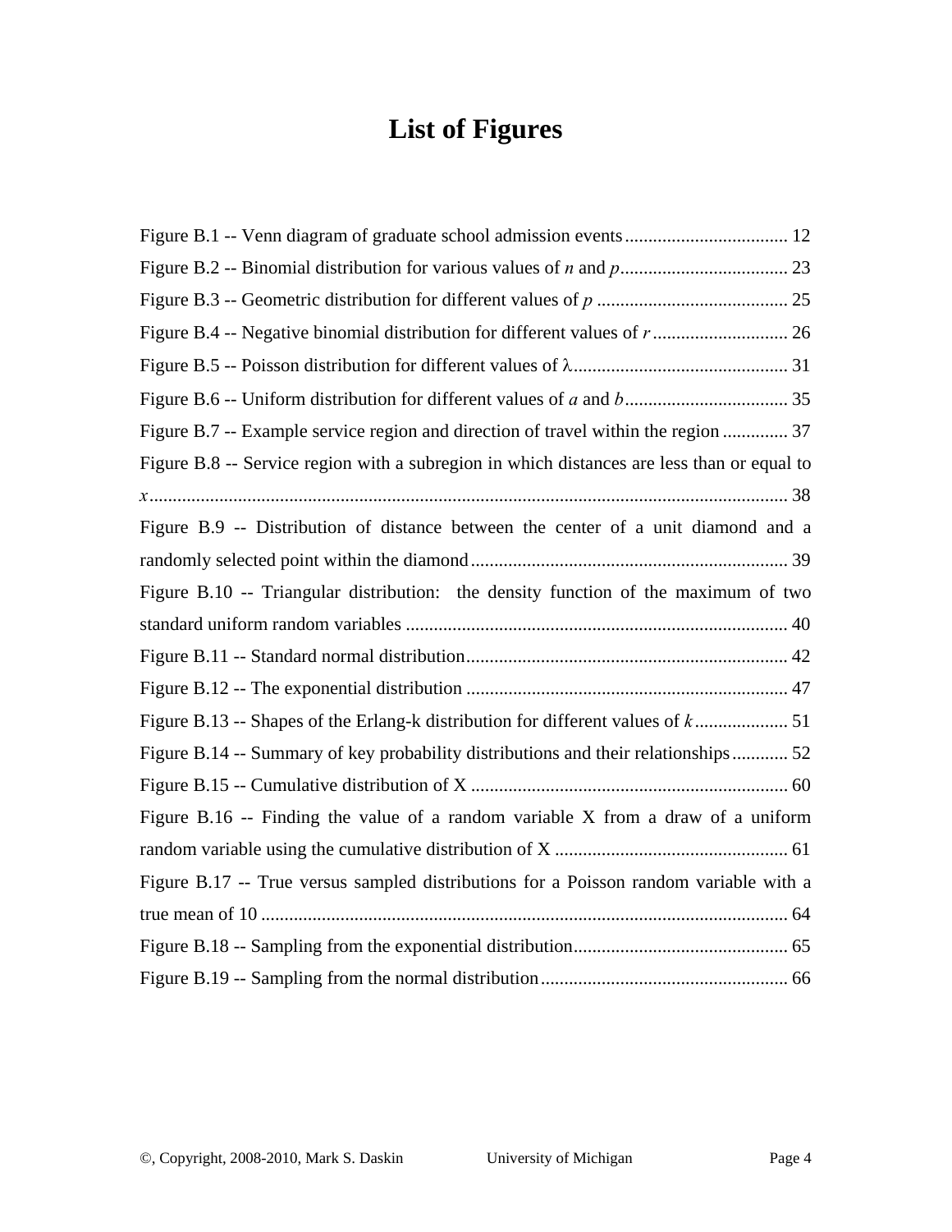# List of Figures

Figure B.1 -- Venn diagram of graduate school admission events ................................... 12

Figure B.2 -- Binomial distribution for various values of $n$ and $p$ .................................... 23

Figure B.3 -- Geometric distribution for different values of $p$ ......................................... 25

Figure B.4 -- Negative binomial distribution for different values of $r$ ............................. 26

Figure B.5 -- Poisson distribution for different values of $\lambda$ .............................................. 31

Figure B.6 -- Uniform distribution for different values of $a$ and $b$ ................................... 35

Figure B.7 -- Example service region and direction of travel within the region .............. 37

Figure B.8 -- Service region with a subregion in which distances are less than or equal to $x$ ........................................................................................................................................ 38

Figure B.9 -- Distribution of distance between the center of a unit diamond and a randomly selected point within the diamond .................................................................... 39

Figure B.10 -- Triangular distribution: the density function of the maximum of two standard uniform random variables ................................................................................. 40

Figure B.11 -- Standard normal distribution ..................................................................... 42

Figure B.12 -- The exponential distribution ..................................................................... 47

Figure B.13 -- Shapes of the Erlang-k distribution for different values of $k$ .................... 51

Figure B.14 -- Summary of key probability distributions and their relationships ............ 52

Figure B.15 -- Cumulative distribution of X .................................................................... 60

Figure B.16 -- Finding the value of a random variable X from a draw of a uniform random variable using the cumulative distribution of X .................................................. 61

Figure B.17 -- True versus sampled distributions for a Poisson random variable with a true mean of 10 ................................................................................................................. 64

Figure B.18 -- Sampling from the exponential distribution .............................................. 65

Figure B.19 -- Sampling from the normal distribution ..................................................... 66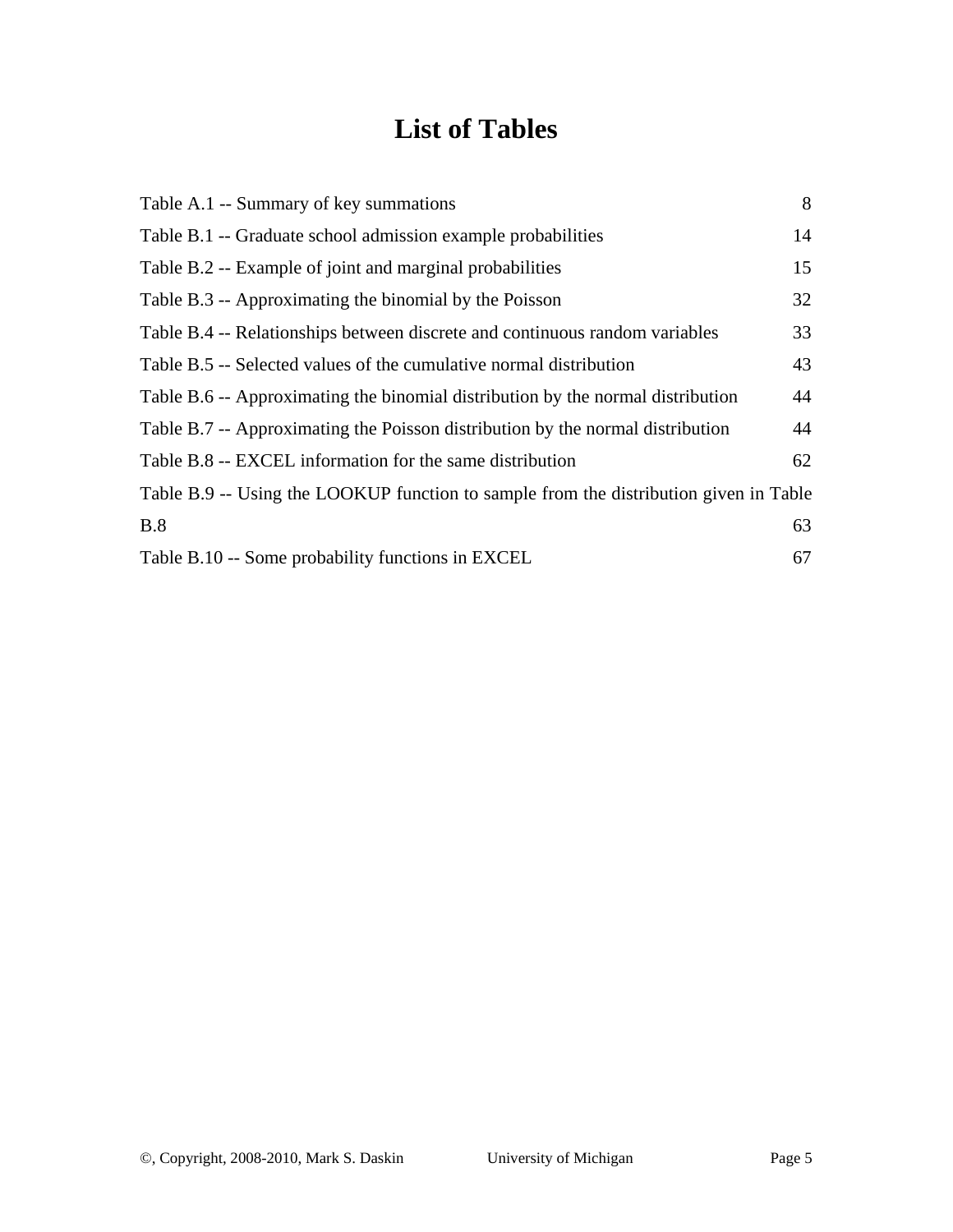# List of Tables

Table A.1 -- Summary of key summations 8

Table B.1 -- Graduate school admission example probabilities 14

Table B.2 -- Example of joint and marginal probabilities 15

Table B.3 -- Approximating the binomial by the Poisson 32

Table B.4 -- Relationships between discrete and continuous random variables 33

Table B.5 -- Selected values of the cumulative normal distribution 43

Table B.6 -- Approximating the binomial distribution by the normal distribution 44

Table B.7 -- Approximating the Poisson distribution by the normal distribution 44

Table B.8 -- EXCEL information for the same distribution 62

Table B.9 -- Using the LOOKUP function to sample from the distribution given in Table B.8 63

Table B.10 -- Some probability functions in EXCEL 67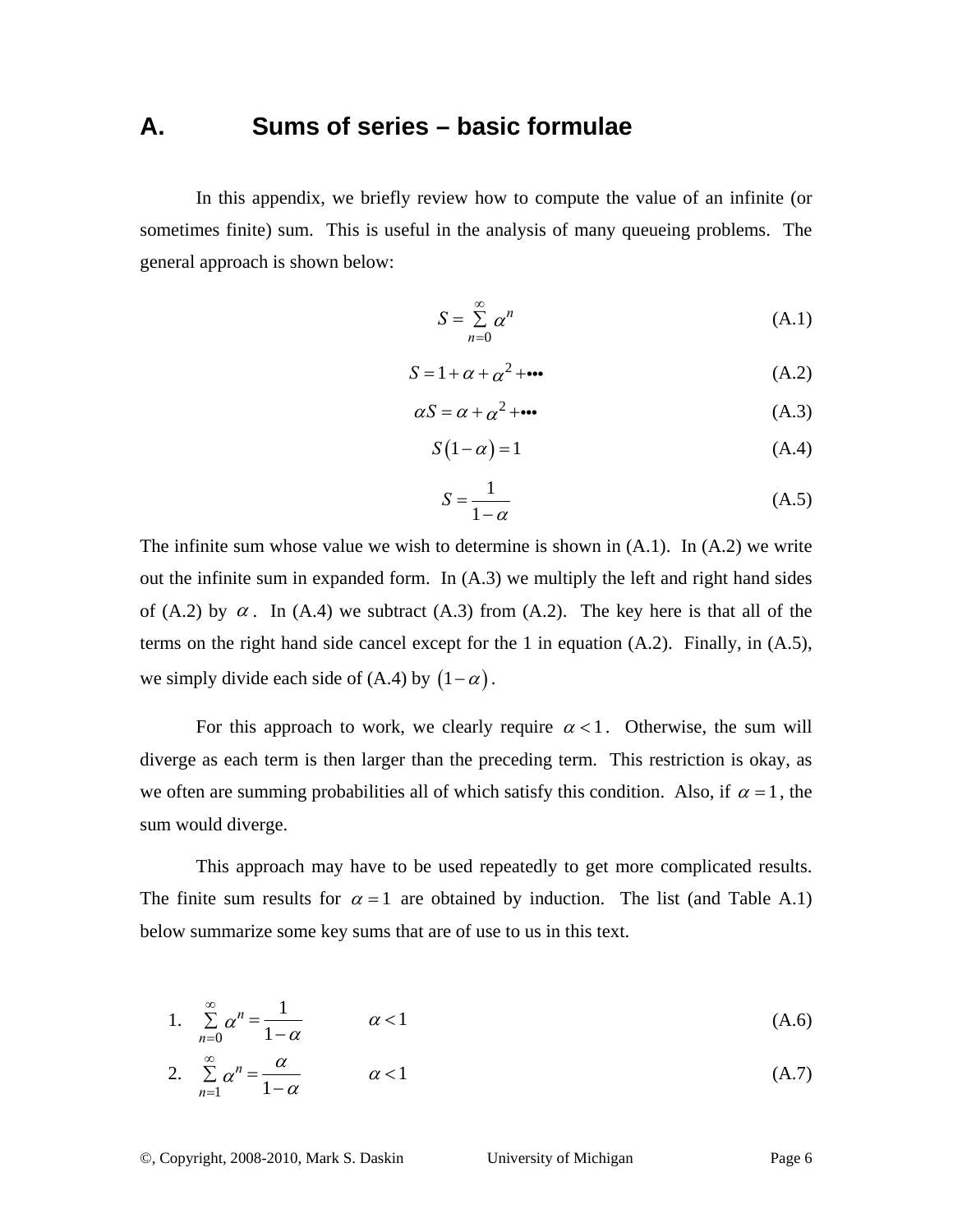# A. Sums of series – basic formulae

In this appendix, we briefly review how to compute the value of an infinite (or sometimes finite) sum. This is useful in the analysis of many queueing problems. The general approach is shown below:

$$S = \sum_{n=0}^{\infty} \alpha^n \tag{A.1}$$

$$S = 1 + \alpha + \alpha^2 + \cdots \tag{A.2}$$

$$\alpha S = \alpha + \alpha^2 + \cdots \tag{A.3}$$

$$S(1-\alpha) = 1 \tag{A.4}$$

$$S = \frac{1}{1-\alpha} \tag{A.5}$$

The infinite sum whose value we wish to determine is shown in (A.1). In (A.2) we write out the infinite sum in expanded form. In (A.3) we multiply the left and right hand sides of (A.2) by $\alpha$. In (A.4) we subtract (A.3) from (A.2). The key here is that all of the terms on the right hand side cancel except for the 1 in equation (A.2). Finally, in (A.5), we simply divide each side of (A.4) by $(1-\alpha)$.

For this approach to work, we clearly require $\alpha < 1$. Otherwise, the sum will diverge as each term is then larger than the preceding term. This restriction is okay, as we often are summing probabilities all of which satisfy this condition. Also, if $\alpha = 1$, the sum would diverge.

This approach may have to be used repeatedly to get more complicated results. The finite sum results for $\alpha = 1$ are obtained by induction. The list (and Table A.1) below summarize some key sums that are of use to us in this text.

1. $\sum_{n=0}^{\infty} \alpha^n = \frac{1}{1-\alpha} \qquad \alpha < 1$ (A.6)

2. $\sum_{n=1}^{\infty} \alpha^n = \frac{\alpha}{1-\alpha} \qquad \alpha < 1$ (A.7)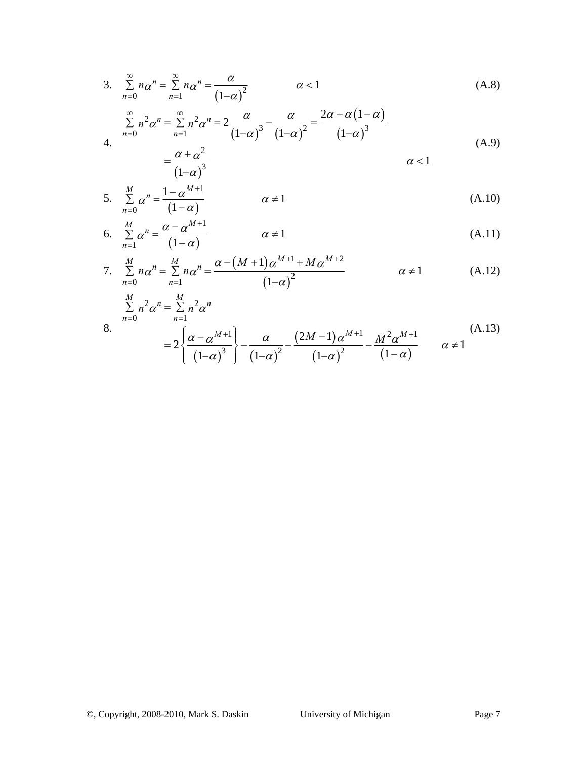3. $$\sum_{n=0}^{\infty} n\alpha^n = \sum_{n=1}^{\infty} n\alpha^n = \frac{\alpha}{(1-\alpha)^2} \qquad \alpha < 1 \tag{A.8}$$

4. $$\sum_{n=0}^{\infty} n^2\alpha^n = \sum_{n=1}^{\infty} n^2\alpha^n = 2\frac{\alpha}{(1-\alpha)^3} - \frac{\alpha}{(1-\alpha)^2} = \frac{2\alpha - \alpha(1-\alpha)}{(1-\alpha)^3}$$
$$= \frac{\alpha + \alpha^2}{(1-\alpha)^3} \qquad \alpha < 1 \tag{A.9}$$

5. $$\sum_{n=0}^{M} \alpha^n = \frac{1-\alpha^{M+1}}{(1-\alpha)} \qquad \alpha \neq 1 \tag{A.10}$$

6. $$\sum_{n=1}^{M} \alpha^n = \frac{\alpha-\alpha^{M+1}}{(1-\alpha)} \qquad \alpha \neq 1 \tag{A.11}$$

7. $$\sum_{n=0}^{M} n\alpha^n = \sum_{n=1}^{M} n\alpha^n = \frac{\alpha - (M+1)\alpha^{M+1} + M\alpha^{M+2}}{(1-\alpha)^2} \qquad \alpha \neq 1 \tag{A.12}$$

8. $$\sum_{n=0}^{M} n^2\alpha^n = \sum_{n=1}^{M} n^2\alpha^n$$
$$= 2\left\{\frac{\alpha - \alpha^{M+1}}{(1-\alpha)^3}\right\} - \frac{\alpha}{(1-\alpha)^2} - \frac{(2M-1)\alpha^{M+1}}{(1-\alpha)^2} - \frac{M^2\alpha^{M+1}}{(1-\alpha)} \qquad \alpha \neq 1 \tag{A.13}$$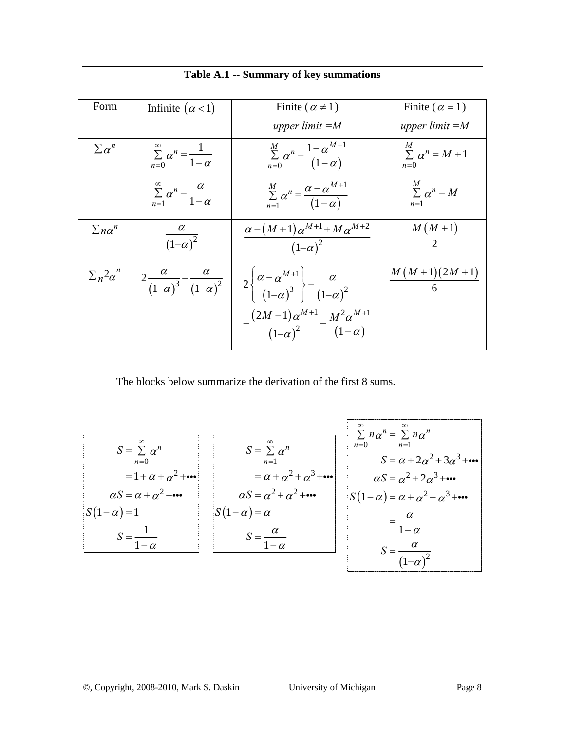**Table A.1 -- Summary of key summations**

| Form | Infinite $(\alpha < 1)$ | Finite ( $\alpha \neq 1$ ) *upper limit =M* | Finite ( $\alpha = 1$ ) *upper limit =M* |
|---|---|---|---|
| $\sum \alpha^n$ | $\sum_{n=0}^{\infty} \alpha^n = \frac{1}{1-\alpha}$ <br> $\sum_{n=1}^{\infty} \alpha^n = \frac{\alpha}{1-\alpha}$ | $\sum_{n=0}^{M} \alpha^n = \frac{1-\alpha^{M+1}}{(1-\alpha)}$ <br> $\sum_{n=1}^{M} \alpha^n = \frac{\alpha-\alpha^{M+1}}{(1-\alpha)}$ | $\sum_{n=0}^{M} \alpha^n = M+1$ <br> $\sum_{n=1}^{M} \alpha^n = M$ |
| $\sum n\alpha^n$ | $\frac{\alpha}{(1-\alpha)^2}$ | $\frac{\alpha-(M+1)\alpha^{M+1}+M\alpha^{M+2}}{(1-\alpha)^2}$ | $\frac{M(M+1)}{2}$ |
| $\sum n^2\alpha^n$ | $2\frac{\alpha}{(1-\alpha)^3}-\frac{\alpha}{(1-\alpha)^2}$ | $2\left\{\frac{\alpha-\alpha^{M+1}}{(1-\alpha)^3}\right\}-\frac{\alpha}{(1-\alpha)^2}$ $-\frac{(2M-1)\alpha^{M+1}}{(1-\alpha)^2}-\frac{M^2\alpha^{M+1}}{(1-\alpha)}$ | $\frac{M(M+1)(2M+1)}{6}$ |

The blocks below summarize the derivation of the first 8 sums.

$$
\begin{aligned}
S &= \sum_{n=0}^{\infty} \alpha^n \\
&= 1+\alpha+\alpha^2+\cdots \\
\alpha S &= \alpha+\alpha^2+\cdots \\
S(1-\alpha) &= 1 \\
S &= \frac{1}{1-\alpha}
\end{aligned}
$$

$$
\begin{aligned}
S &= \sum_{n=1}^{\infty} \alpha^n \\
&= \alpha+\alpha^2+\alpha^3+\cdots \\
\alpha S &= \alpha^2+\alpha^2+\cdots \\
S(1-\alpha) &= \alpha \\
S &= \frac{\alpha}{1-\alpha}
\end{aligned}
$$

$$
\begin{aligned}
&\sum_{n=0}^{\infty} n\alpha^n = \sum_{n=1}^{\infty} n\alpha^n \\
S &= \alpha+2\alpha^2+3\alpha^3+\cdots \\
\alpha S &= \alpha^2+2\alpha^3+\cdots \\
S(1-\alpha) &= \alpha+\alpha^2+\alpha^3+\cdots \\
&= \frac{\alpha}{1-\alpha} \\
S &= \frac{\alpha}{(1-\alpha)^2}
\end{aligned}
$$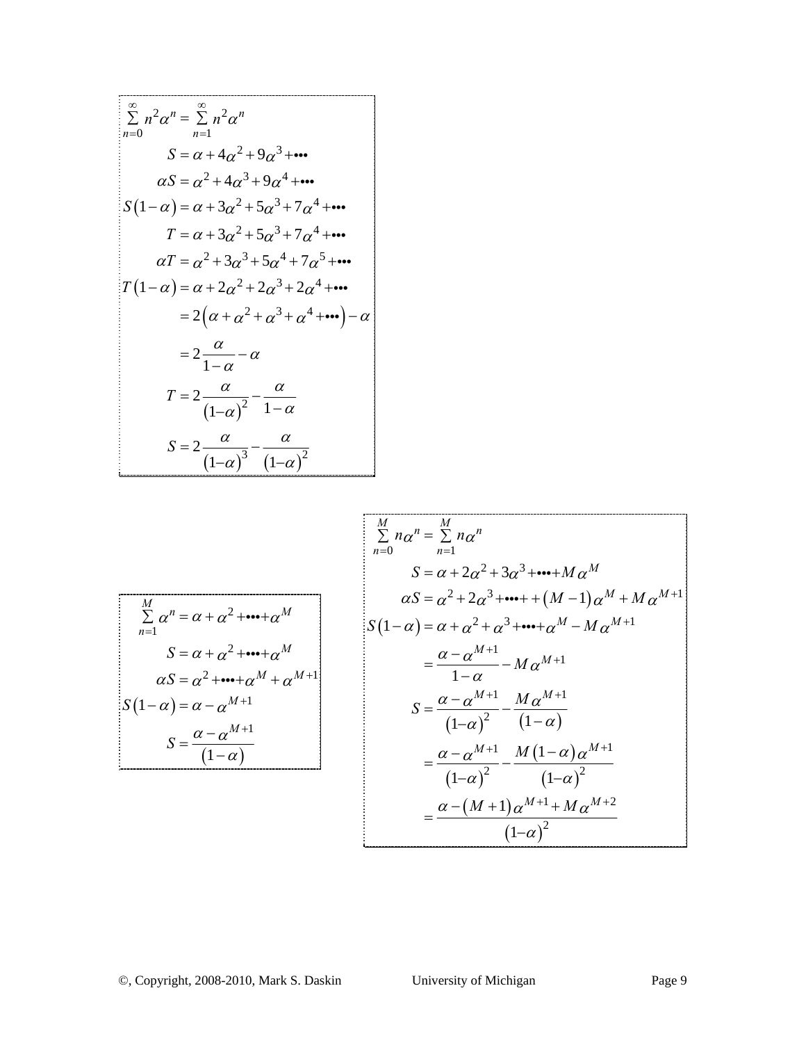$$\sum_{n=0}^{\infty} n^2\alpha^n = \sum_{n=1}^{\infty} n^2\alpha^n$$

$$S = \alpha + 4\alpha^2 + 9\alpha^3 + \cdots$$

$$\alpha S = \alpha^2 + 4\alpha^3 + 9\alpha^4 + \cdots$$

$$S(1-\alpha) = \alpha + 3\alpha^2 + 5\alpha^3 + 7\alpha^4 + \cdots$$

$$T = \alpha + 3\alpha^2 + 5\alpha^3 + 7\alpha^4 + \cdots$$

$$\alpha T = \alpha^2 + 3\alpha^3 + 5\alpha^4 + 7\alpha^5 + \cdots$$

$$T(1-\alpha) = \alpha + 2\alpha^2 + 2\alpha^3 + 2\alpha^4 + \cdots$$

$$= 2\left(\alpha + \alpha^2 + \alpha^3 + \alpha^4 + \cdots\right) - \alpha$$

$$= 2\frac{\alpha}{1-\alpha} - \alpha$$

$$T = 2\frac{\alpha}{(1-\alpha)^2} - \frac{\alpha}{1-\alpha}$$

$$S = 2\frac{\alpha}{(1-\alpha)^3} - \frac{\alpha}{(1-\alpha)^2}$$

---

$$\sum_{n=1}^{M} \alpha^n = \alpha + \alpha^2 + \cdots + \alpha^M$$

$$S = \alpha + \alpha^2 + \cdots + \alpha^M$$

$$\alpha S = \alpha^2 + \cdots + \alpha^M + \alpha^{M+1}$$

$$S(1-\alpha) = \alpha - \alpha^{M+1}$$

$$S = \frac{\alpha - \alpha^{M+1}}{(1-\alpha)}$$

---

$$\sum_{n=0}^{M} n\alpha^n = \sum_{n=1}^{M} n\alpha^n$$

$$S = \alpha + 2\alpha^2 + 3\alpha^3 + \cdots + M\alpha^M$$

$$\alpha S = \alpha^2 + 2\alpha^3 + \cdots + (M-1)\alpha^M + M\alpha^{M+1}$$

$$S(1-\alpha) = \alpha + \alpha^2 + \alpha^3 + \cdots + \alpha^M - M\alpha^{M+1}$$

$$= \frac{\alpha - \alpha^{M+1}}{1-\alpha} - M\alpha^{M+1}$$

$$S = \frac{\alpha - \alpha^{M+1}}{(1-\alpha)^2} - \frac{M\alpha^{M+1}}{(1-\alpha)}$$

$$= \frac{\alpha - \alpha^{M+1}}{(1-\alpha)^2} - \frac{M(1-\alpha)\alpha^{M+1}}{(1-\alpha)^2}$$

$$= \frac{\alpha - (M+1)\alpha^{M+1} + M\alpha^{M+2}}{(1-\alpha)^2}$$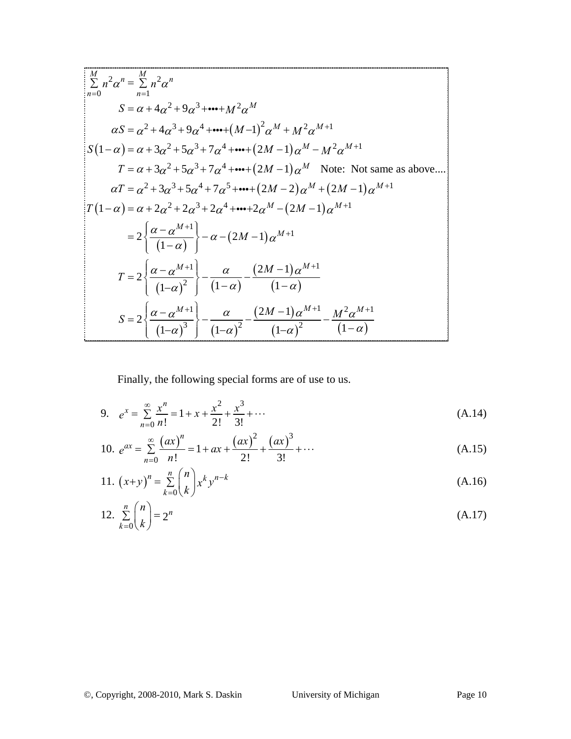$$\sum_{n=0}^{M} n^2 \alpha^n = \sum_{n=1}^{M} n^2 \alpha^n$$

$$S = \alpha + 4\alpha^2 + 9\alpha^3 + \cdots + M^2 \alpha^M$$

$$\alpha S = \alpha^2 + 4\alpha^3 + 9\alpha^4 + \cdots + (M-1)^2 \alpha^M + M^2 \alpha^{M+1}$$

$$S(1-\alpha) = \alpha + 3\alpha^2 + 5\alpha^3 + 7\alpha^4 + \cdots + (2M-1)\alpha^M - M^2 \alpha^{M+1}$$

$$T = \alpha + 3\alpha^2 + 5\alpha^3 + 7\alpha^4 + \cdots + (2M-1)\alpha^M \quad \text{Note: Not same as above....}$$

$$\alpha T = \alpha^2 + 3\alpha^3 + 5\alpha^4 + 7\alpha^5 + \cdots + (2M-2)\alpha^M + (2M-1)\alpha^{M+1}$$

$$T(1-\alpha) = \alpha + 2\alpha^2 + 2\alpha^3 + 2\alpha^4 + \cdots + 2\alpha^M - (2M-1)\alpha^{M+1}$$

$$= 2\left\{\frac{\alpha - \alpha^{M+1}}{(1-\alpha)}\right\} - \alpha - (2M-1)\alpha^{M+1}$$

$$T = 2\left\{\frac{\alpha - \alpha^{M+1}}{(1-\alpha)^2}\right\} - \frac{\alpha}{(1-\alpha)} - \frac{(2M-1)\alpha^{M+1}}{(1-\alpha)}$$

$$S = 2\left\{\frac{\alpha - \alpha^{M+1}}{(1-\alpha)^3}\right\} - \frac{\alpha}{(1-\alpha)^2} - \frac{(2M-1)\alpha^{M+1}}{(1-\alpha)^2} - \frac{M^2 \alpha^{M+1}}{(1-\alpha)}$$

Finally, the following special forms are of use to us.

9. $e^x = \sum_{n=0}^{\infty} \frac{x^n}{n!} = 1 + x + \frac{x^2}{2!} + \frac{x^3}{3!} + \cdots$ (A.14)

10. $e^{ax} = \sum_{n=0}^{\infty} \frac{(ax)^n}{n!} = 1 + ax + \frac{(ax)^2}{2!} + \frac{(ax)^3}{3!} + \cdots$ (A.15)

11. $(x+y)^n = \sum_{k=0}^{n} \binom{n}{k} x^k y^{n-k}$ (A.16)

12. $\sum_{k=0}^{n} \binom{n}{k} = 2^n$ (A.17)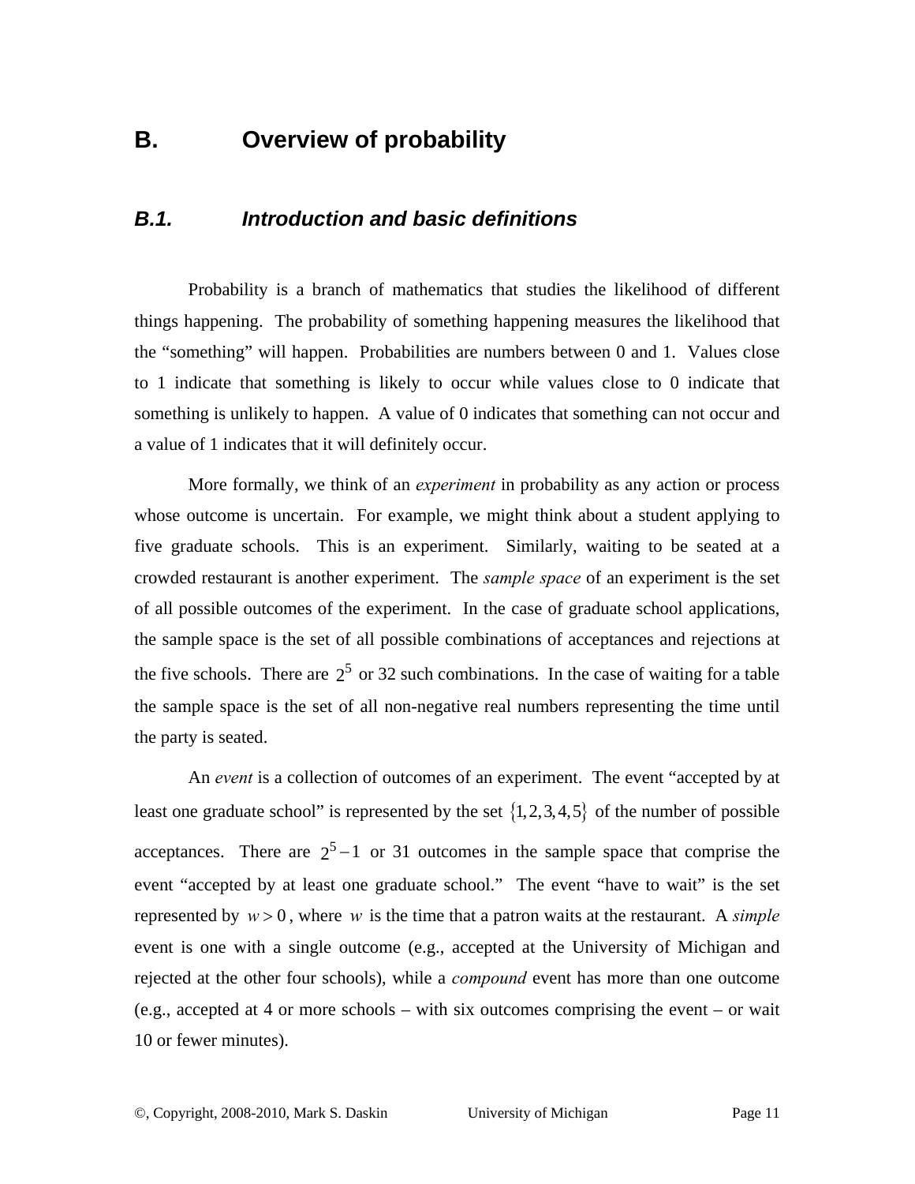# B. Overview of probability

## *B.1. Introduction and basic definitions*

Probability is a branch of mathematics that studies the likelihood of different things happening. The probability of something happening measures the likelihood that the "something" will happen. Probabilities are numbers between 0 and 1. Values close to 1 indicate that something is likely to occur while values close to 0 indicate that something is unlikely to happen. A value of 0 indicates that something can not occur and a value of 1 indicates that it will definitely occur.

More formally, we think of an *experiment* in probability as any action or process whose outcome is uncertain. For example, we might think about a student applying to five graduate schools. This is an experiment. Similarly, waiting to be seated at a crowded restaurant is another experiment. The *sample space* of an experiment is the set of all possible outcomes of the experiment. In the case of graduate school applications, the sample space is the set of all possible combinations of acceptances and rejections at the five schools. There are $2^5$ or 32 such combinations. In the case of waiting for a table the sample space is the set of all non-negative real numbers representing the time until the party is seated.

An *event* is a collection of outcomes of an experiment. The event "accepted by at least one graduate school" is represented by the set $\{1,2,3,4,5\}$ of the number of possible acceptances. There are $2^5 - 1$ or 31 outcomes in the sample space that comprise the event "accepted by at least one graduate school." The event "have to wait" is the set represented by $w > 0$, where $w$ is the time that a patron waits at the restaurant. A *simple* event is one with a single outcome (e.g., accepted at the University of Michigan and rejected at the other four schools), while a *compound* event has more than one outcome (e.g., accepted at 4 or more schools – with six outcomes comprising the event – or wait 10 or fewer minutes).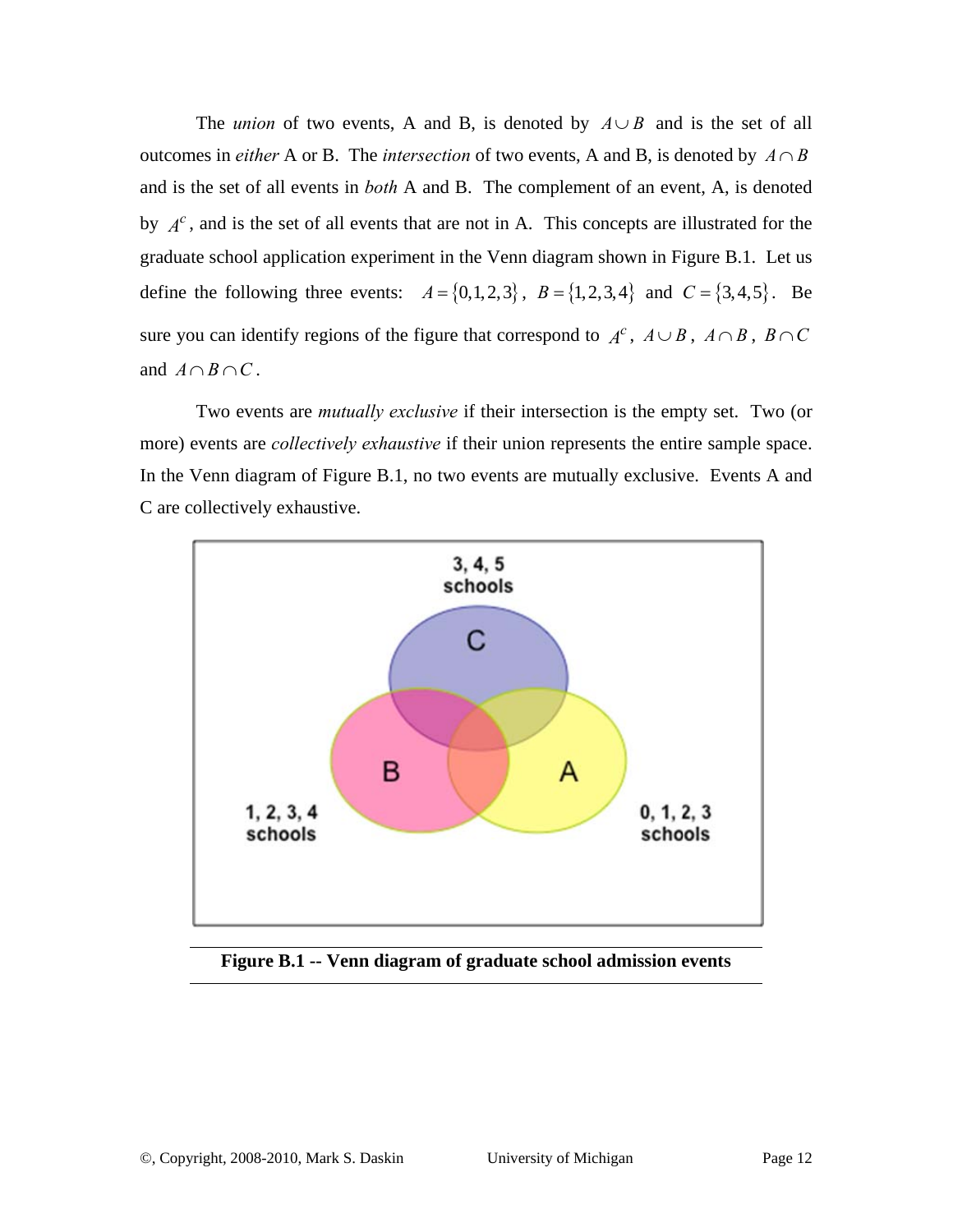The *union* of two events, A and B, is denoted by $A \cup B$ and is the set of all outcomes in *either* A or B. The *intersection* of two events, A and B, is denoted by $A \cap B$ and is the set of all events in *both* A and B. The complement of an event, A, is denoted by $A^c$, and is the set of all events that are not in A. This concepts are illustrated for the graduate school application experiment in the Venn diagram shown in Figure B.1. Let us define the following three events: $A = \{0,1,2,3\}$, $B = \{1,2,3,4\}$ and $C = \{3,4,5\}$. Be sure you can identify regions of the figure that correspond to $A^c$, $A \cup B$, $A \cap B$, $B \cap C$ and $A \cap B \cap C$.

Two events are *mutually exclusive* if their intersection is the empty set. Two (or more) events are *collectively exhaustive* if their union represents the entire sample space. In the Venn diagram of Figure B.1, no two events are mutually exclusive. Events A and C are collectively exhaustive.

**Figure B.1 -- Venn diagram of graduate school admission events**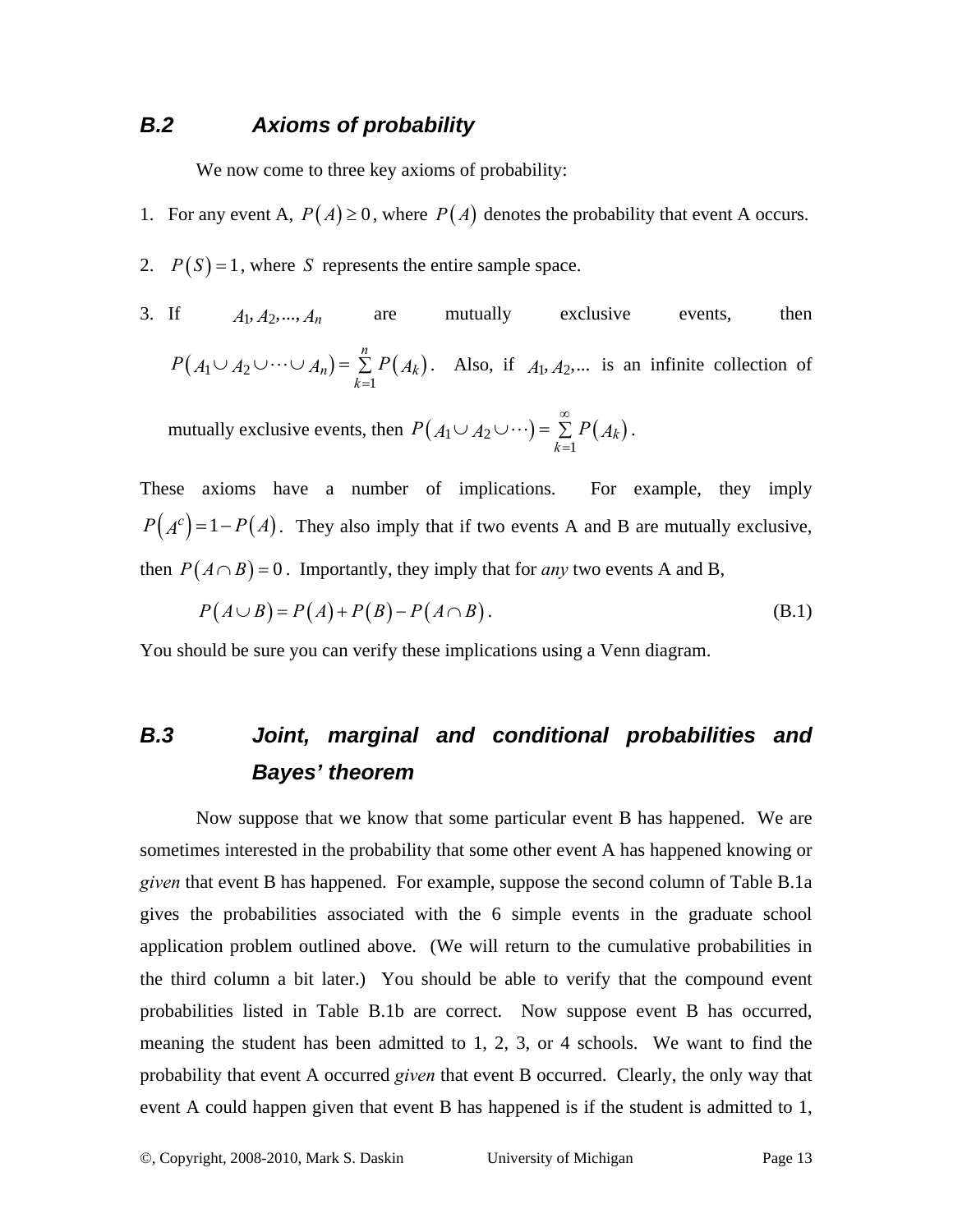## B.2 Axioms of probability

We now come to three key axioms of probability:

1. For any event A, $P(A) \geq 0$, where $P(A)$ denotes the probability that event A occurs.
2. $P(S) = 1$, where $S$ represents the entire sample space.
3. If $A_1, A_2, ..., A_n$ are mutually exclusive events, then $P(A_1 \cup A_2 \cup \cdots \cup A_n) = \sum_{k=1}^{n} P(A_k)$. Also, if $A_1, A_2, ...$ is an infinite collection of mutually exclusive events, then $P(A_1 \cup A_2 \cup \cdots) = \sum_{k=1}^{\infty} P(A_k)$.

These axioms have a number of implications. For example, they imply $P(A^c) = 1 - P(A)$. They also imply that if two events A and B are mutually exclusive, then $P(A \cap B) = 0$. Importantly, they imply that for *any* two events A and B,

$$P(A \cup B) = P(A) + P(B) - P(A \cap B). \tag{B.1}$$

You should be sure you can verify these implications using a Venn diagram.

## B.3 Joint, marginal and conditional probabilities and Bayes' theorem

Now suppose that we know that some particular event B has happened. We are sometimes interested in the probability that some other event A has happened knowing or *given* that event B has happened. For example, suppose the second column of Table B.1a gives the probabilities associated with the 6 simple events in the graduate school application problem outlined above. (We will return to the cumulative probabilities in the third column a bit later.) You should be able to verify that the compound event probabilities listed in Table B.1b are correct. Now suppose event B has occurred, meaning the student has been admitted to 1, 2, 3, or 4 schools. We want to find the probability that event A occurred *given* that event B occurred. Clearly, the only way that event A could happen given that event B has happened is if the student is admitted to 1,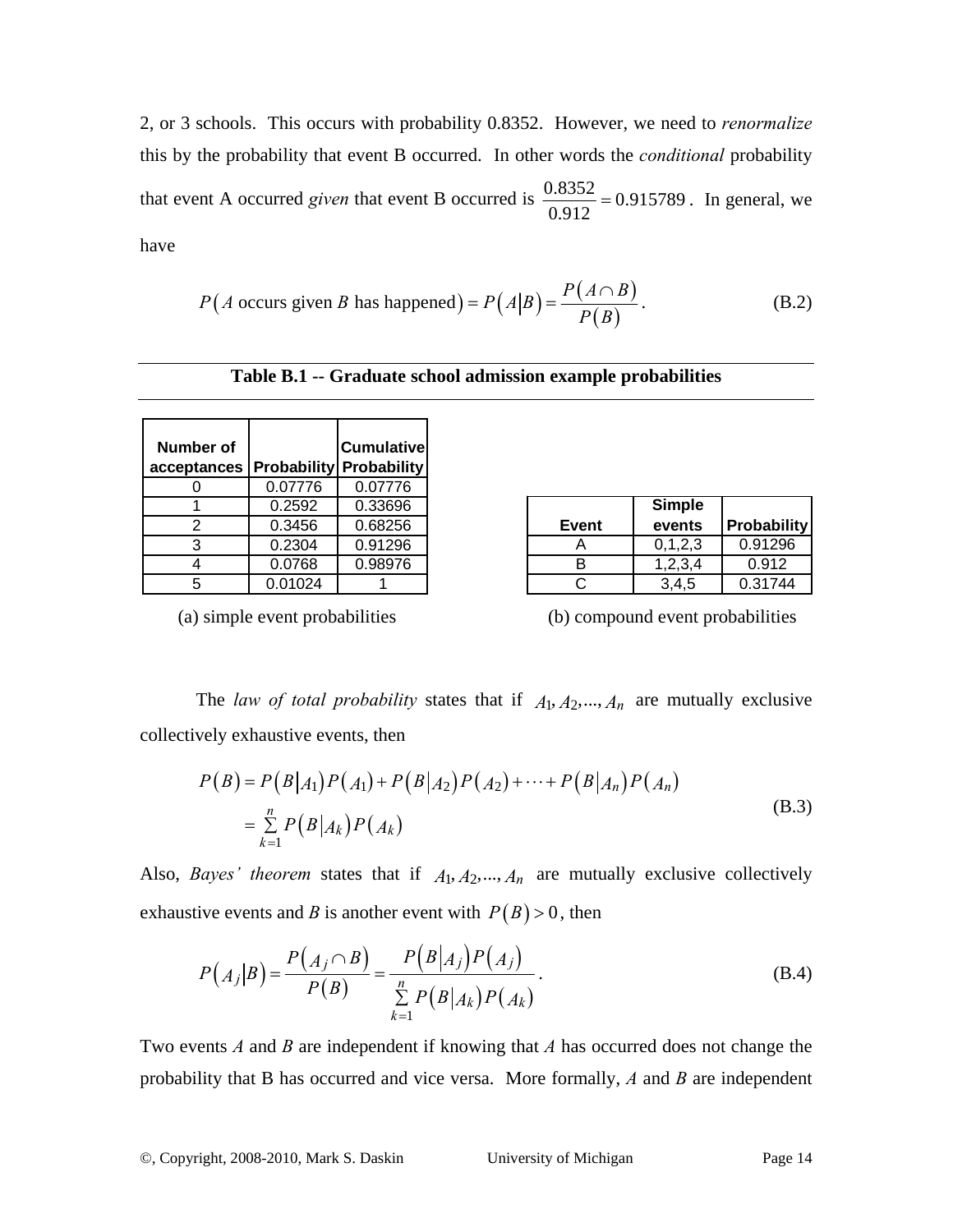2, or 3 schools. This occurs with probability 0.8352. However, we need to *renormalize* this by the probability that event B occurred. In other words the *conditional* probability that event A occurred *given* that event B occurred is $\frac{0.8352}{0.912} = 0.915789$. In general, we have

$$P(A \text{ occurs given } B \text{ has happened}) = P(A|B) = \frac{P(A \cap B)}{P(B)}. \tag{B.2}$$

**Table B.1 -- Graduate school admission example probabilities**

| Number of acceptances | Probability | Cumulative Probability |
|---|---|---|
| 0 | 0.07776 | 0.07776 |
| 1 | 0.2592 | 0.33696 |
| 2 | 0.3456 | 0.68256 |
| 3 | 0.2304 | 0.91296 |
| 4 | 0.0768 | 0.98976 |
| 5 | 0.01024 | 1 |

(a) simple event probabilities

| Event | Simple events | Probability |
|---|---|---|
| A | 0,1,2,3 | 0.91296 |
| B | 1,2,3,4 | 0.912 |
| C | 3,4,5 | 0.31744 |

(b) compound event probabilities

The *law of total probability* states that if $A_1, A_2, ..., A_n$ are mutually exclusive collectively exhaustive events, then

$$\begin{aligned} P(B) &= P(B|A_1)P(A_1) + P(B|A_2)P(A_2) + \cdots + P(B|A_n)P(A_n) \\ &= \sum_{k=1}^{n} P(B|A_k)P(A_k) \end{aligned} \tag{B.3}$$

Also, *Bayes' theorem* states that if $A_1, A_2, ..., A_n$ are mutually exclusive collectively exhaustive events and *B* is another event with $P(B) > 0$, then

$$P(A_j|B) = \frac{P(A_j \cap B)}{P(B)} = \frac{P(B|A_j)P(A_j)}{\sum_{k=1}^{n} P(B|A_k)P(A_k)}. \tag{B.4}$$

Two events *A* and *B* are independent if knowing that *A* has occurred does not change the probability that B has occurred and vice versa. More formally, *A* and *B* are independent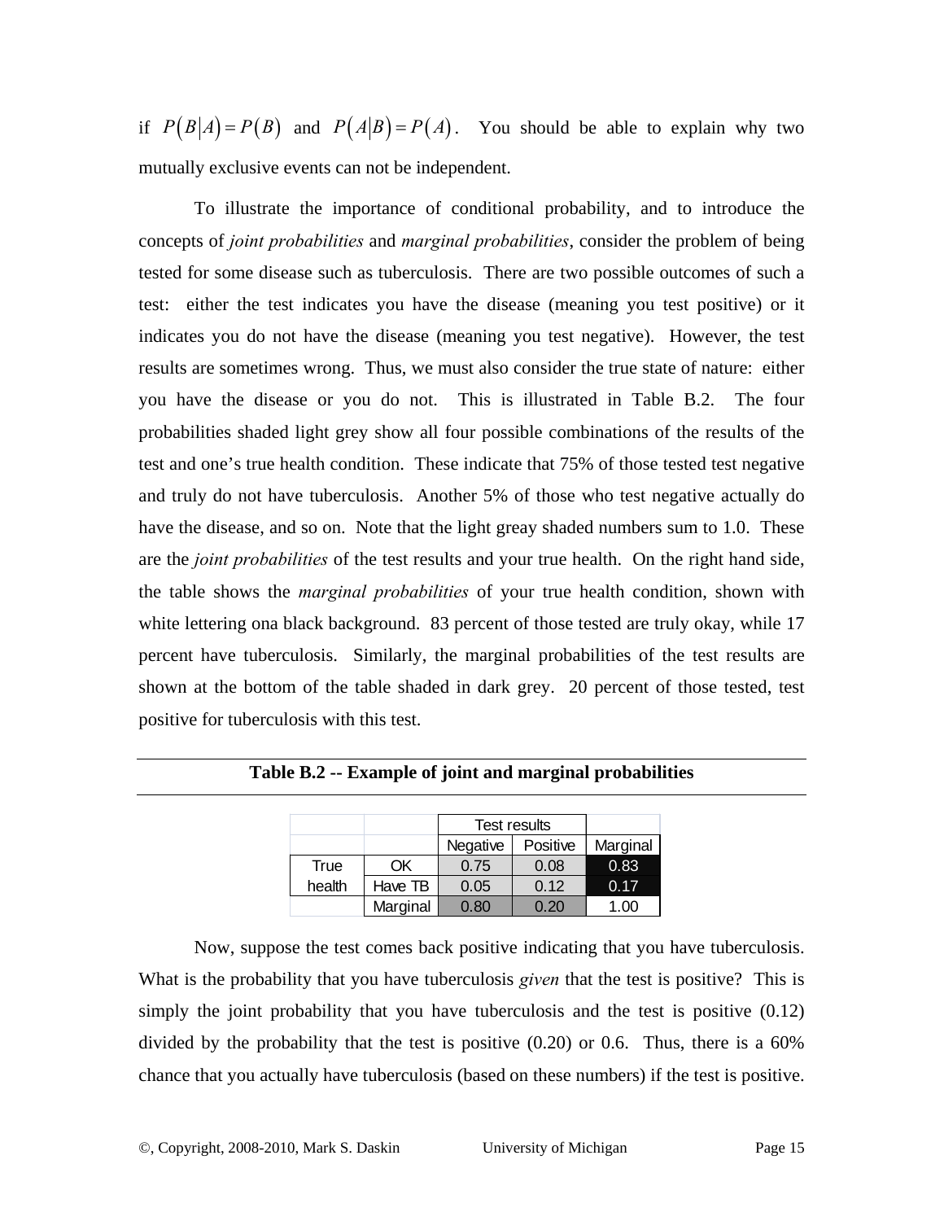if $P(B|A) = P(B)$ and $P(A|B) = P(A)$. You should be able to explain why two mutually exclusive events can not be independent.

To illustrate the importance of conditional probability, and to introduce the concepts of *joint probabilities* and *marginal probabilities*, consider the problem of being tested for some disease such as tuberculosis. There are two possible outcomes of such a test: either the test indicates you have the disease (meaning you test positive) or it indicates you do not have the disease (meaning you test negative). However, the test results are sometimes wrong. Thus, we must also consider the true state of nature: either you have the disease or you do not. This is illustrated in Table B.2. The four probabilities shaded light grey show all four possible combinations of the results of the test and one's true health condition. These indicate that 75% of those tested test negative and truly do not have tuberculosis. Another 5% of those who test negative actually do have the disease, and so on. Note that the light greay shaded numbers sum to 1.0. These are the *joint probabilities* of the test results and your true health. On the right hand side, the table shows the *marginal probabilities* of your true health condition, shown with white lettering ona black background. 83 percent of those tested are truly okay, while 17 percent have tuberculosis. Similarly, the marginal probabilities of the test results are shown at the bottom of the table shaded in dark grey. 20 percent of those tested, test positive for tuberculosis with this test.

**Table B.2 -- Example of joint and marginal probabilities**

| | | Test results | | |
|---|---|---|---|---|
| | | Negative | Positive | Marginal |
| True health | OK | 0.75 | 0.08 | 0.83 |
| | Have TB | 0.05 | 0.12 | 0.17 |
| | Marginal | 0.80 | 0.20 | 1.00 |

Now, suppose the test comes back positive indicating that you have tuberculosis. What is the probability that you have tuberculosis *given* that the test is positive? This is simply the joint probability that you have tuberculosis and the test is positive (0.12) divided by the probability that the test is positive (0.20) or 0.6. Thus, there is a 60% chance that you actually have tuberculosis (based on these numbers) if the test is positive.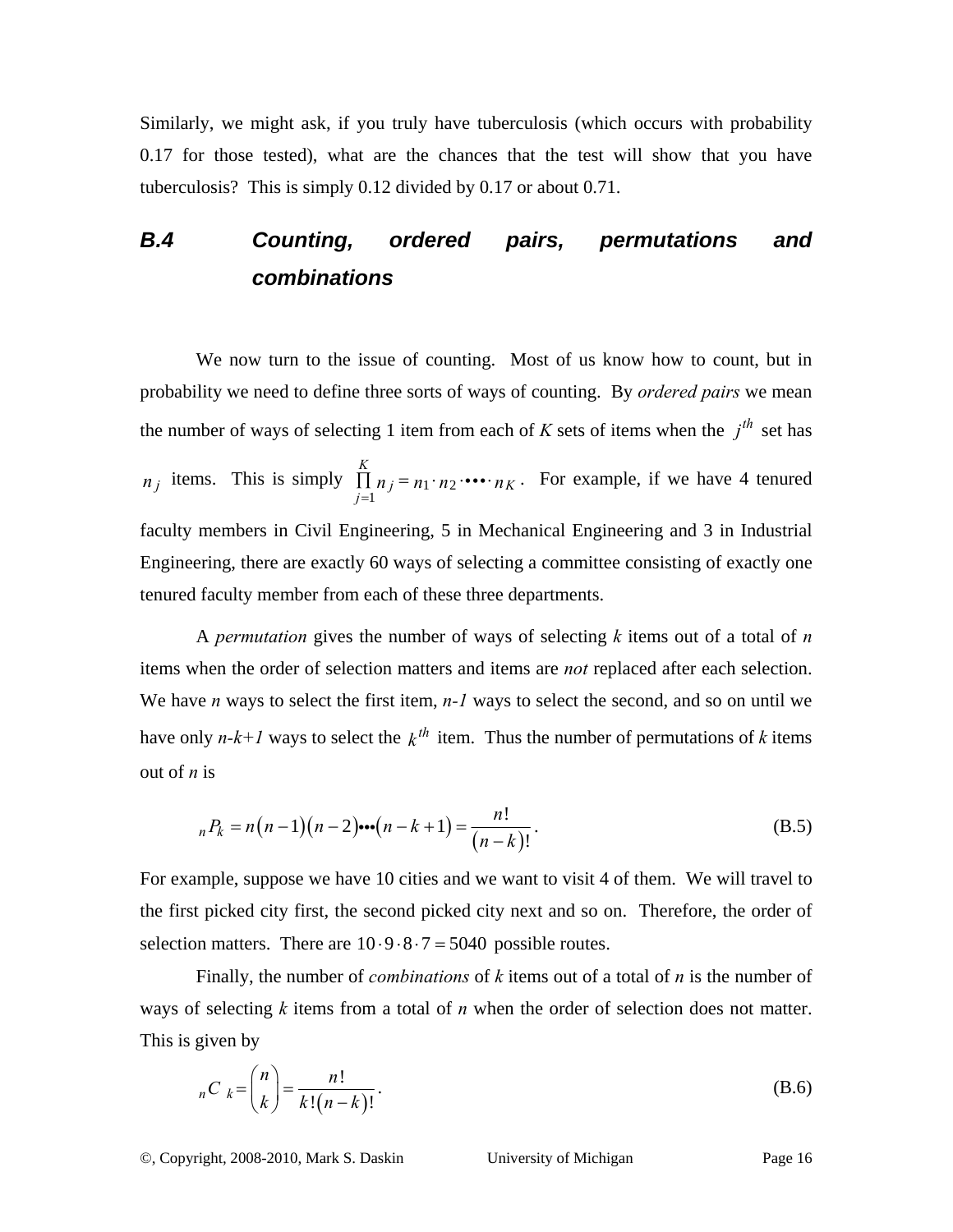Similarly, we might ask, if you truly have tuberculosis (which occurs with probability 0.17 for those tested), what are the chances that the test will show that you have tuberculosis? This is simply 0.12 divided by 0.17 or about 0.71.

## B.4 Counting, ordered pairs, permutations and combinations

We now turn to the issue of counting. Most of us know how to count, but in probability we need to define three sorts of ways of counting. By *ordered pairs* we mean the number of ways of selecting 1 item from each of *K* sets of items when the $j^{th}$ set has $n_j$ items. This is simply $\prod_{j=1}^{K} n_j = n_1 \cdot n_2 \cdot \bullet\bullet\bullet \cdot n_K$. For example, if we have 4 tenured faculty members in Civil Engineering, 5 in Mechanical Engineering and 3 in Industrial Engineering, there are exactly 60 ways of selecting a committee consisting of exactly one tenured faculty member from each of these three departments.

A *permutation* gives the number of ways of selecting *k* items out of a total of *n* items when the order of selection matters and items are *not* replaced after each selection. We have *n* ways to select the first item, *n-1* ways to select the second, and so on until we have only *n-k+1* ways to select the $k^{th}$ item. Thus the number of permutations of *k* items out of *n* is

$$_nP_k = n(n-1)(n-2)\bullet\bullet\bullet(n-k+1) = \frac{n!}{(n-k)!}. \tag{B.5}$$

For example, suppose we have 10 cities and we want to visit 4 of them. We will travel to the first picked city first, the second picked city next and so on. Therefore, the order of selection matters. There are $10 \cdot 9 \cdot 8 \cdot 7 = 5040$ possible routes.

Finally, the number of *combinations* of *k* items out of a total of *n* is the number of ways of selecting *k* items from a total of *n* when the order of selection does not matter. This is given by

$$_nC_k = \binom{n}{k} = \frac{n!}{k!(n-k)!}. \tag{B.6}$$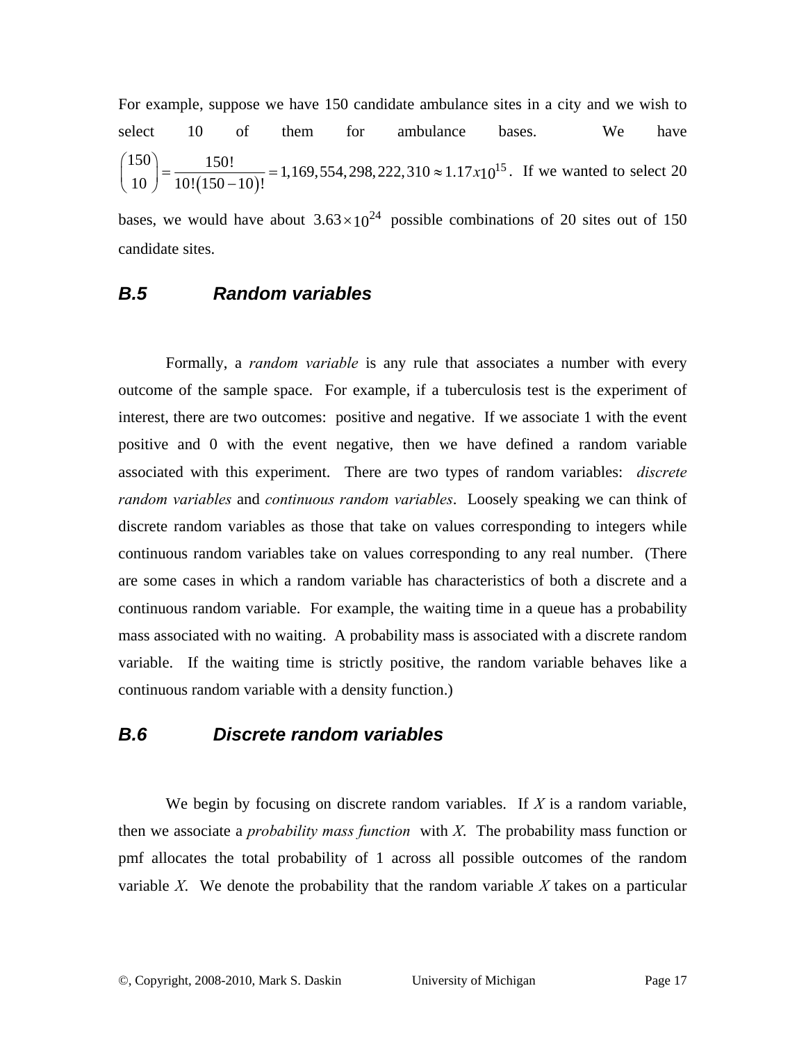For example, suppose we have 150 candidate ambulance sites in a city and we wish to select 10 of them for ambulance bases. We have $\binom{150}{10} = \frac{150!}{10!(150-10)!} = 1{,}169{,}554{,}298{,}222{,}310 \approx 1.17x10^{15}$. If we wanted to select 20 bases, we would have about $3.63 \times 10^{24}$ possible combinations of 20 sites out of 150 candidate sites.

## B.5 Random variables

Formally, a *random variable* is any rule that associates a number with every outcome of the sample space. For example, if a tuberculosis test is the experiment of interest, there are two outcomes: positive and negative. If we associate 1 with the event positive and 0 with the event negative, then we have defined a random variable associated with this experiment. There are two types of random variables: *discrete random variables* and *continuous random variables*. Loosely speaking we can think of discrete random variables as those that take on values corresponding to integers while continuous random variables take on values corresponding to any real number. (There are some cases in which a random variable has characteristics of both a discrete and a continuous random variable. For example, the waiting time in a queue has a probability mass associated with no waiting. A probability mass is associated with a discrete random variable. If the waiting time is strictly positive, the random variable behaves like a continuous random variable with a density function.)

## B.6 Discrete random variables

We begin by focusing on discrete random variables. If *X* is a random variable, then we associate a *probability mass function* with *X*. The probability mass function or pmf allocates the total probability of 1 across all possible outcomes of the random variable *X*. We denote the probability that the random variable *X* takes on a particular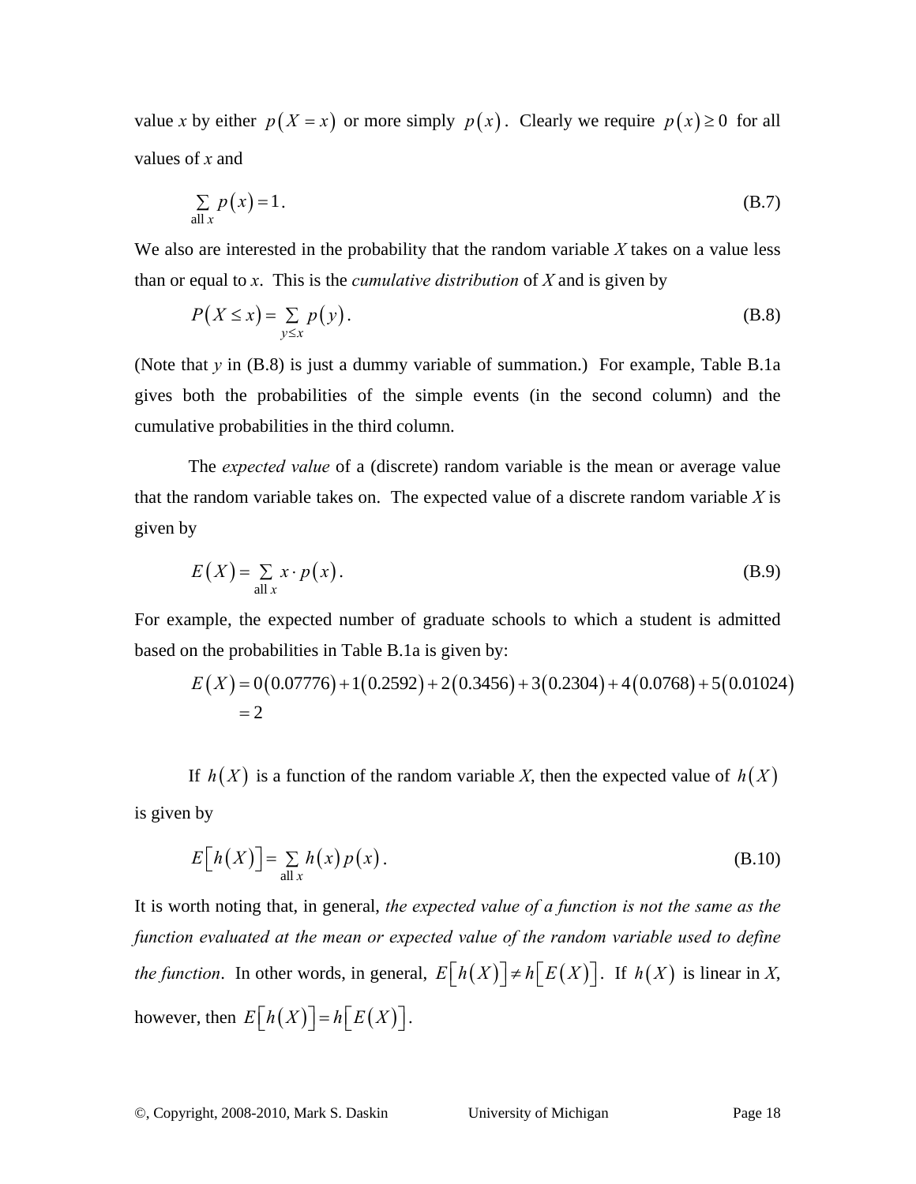value $x$ by either $p(X=x)$ or more simply $p(x)$. Clearly we require $p(x) \geq 0$ for all values of $x$ and

$$\sum_{\text{all } x} p(x) = 1. \tag{B.7}$$

We also are interested in the probability that the random variable $X$ takes on a value less than or equal to $x$. This is the *cumulative distribution* of $X$ and is given by

$$P(X \leq x) = \sum_{y \leq x} p(y). \tag{B.8}$$

(Note that $y$ in (B.8) is just a dummy variable of summation.) For example, Table B.1a gives both the probabilities of the simple events (in the second column) and the cumulative probabilities in the third column.

The *expected value* of a (discrete) random variable is the mean or average value that the random variable takes on. The expected value of a discrete random variable $X$ is given by

$$E(X) = \sum_{\text{all } x} x \cdot p(x). \tag{B.9}$$

For example, the expected number of graduate schools to which a student is admitted based on the probabilities in Table B.1a is given by:

$$\begin{aligned} E(X) &= 0(0.07776) + 1(0.2592) + 2(0.3456) + 3(0.2304) + 4(0.0768) + 5(0.01024) \\ &= 2 \end{aligned}$$

If $h(X)$ is a function of the random variable $X$, then the expected value of $h(X)$ is given by

$$E\left[h(X)\right] = \sum_{\text{all } x} h(x) p(x). \tag{B.10}$$

It is worth noting that, in general, *the expected value of a function is not the same as the function evaluated at the mean or expected value of the random variable used to define the function*. In other words, in general, $E\left[h(X)\right] \neq h\left[E(X)\right]$. If $h(X)$ is linear in $X$, however, then $E\left[h(X)\right] = h\left[E(X)\right]$.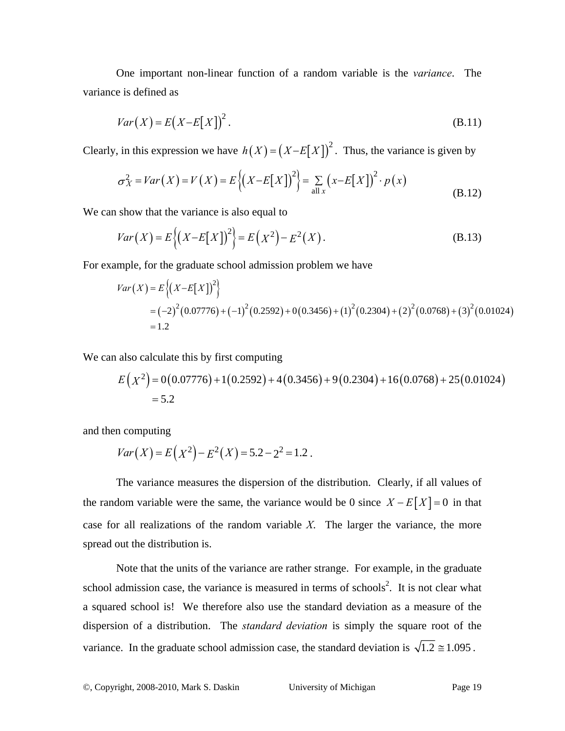One important non-linear function of a random variable is the *variance*. The variance is defined as

$$Var(X) = E(X - E[X])^2 . \tag{B.11}$$

Clearly, in this expression we have $h(X) = (X - E[X])^2$. Thus, the variance is given by

$$\sigma_X^2 = Var(X) = V(X) = E\left\{(X - E[X])^2\right\} = \sum_{\text{all } x} (x - E[X])^2 \cdot p(x) \tag{B.12}$$

We can show that the variance is also equal to

$$Var(X) = E\left\{(X - E[X])^2\right\} = E(X^2) - E^2(X) . \tag{B.13}$$

For example, for the graduate school admission problem we have

$$\begin{aligned} Var(X) &= E\left\{(X - E[X])^2\right\} \\ &= (-2)^2(0.07776) + (-1)^2(0.2592) + 0(0.3456) + (1)^2(0.2304) + (2)^2(0.0768) + (3)^2(0.01024) \\ &= 1.2 \end{aligned}$$

We can also calculate this by first computing

$$\begin{aligned} E(X^2) &= 0(0.07776) + 1(0.2592) + 4(0.3456) + 9(0.2304) + 16(0.0768) + 25(0.01024) \\ &= 5.2 \end{aligned}$$

and then computing

$$Var(X) = E(X^2) - E^2(X) = 5.2 - 2^2 = 1.2 .$$

The variance measures the dispersion of the distribution. Clearly, if all values of the random variable were the same, the variance would be 0 since $X - E[X] = 0$ in that case for all realizations of the random variable *X*. The larger the variance, the more spread out the distribution is.

Note that the units of the variance are rather strange. For example, in the graduate school admission case, the variance is measured in terms of $\text{schools}^2$. It is not clear what a squared school is! We therefore also use the standard deviation as a measure of the dispersion of a distribution. The *standard deviation* is simply the square root of the variance. In the graduate school admission case, the standard deviation is $\sqrt{1.2} \cong 1.095$.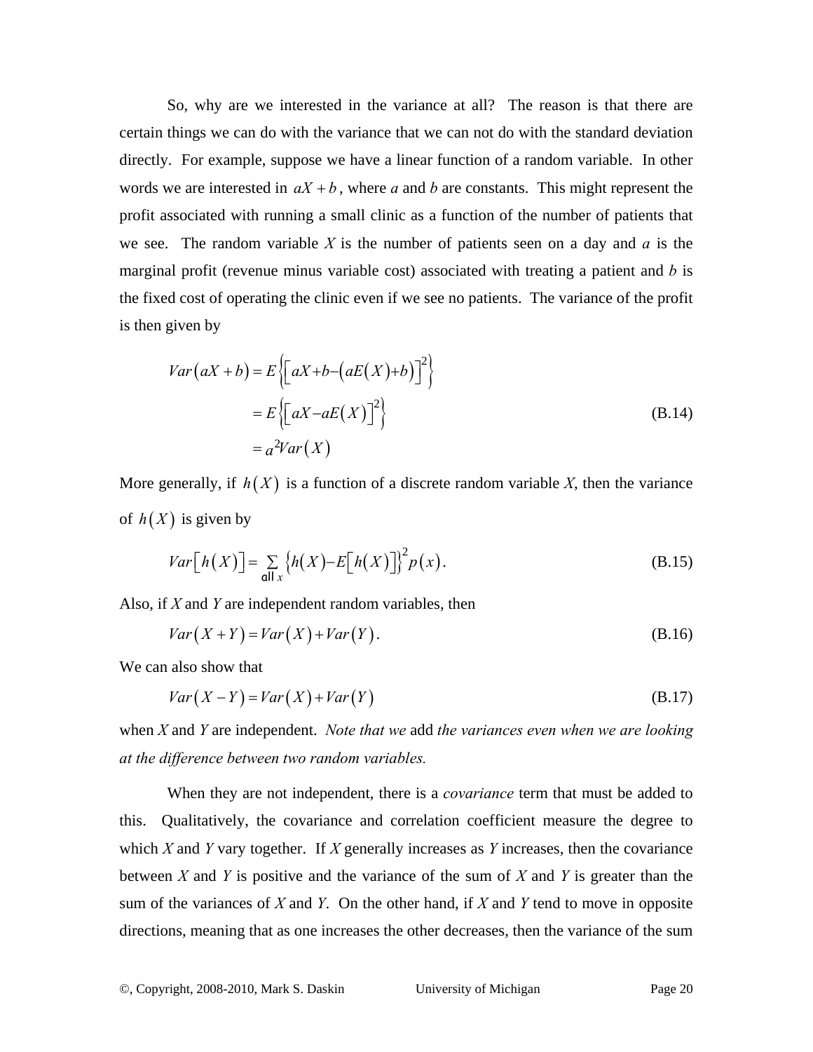So, why are we interested in the variance at all? The reason is that there are certain things we can do with the variance that we can not do with the standard deviation directly. For example, suppose we have a linear function of a random variable. In other words we are interested in $aX + b$, where *a* and *b* are constants. This might represent the profit associated with running a small clinic as a function of the number of patients that we see. The random variable *X* is the number of patients seen on a day and *a* is the marginal profit (revenue minus variable cost) associated with treating a patient and *b* is the fixed cost of operating the clinic even if we see no patients. The variance of the profit is then given by

$$\begin{aligned} Var(aX+b) &= E\left\{\left[aX+b-\left(aE(X)+b\right)\right]^2\right\} \\ &= E\left\{\left[aX-aE(X)\right]^2\right\} \\ &= a^2 Var(X) \end{aligned} \tag{B.14}$$

More generally, if $h(X)$ is a function of a discrete random variable *X*, then the variance of $h(X)$ is given by

$$Var\left[h(X)\right] = \sum_{\text{all } x} \left\{h(X) - E\left[h(X)\right]\right\}^2 p(x). \tag{B.15}$$

Also, if *X* and *Y* are independent random variables, then

$$Var(X+Y) = Var(X) + Var(Y). \tag{B.16}$$

We can also show that

$$Var(X-Y) = Var(X) + Var(Y) \tag{B.17}$$

when *X* and *Y* are independent. *Note that we* add *the variances even when we are looking at the difference between two random variables.*

When they are not independent, there is a *covariance* term that must be added to this. Qualitatively, the covariance and correlation coefficient measure the degree to which *X* and *Y* vary together. If *X* generally increases as *Y* increases, then the covariance between *X* and *Y* is positive and the variance of the sum of *X* and *Y* is greater than the sum of the variances of *X* and *Y*. On the other hand, if *X* and *Y* tend to move in opposite directions, meaning that as one increases the other decreases, then the variance of the sum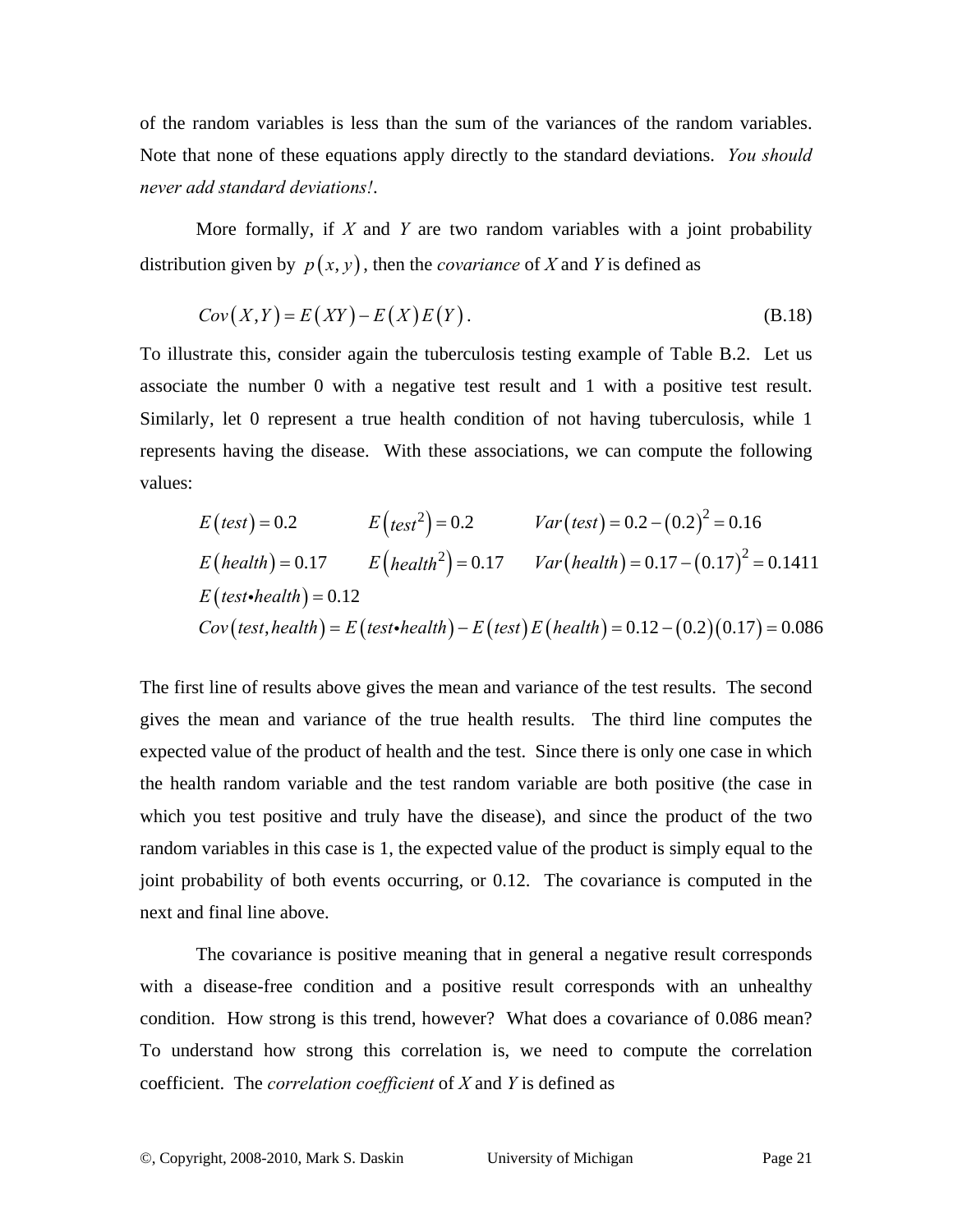of the random variables is less than the sum of the variances of the random variables. Note that none of these equations apply directly to the standard deviations. *You should never add standard deviations!*.

More formally, if $X$ and $Y$ are two random variables with a joint probability distribution given by $p(x,y)$, then the *covariance* of $X$ and $Y$ is defined as

$$Cov(X,Y) = E(XY) - E(X)E(Y). \tag{B.18}$$

To illustrate this, consider again the tuberculosis testing example of Table B.2. Let us associate the number 0 with a negative test result and 1 with a positive test result. Similarly, let 0 represent a true health condition of not having tuberculosis, while 1 represents having the disease. With these associations, we can compute the following values:

$$E(test) = 0.2 \qquad E\left(test^2\right) = 0.2 \qquad Var(test) = 0.2 - (0.2)^2 = 0.16$$

$$E(health) = 0.17 \qquad E\left(health^2\right) = 0.17 \qquad Var(health) = 0.17 - (0.17)^2 = 0.1411$$

$$E(test \bullet health) = 0.12$$

$$Cov(test, health) = E(test \bullet health) - E(test)E(health) = 0.12 - (0.2)(0.17) = 0.086$$

The first line of results above gives the mean and variance of the test results. The second gives the mean and variance of the true health results. The third line computes the expected value of the product of health and the test. Since there is only one case in which the health random variable and the test random variable are both positive (the case in which you test positive and truly have the disease), and since the product of the two random variables in this case is 1, the expected value of the product is simply equal to the joint probability of both events occurring, or 0.12. The covariance is computed in the next and final line above.

The covariance is positive meaning that in general a negative result corresponds with a disease-free condition and a positive result corresponds with an unhealthy condition. How strong is this trend, however? What does a covariance of 0.086 mean? To understand how strong this correlation is, we need to compute the correlation coefficient. The *correlation coefficient* of $X$ and $Y$ is defined as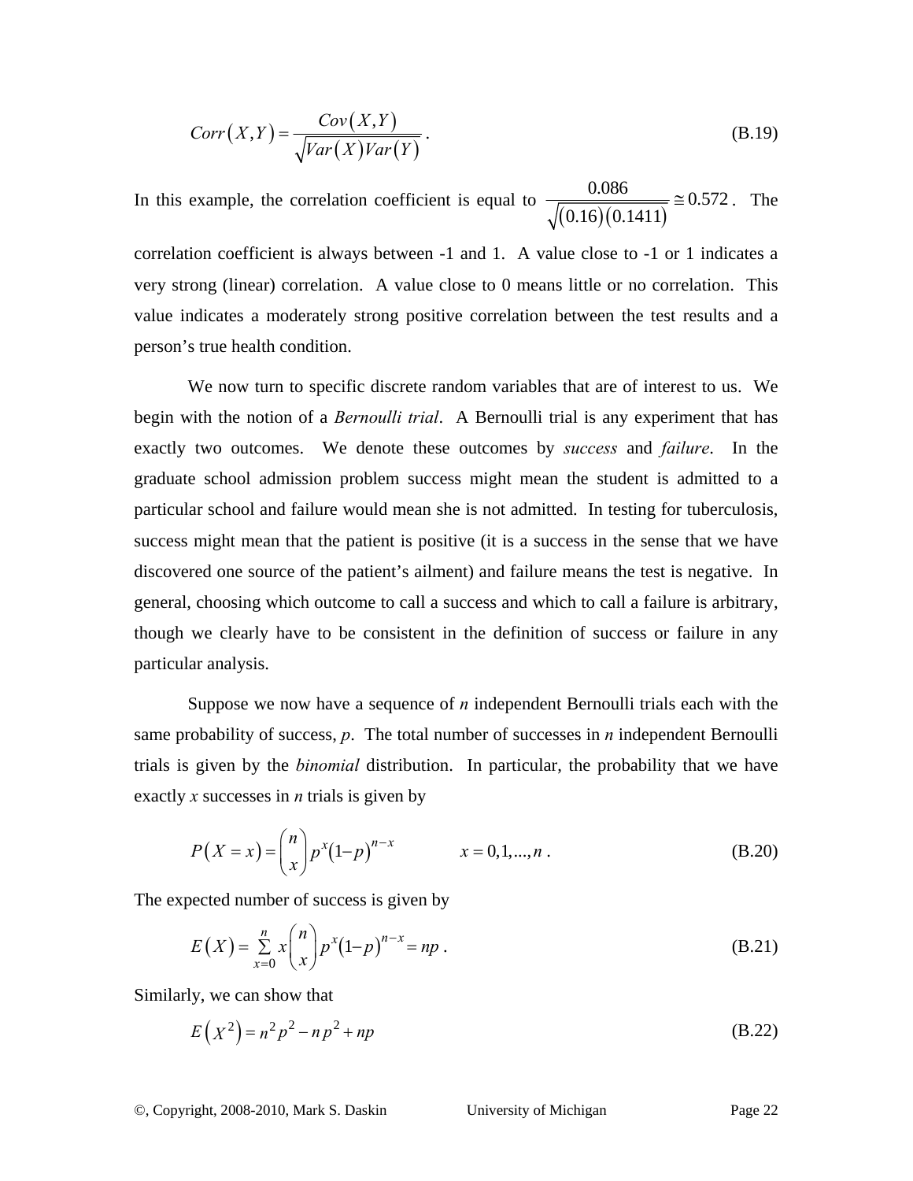$$Corr(X,Y) = \frac{Cov(X,Y)}{\sqrt{Var(X)Var(Y)}} . \tag{B.19}$$

In this example, the correlation coefficient is equal to $\frac{0.086}{\sqrt{(0.16)(0.1411)}} \cong 0.572$. The correlation coefficient is always between -1 and 1. A value close to -1 or 1 indicates a very strong (linear) correlation. A value close to 0 means little or no correlation. This value indicates a moderately strong positive correlation between the test results and a person's true health condition.

We now turn to specific discrete random variables that are of interest to us. We begin with the notion of a *Bernoulli trial*. A Bernoulli trial is any experiment that has exactly two outcomes. We denote these outcomes by *success* and *failure*. In the graduate school admission problem success might mean the student is admitted to a particular school and failure would mean she is not admitted. In testing for tuberculosis, success might mean that the patient is positive (it is a success in the sense that we have discovered one source of the patient's ailment) and failure means the test is negative. In general, choosing which outcome to call a success and which to call a failure is arbitrary, though we clearly have to be consistent in the definition of success or failure in any particular analysis.

Suppose we now have a sequence of $n$ independent Bernoulli trials each with the same probability of success, $p$. The total number of successes in $n$ independent Bernoulli trials is given by the *binomial* distribution. In particular, the probability that we have exactly $x$ successes in $n$ trials is given by

$$P(X = x) = \binom{n}{x} p^x (1-p)^{n-x} \qquad x = 0,1,...,n . \tag{B.20}$$

The expected number of success is given by

$$E(X) = \sum_{x=0}^{n} x \binom{n}{x} p^x (1-p)^{n-x} = np . \tag{B.21}$$

Similarly, we can show that

$$E(X^2) = n^2 p^2 - n p^2 + np \tag{B.22}$$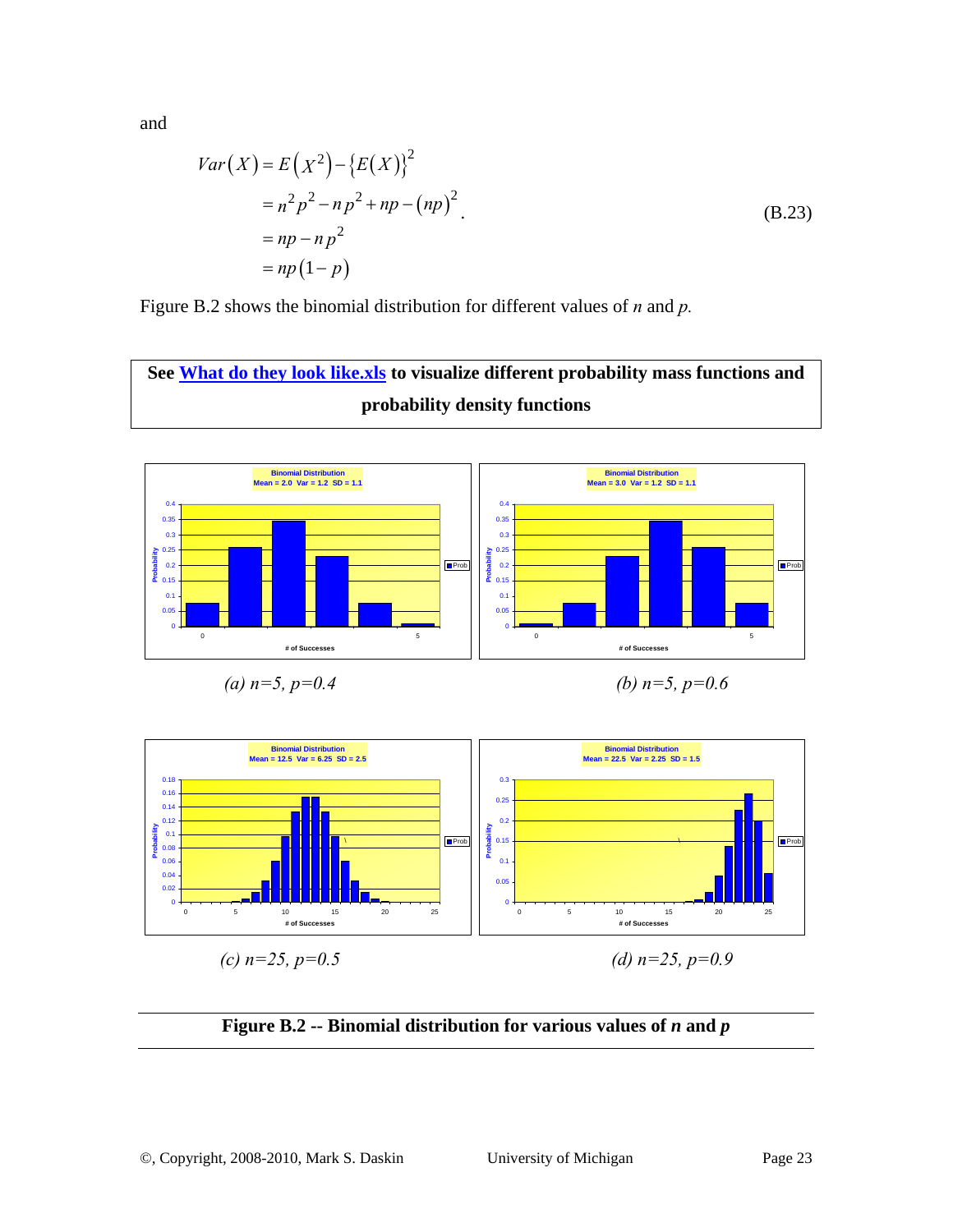and

$$
\begin{aligned}
Var(X) &= E\left(X^2\right) - \left\{E(X)\right\}^2 \\
&= n^2 p^2 - n p^2 + np - (np)^2 \\
&= np - n p^2 \\
&= np(1-p)
\end{aligned}
\qquad \text{(B.23)}
$$

Figure B.2 shows the binomial distribution for different values of $n$ and $p$.

**See What do they look like.xls to visualize different probability mass functions and probability density functions**

(a) $n=5$, $p=0.4$

(b) $n=5$, $p=0.6$

(c) $n=25$, $p=0.5$

(d) $n=25$, $p=0.9$

**Figure B.2 -- Binomial distribution for various values of *n* and *p***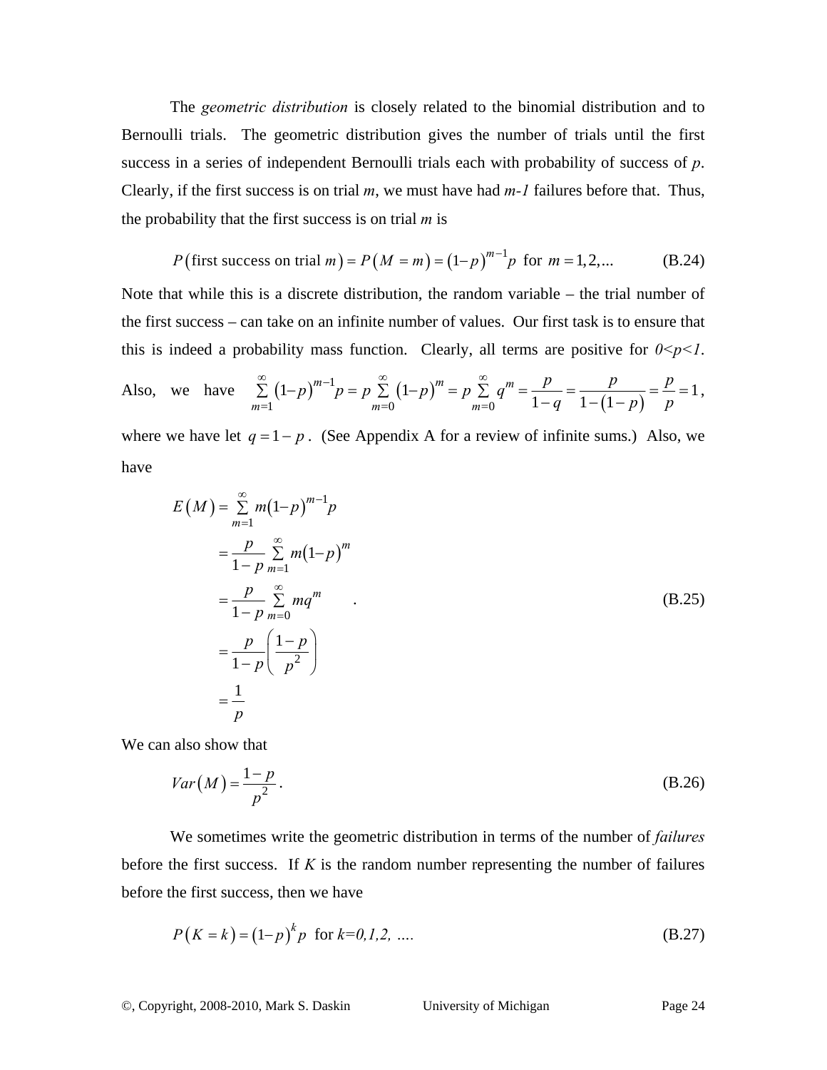The *geometric distribution* is closely related to the binomial distribution and to Bernoulli trials. The geometric distribution gives the number of trials until the first success in a series of independent Bernoulli trials each with probability of success of $p$. Clearly, if the first success is on trial $m$, we must have had $m-1$ failures before that. Thus, the probability that the first success is on trial $m$ is

$$P(\text{first success on trial } m) = P(M = m) = (1-p)^{m-1}p \text{ for } m = 1, 2, ... \tag{B.24}$$

Note that while this is a discrete distribution, the random variable – the trial number of the first success – can take on an infinite number of values. Our first task is to ensure that this is indeed a probability mass function. Clearly, all terms are positive for $0<p<1$. Also, we have $\sum_{m=1}^{\infty}(1-p)^{m-1}p = p\sum_{m=0}^{\infty}(1-p)^m = p\sum_{m=0}^{\infty}q^m = \frac{p}{1-q} = \frac{p}{1-(1-p)} = \frac{p}{p} = 1$, where we have let $q = 1-p$. (See Appendix A for a review of infinite sums.) Also, we have

$$\begin{aligned}
E(M) &= \sum_{m=1}^{\infty} m(1-p)^{m-1}p \\
&= \frac{p}{1-p}\sum_{m=1}^{\infty} m(1-p)^m \\
&= \frac{p}{1-p}\sum_{m=0}^{\infty} mq^m \quad . \\
&= \frac{p}{1-p}\left(\frac{1-p}{p^2}\right) \\
&= \frac{1}{p}
\end{aligned} \tag{B.25}$$

We can also show that

$$Var(M) = \frac{1-p}{p^2}. \tag{B.26}$$

We sometimes write the geometric distribution in terms of the number of *failures* before the first success. If $K$ is the random number representing the number of failures before the first success, then we have

$$P(K = k) = (1-p)^k p \text{ for } k=0,1,2, \ldots. \tag{B.27}$$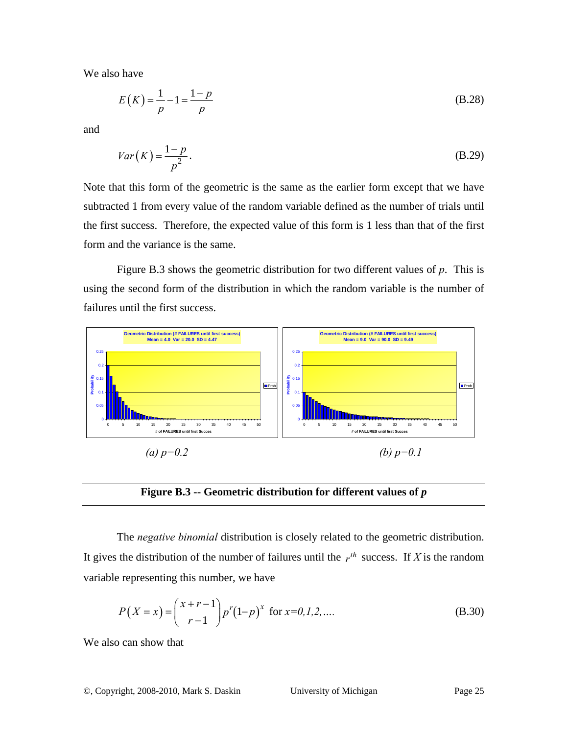We also have

$$E(K) = \frac{1}{p} - 1 = \frac{1-p}{p} \tag{B.28}$$

and

$$Var(K) = \frac{1-p}{p^2}. \tag{B.29}$$

Note that this form of the geometric is the same as the earlier form except that we have subtracted 1 from every value of the random variable defined as the number of trials until the first success. Therefore, the expected value of this form is 1 less than that of the first form and the variance is the same.

Figure B.3 shows the geometric distribution for two different values of $p$. This is using the second form of the distribution in which the random variable is the number of failures until the first success.

*(a) p=0.2* *(b) p=0.1*

**Figure B.3 -- Geometric distribution for different values of *p***

The *negative binomial* distribution is closely related to the geometric distribution. It gives the distribution of the number of failures until the $r^{th}$ success. If $X$ is the random variable representing this number, we have

$$P(X = x) = \binom{x+r-1}{r-1} p^r (1-p)^x \text{ for } x=0,1,2,.... \tag{B.30}$$

We also can show that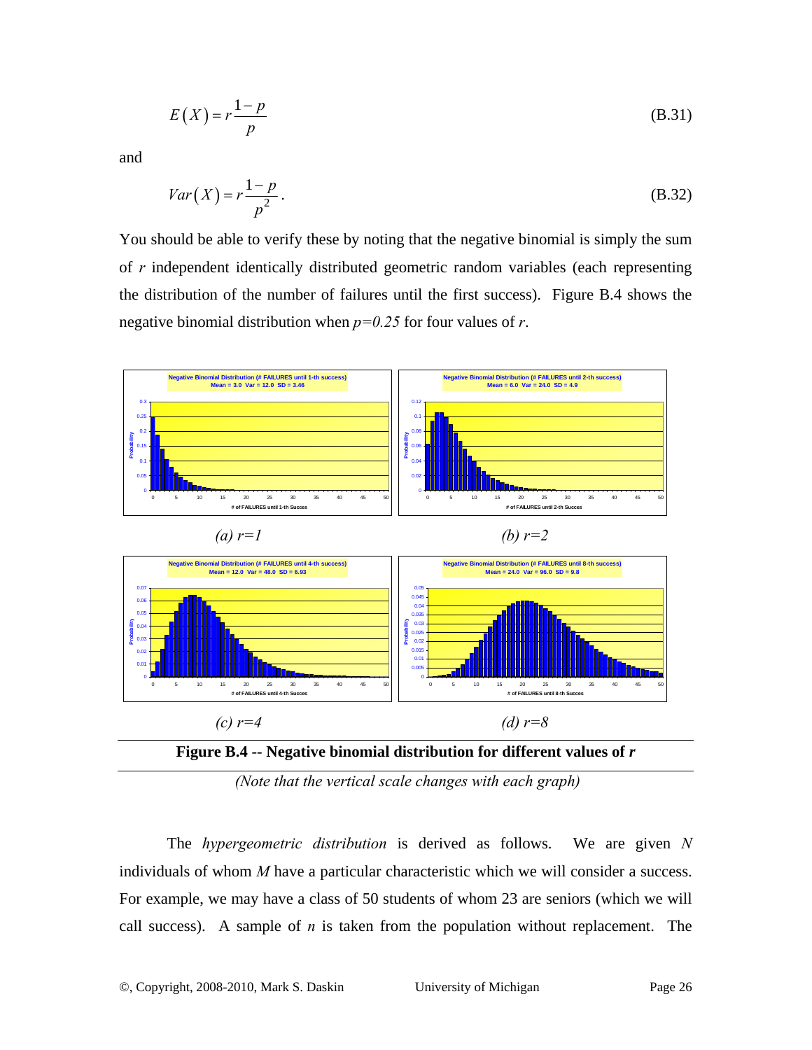$$E(X) = r\frac{1-p}{p} \tag{B.31}$$

and

$$Var(X) = r\frac{1-p}{p^2}. \tag{B.32}$$

You should be able to verify these by noting that the negative binomial is simply the sum of $r$ independent identically distributed geometric random variables (each representing the distribution of the number of failures until the first success). Figure B.4 shows the negative binomial distribution when $p=0.25$ for four values of $r$.

*(a) r=1*

*(b) r=2*

*(c) r=4*

*(d) r=8*

**Figure B.4 -- Negative binomial distribution for different values of *r***

*(Note that the vertical scale changes with each graph)*

The *hypergeometric distribution* is derived as follows. We are given $N$ individuals of whom $M$ have a particular characteristic which we will consider a success. For example, we may have a class of 50 students of whom 23 are seniors (which we will call success). A sample of $n$ is taken from the population without replacement. The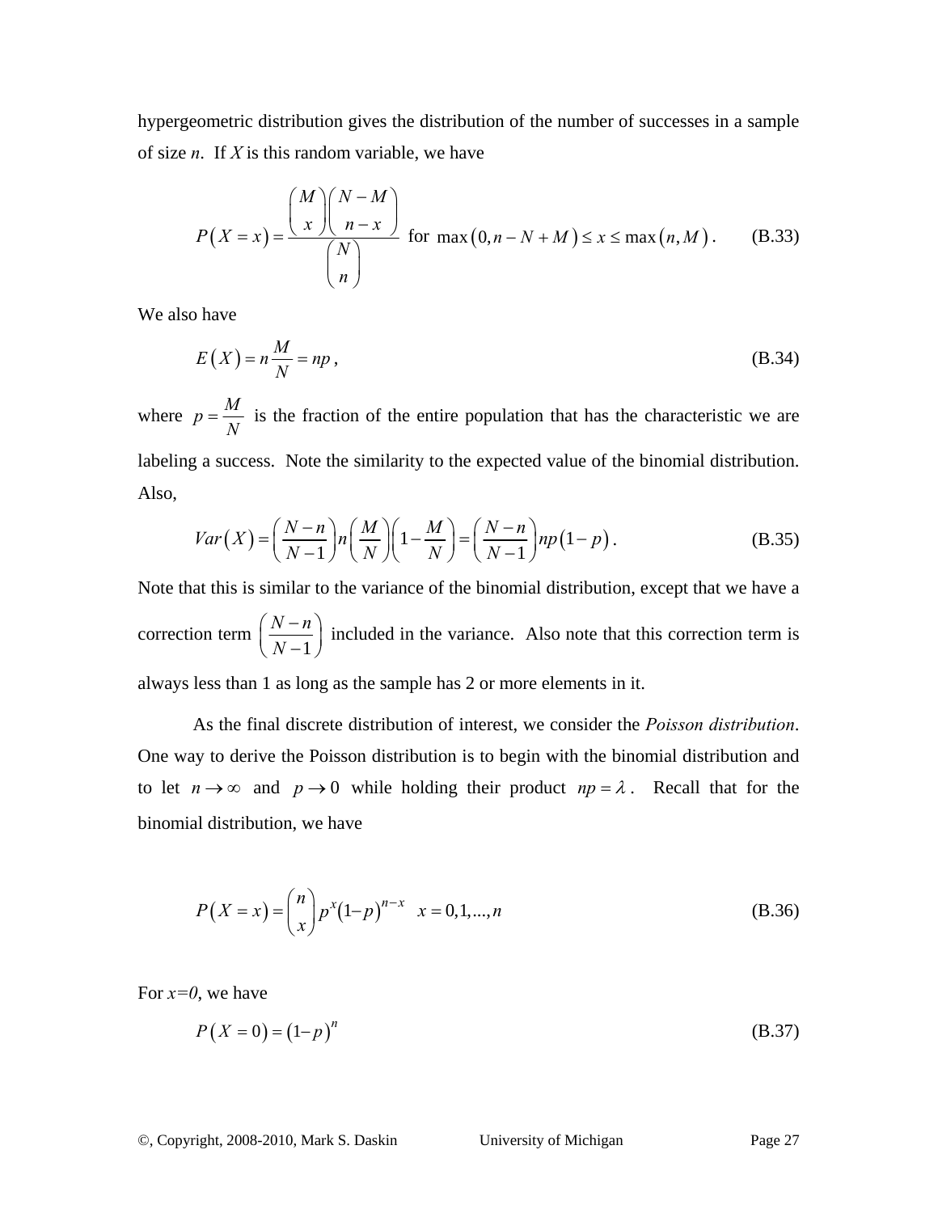hypergeometric distribution gives the distribution of the number of successes in a sample of size $n$. If $X$ is this random variable, we have

$$P(X = x) = \frac{\binom{M}{x}\binom{N-M}{n-x}}{\binom{N}{n}} \text{ for } \max(0, n-N+M) \le x \le \max(n, M). \tag{B.33}$$

We also have

$$E(X) = n\frac{M}{N} = np, \tag{B.34}$$

where $p = \frac{M}{N}$ is the fraction of the entire population that has the characteristic we are labeling a success. Note the similarity to the expected value of the binomial distribution. Also,

$$Var(X) = \left(\frac{N-n}{N-1}\right)n\left(\frac{M}{N}\right)\left(1-\frac{M}{N}\right) = \left(\frac{N-n}{N-1}\right)np(1-p). \tag{B.35}$$

Note that this is similar to the variance of the binomial distribution, except that we have a correction term $\left(\frac{N-n}{N-1}\right)$ included in the variance. Also note that this correction term is always less than 1 as long as the sample has 2 or more elements in it.

As the final discrete distribution of interest, we consider the *Poisson distribution*. One way to derive the Poisson distribution is to begin with the binomial distribution and to let $n \to \infty$ and $p \to 0$ while holding their product $np = \lambda$. Recall that for the binomial distribution, we have

$$P(X = x) = \binom{n}{x} p^x (1-p)^{n-x} \quad x = 0,1,...,n \tag{B.36}$$

For $x=0$, we have

$$P(X = 0) = (1-p)^n \tag{B.37}$$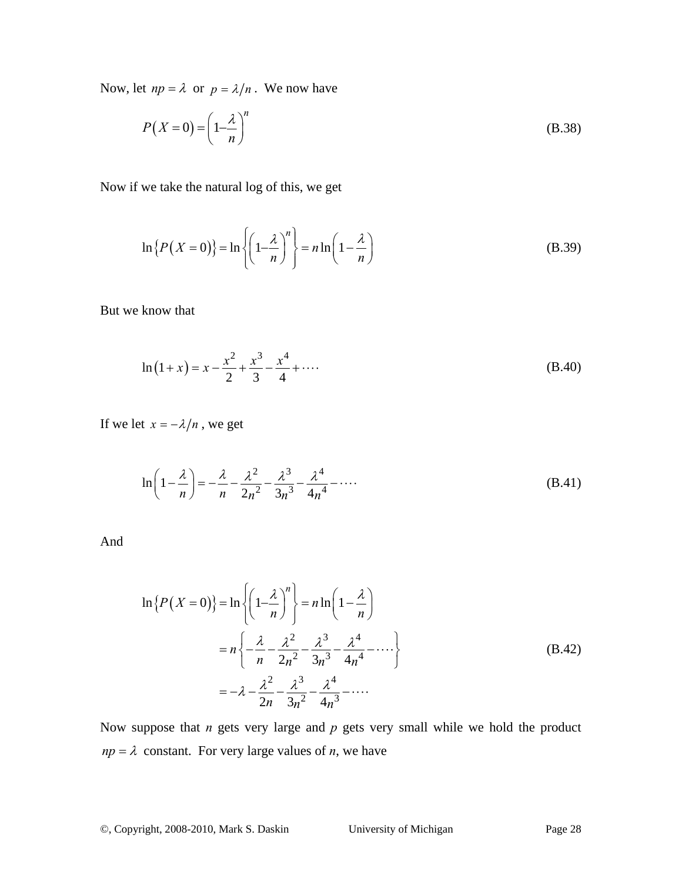Now, let $np = \lambda$ or $p = \lambda/n$. We now have

$$P(X=0) = \left(1 - \frac{\lambda}{n}\right)^n \tag{B.38}$$

Now if we take the natural log of this, we get

$$\ln\{P(X=0)\} = \ln\left\{\left(1 - \frac{\lambda}{n}\right)^n\right\} = n\ln\left(1 - \frac{\lambda}{n}\right) \tag{B.39}$$

But we know that

$$\ln(1+x) = x - \frac{x^2}{2} + \frac{x^3}{3} - \frac{x^4}{4} + \cdots \tag{B.40}$$

If we let $x = -\lambda/n$, we get

$$\ln\left(1 - \frac{\lambda}{n}\right) = -\frac{\lambda}{n} - \frac{\lambda^2}{2n^2} - \frac{\lambda^3}{3n^3} - \frac{\lambda^4}{4n^4} - \cdots \tag{B.41}$$

And

$$\begin{aligned}
\ln\{P(X=0)\} &= \ln\left\{\left(1 - \frac{\lambda}{n}\right)^n\right\} = n\ln\left(1 - \frac{\lambda}{n}\right) \\
&= n\left\{-\frac{\lambda}{n} - \frac{\lambda^2}{2n^2} - \frac{\lambda^3}{3n^3} - \frac{\lambda^4}{4n^4} - \cdots\right\} \\
&= -\lambda - \frac{\lambda^2}{2n} - \frac{\lambda^3}{3n^2} - \frac{\lambda^4}{4n^3} - \cdots
\end{aligned} \tag{B.42}$$

Now suppose that $n$ gets very large and $p$ gets very small while we hold the product $np = \lambda$ constant. For very large values of $n$, we have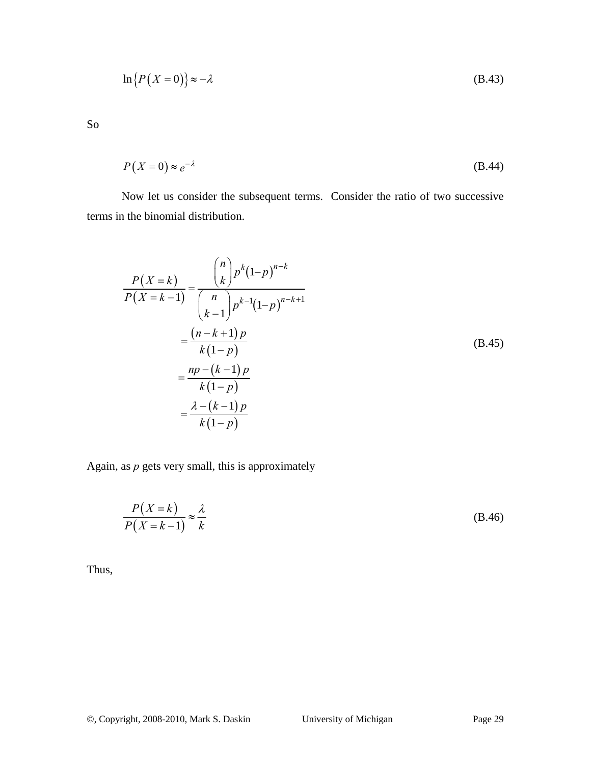$$\ln\left\{P\left(X=0\right)\right\} \approx -\lambda \tag{B.43}$$

So

$$P\left(X=0\right) \approx e^{-\lambda} \tag{B.44}$$

Now let us consider the subsequent terms. Consider the ratio of two successive terms in the binomial distribution.

$$\begin{aligned}
\frac{P\left(X=k\right)}{P\left(X=k-1\right)} &= \frac{\binom{n}{k} p^{k}\left(1-p\right)^{n-k}}{\binom{n}{k-1} p^{k-1}\left(1-p\right)^{n-k+1}} \\
&= \frac{\left(n-k+1\right)p}{k\left(1-p\right)} \\
&= \frac{np-\left(k-1\right)p}{k\left(1-p\right)} \\
&= \frac{\lambda-\left(k-1\right)p}{k\left(1-p\right)}
\end{aligned} \tag{B.45}$$

Again, as $p$ gets very small, this is approximately

$$\frac{P\left(X=k\right)}{P\left(X=k-1\right)} \approx \frac{\lambda}{k} \tag{B.46}$$

Thus,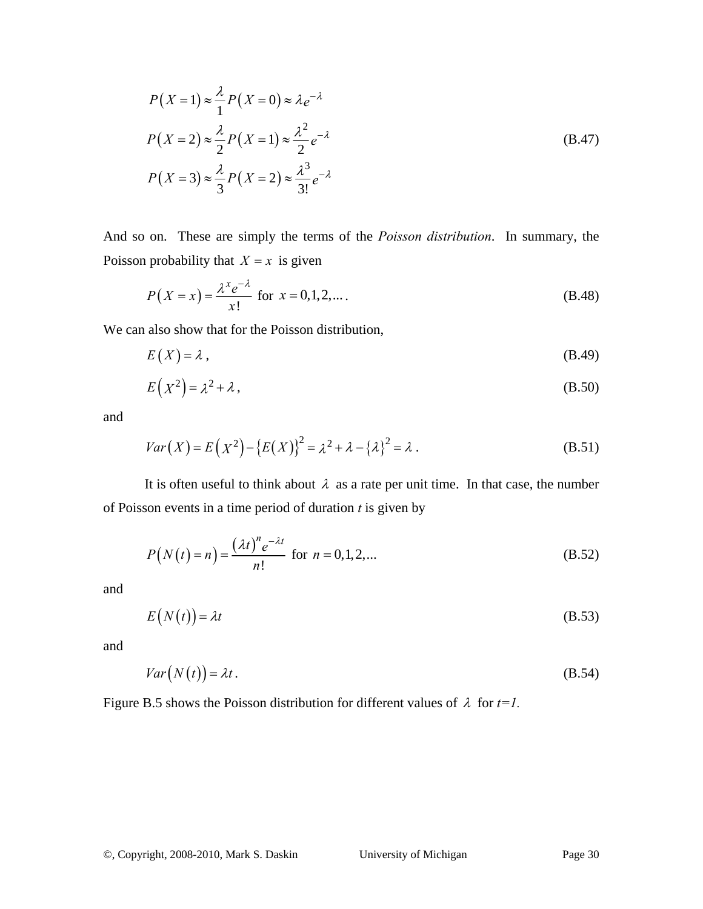$$
\begin{aligned}
P(X=1) &\approx \frac{\lambda}{1} P(X=0) \approx \lambda e^{-\lambda} \\
P(X=2) &\approx \frac{\lambda}{2} P(X=1) \approx \frac{\lambda^2}{2} e^{-\lambda} \\
P(X=3) &\approx \frac{\lambda}{3} P(X=2) \approx \frac{\lambda^3}{3!} e^{-\lambda}
\end{aligned}
\tag{B.47}
$$

And so on. These are simply the terms of the *Poisson distribution*. In summary, the Poisson probability that $X = x$ is given

$$
P(X = x) = \frac{\lambda^x e^{-\lambda}}{x!} \text{ for } x = 0,1,2,\dots. \tag{B.48}
$$

We can also show that for the Poisson distribution,

$$
E(X) = \lambda , \tag{B.49}
$$

$$
E\left(X^2\right) = \lambda^2 + \lambda , \tag{B.50}
$$

and

$$
Var(X) = E\left(X^2\right) - \left\{E(X)\right\}^2 = \lambda^2 + \lambda - \left\{\lambda\right\}^2 = \lambda . \tag{B.51}
$$

It is often useful to think about $\lambda$ as a rate per unit time. In that case, the number of Poisson events in a time period of duration *t* is given by

$$
P\left(N(t) = n\right) = \frac{(\lambda t)^n e^{-\lambda t}}{n!} \text{ for } n = 0,1,2,\dots \tag{B.52}
$$

and

$$
E\left(N(t)\right) = \lambda t \tag{B.53}
$$

and

$$
Var\left(N(t)\right) = \lambda t . \tag{B.54}
$$

Figure B.5 shows the Poisson distribution for different values of $\lambda$ for *t=1*.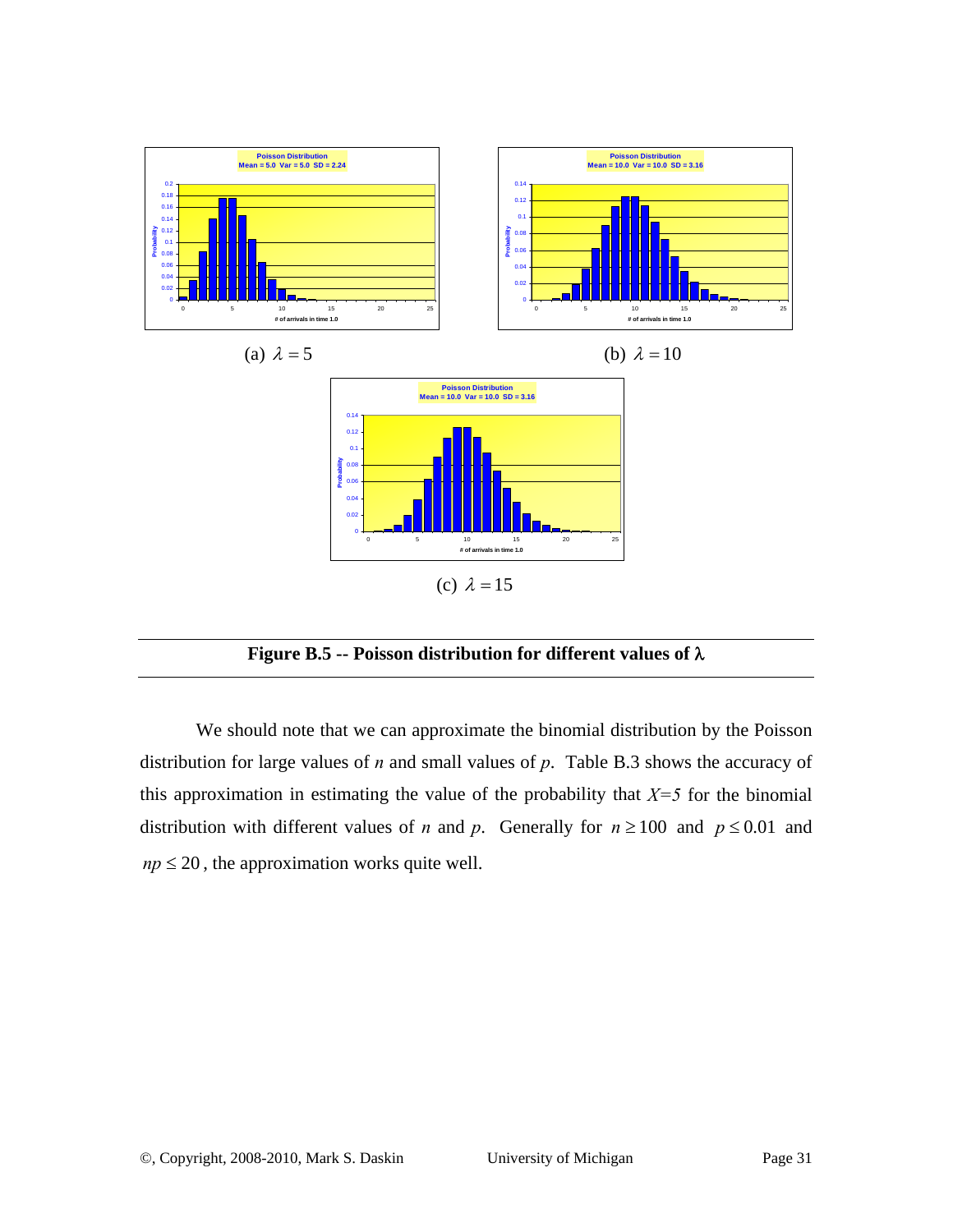(a) $\lambda = 5$

(b) $\lambda = 10$

(c) $\lambda = 15$

**Figure B.5 -- Poisson distribution for different values of λ**

We should note that we can approximate the binomial distribution by the Poisson distribution for large values of *n* and small values of *p*. Table B.3 shows the accuracy of this approximation in estimating the value of the probability that $X=5$ for the binomial distribution with different values of *n* and *p*. Generally for $n \geq 100$ and $p \leq 0.01$ and $np \leq 20$, the approximation works quite well.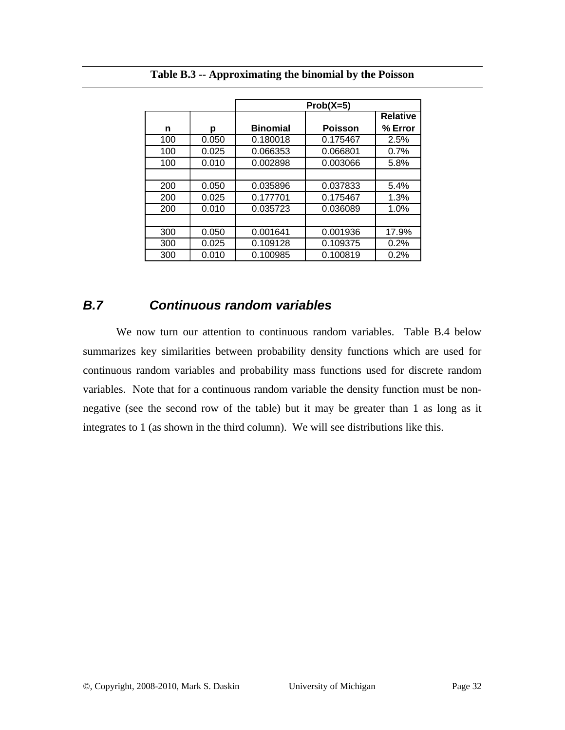**Table B.3 -- Approximating the binomial by the Poisson**

| | | Prob(X=5) | | |
|---|---|---|---|---|
| **n** | **p** | **Binomial** | **Poisson** | **Relative % Error** |
| 100 | 0.050 | 0.180018 | 0.175467 | 2.5% |
| 100 | 0.025 | 0.066353 | 0.066801 | 0.7% |
| 100 | 0.010 | 0.002898 | 0.003066 | 5.8% |
| | | | | |
| 200 | 0.050 | 0.035896 | 0.037833 | 5.4% |
| 200 | 0.025 | 0.177701 | 0.175467 | 1.3% |
| 200 | 0.010 | 0.035723 | 0.036089 | 1.0% |
| | | | | |
| 300 | 0.050 | 0.001641 | 0.001936 | 17.9% |
| 300 | 0.025 | 0.109128 | 0.109375 | 0.2% |
| 300 | 0.010 | 0.100985 | 0.100819 | 0.2% |

## *B.7 Continuous random variables*

We now turn our attention to continuous random variables. Table B.4 below summarizes key similarities between probability density functions which are used for continuous random variables and probability mass functions used for discrete random variables. Note that for a continuous random variable the density function must be non-negative (see the second row of the table) but it may be greater than 1 as long as it integrates to 1 (as shown in the third column). We will see distributions like this.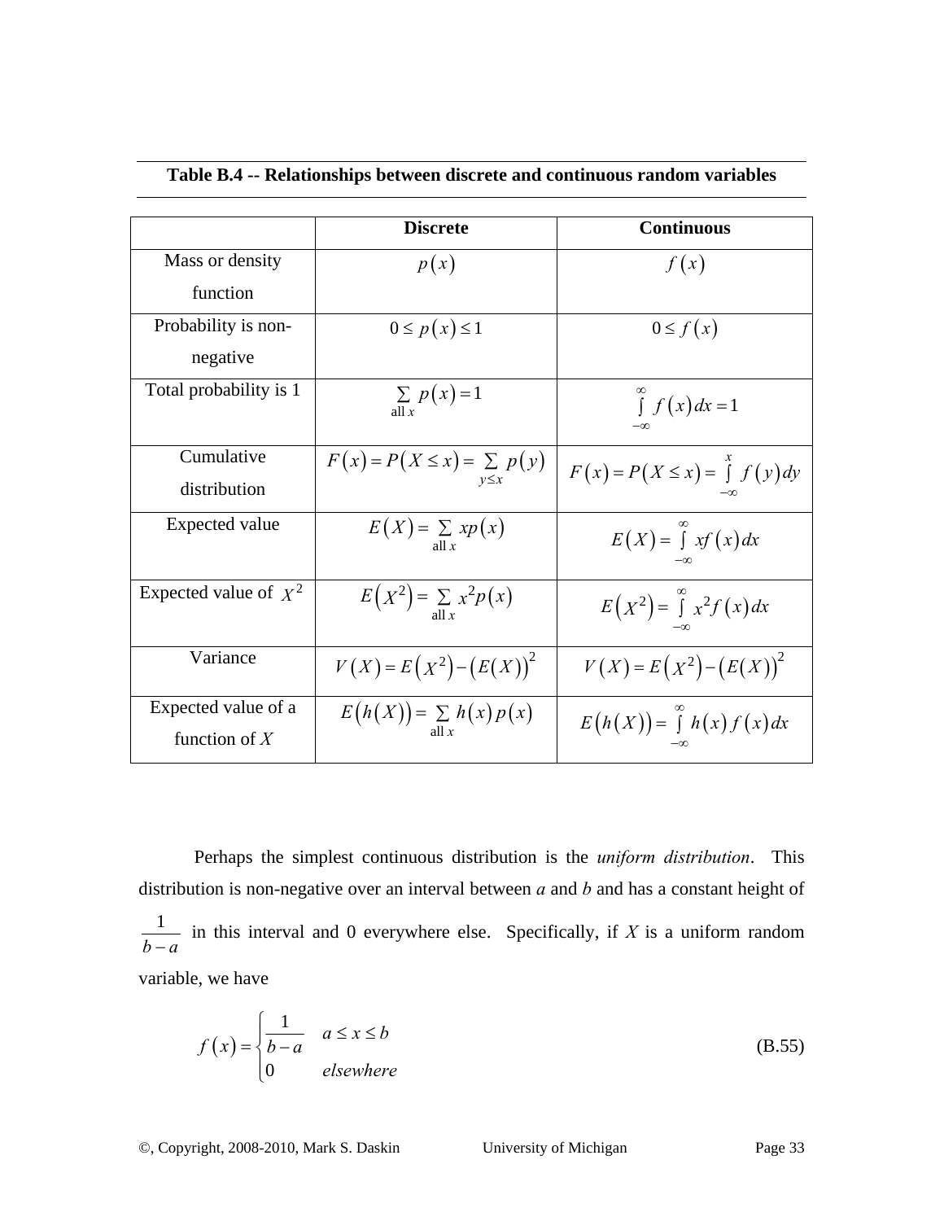**Table B.4 -- Relationships between discrete and continuous random variables**

| | **Discrete** | **Continuous** |
|---|---|---|
| Mass or density function | $p(x)$ | $f(x)$ |
| Probability is non-negative | $0 \le p(x) \le 1$ | $0 \le f(x)$ |
| Total probability is 1 | $\sum_{\text{all } x} p(x) = 1$ | $\int_{-\infty}^{\infty} f(x)\,dx = 1$ |
| Cumulative distribution | $F(x) = P(X \le x) = \sum_{y \le x} p(y)$ | $F(x) = P(X \le x) = \int_{-\infty}^{x} f(y)\,dy$ |
| Expected value | $E(X) = \sum_{\text{all } x} xp(x)$ | $E(X) = \int_{-\infty}^{\infty} xf(x)\,dx$ |
| Expected value of $X^2$ | $E(X^2) = \sum_{\text{all } x} x^2 p(x)$ | $E(X^2) = \int_{-\infty}^{\infty} x^2 f(x)\,dx$ |
| Variance | $V(X) = E(X^2) - (E(X))^2$ | $V(X) = E(X^2) - (E(X))^2$ |
| Expected value of a function of $X$ | $E(h(X)) = \sum_{\text{all } x} h(x)p(x)$ | $E(h(X)) = \int_{-\infty}^{\infty} h(x)f(x)\,dx$ |

Perhaps the simplest continuous distribution is the *uniform distribution*. This distribution is non-negative over an interval between *a* and *b* and has a constant height of $\frac{1}{b-a}$ in this interval and 0 everywhere else. Specifically, if *X* is a uniform random variable, we have

$$f(x) = \begin{cases} \dfrac{1}{b-a} & a \le x \le b \\ 0 & elsewhere \end{cases} \tag{B.55}$$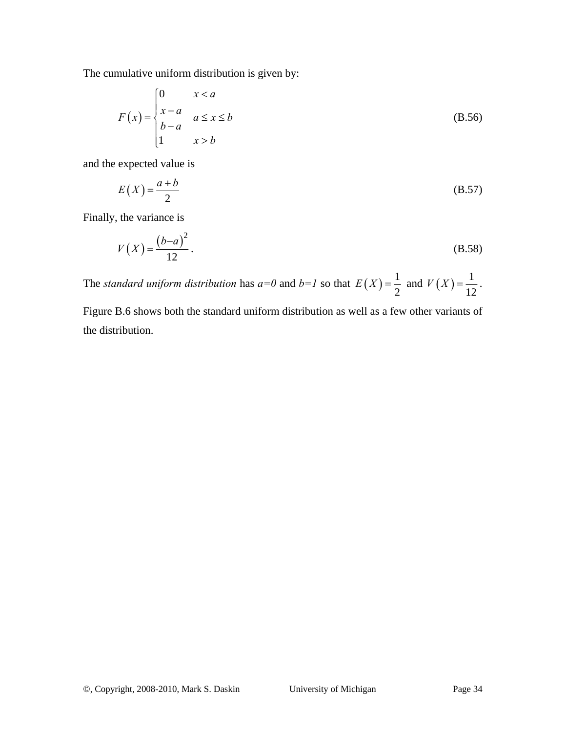The cumulative uniform distribution is given by:

$$F(x) = \begin{cases} 0 & x < a \\ \dfrac{x-a}{b-a} & a \le x \le b \\ 1 & x > b \end{cases} \tag{B.56}$$

and the expected value is

$$E(X) = \frac{a+b}{2} \tag{B.57}$$

Finally, the variance is

$$V(X) = \frac{(b-a)^2}{12}\,. \tag{B.58}$$

The *standard uniform distribution* has *a=0* and *b=1* so that $E(X) = \frac{1}{2}$ and $V(X) = \frac{1}{12}$.

Figure B.6 shows both the standard uniform distribution as well as a few other variants of the distribution.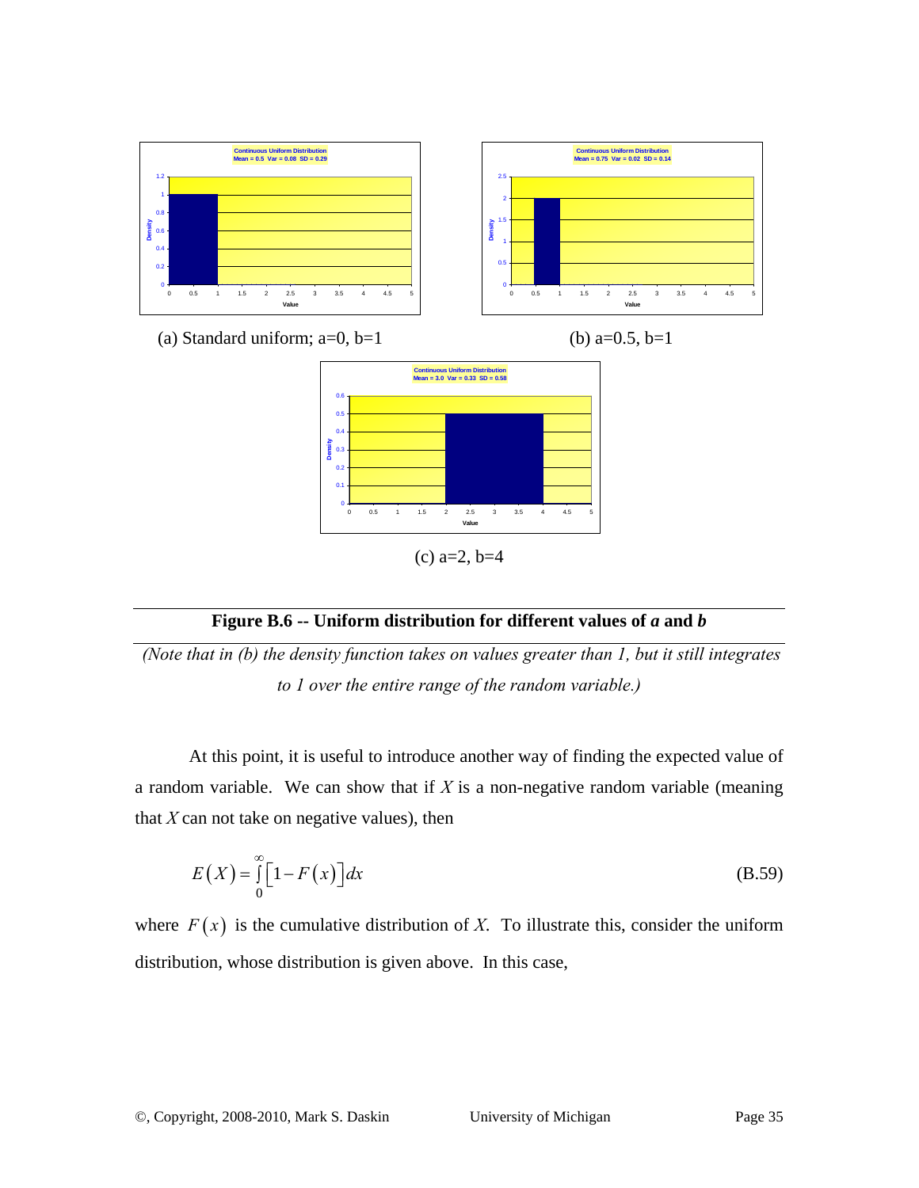(a) Standard uniform; a=0, b=1

(b) a=0.5, b=1

(c) a=2, b=4

**Figure B.6 -- Uniform distribution for different values of *a* and *b***

*(Note that in (b) the density function takes on values greater than 1, but it still integrates to 1 over the entire range of the random variable.)*

At this point, it is useful to introduce another way of finding the expected value of a random variable. We can show that if $X$ is a non-negative random variable (meaning that $X$ can not take on negative values), then

$$E(X) = \int_0^\infty \left[1 - F(x)\right] dx \tag{B.59}$$

where $F(x)$ is the cumulative distribution of $X$. To illustrate this, consider the uniform distribution, whose distribution is given above. In this case,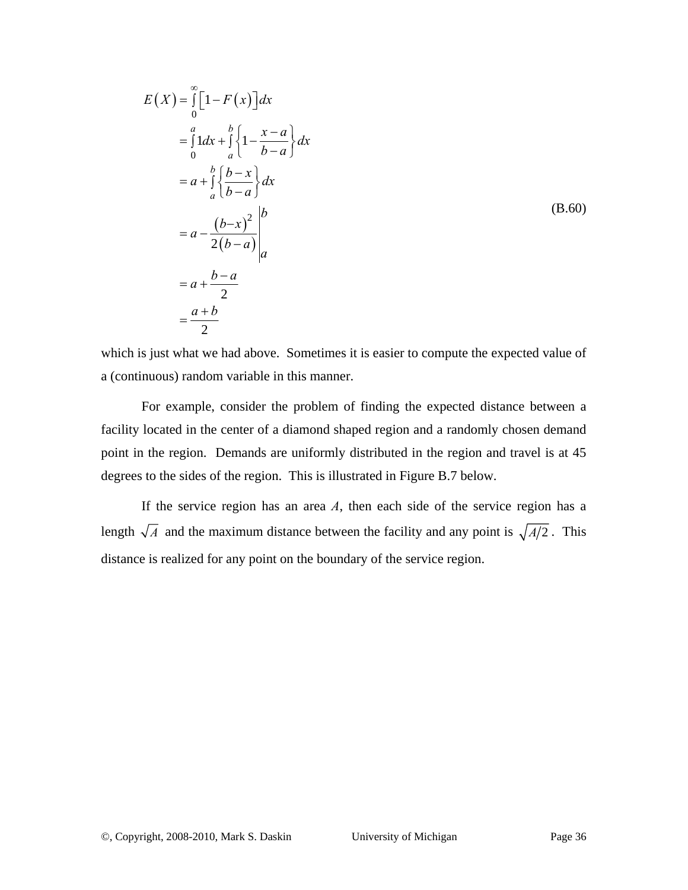$$
\begin{aligned}
E(X) &= \int_0^\infty \left[1 - F(x)\right] dx \\
&= \int_0^a 1 dx + \int_a^b \left\{1 - \frac{x-a}{b-a}\right\} dx \\
&= a + \int_a^b \left\{\frac{b-x}{b-a}\right\} dx \\
&= a - \left.\frac{(b-x)^2}{2(b-a)}\right|_a^b \\
&= a + \frac{b-a}{2} \\
&= \frac{a+b}{2}
\end{aligned}
\tag{B.60}
$$

which is just what we had above. Sometimes it is easier to compute the expected value of a (continuous) random variable in this manner.

For example, consider the problem of finding the expected distance between a facility located in the center of a diamond shaped region and a randomly chosen demand point in the region. Demands are uniformly distributed in the region and travel is at 45 degrees to the sides of the region. This is illustrated in Figure B.7 below.

If the service region has an area $A$, then each side of the service region has a length $\sqrt{A}$ and the maximum distance between the facility and any point is $\sqrt{A/2}$. This distance is realized for any point on the boundary of the service region.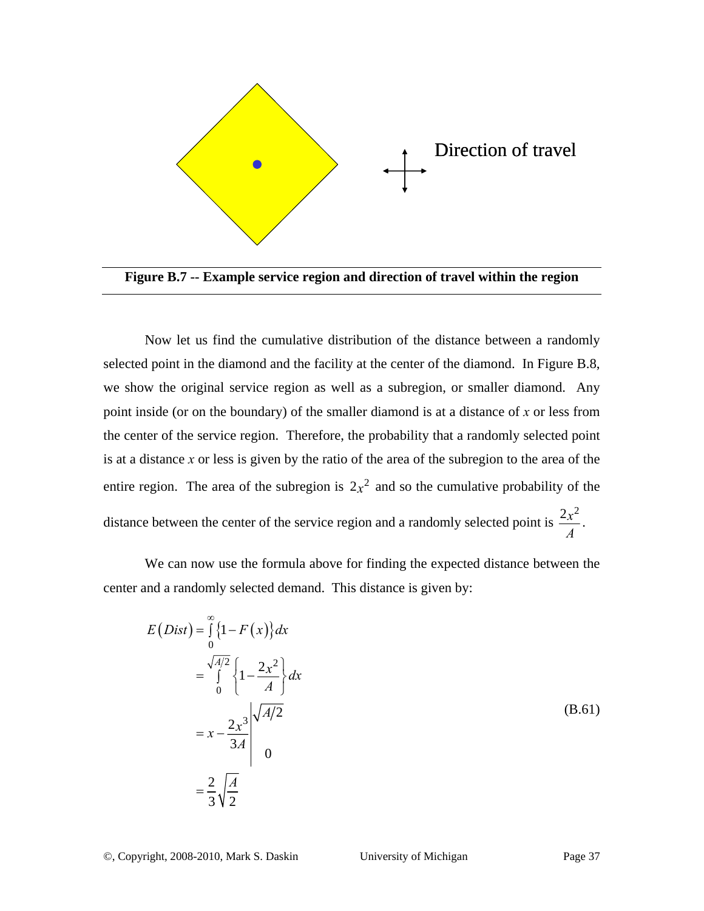**Figure B.7 -- Example service region and direction of travel within the region**

Now let us find the cumulative distribution of the distance between a randomly selected point in the diamond and the facility at the center of the diamond. In Figure B.8, we show the original service region as well as a subregion, or smaller diamond. Any point inside (or on the boundary) of the smaller diamond is at a distance of $x$ or less from the center of the service region. Therefore, the probability that a randomly selected point is at a distance $x$ or less is given by the ratio of the area of the subregion to the area of the entire region. The area of the subregion is $2x^2$ and so the cumulative probability of the distance between the center of the service region and a randomly selected point is $\frac{2x^2}{A}$.

We can now use the formula above for finding the expected distance between the center and a randomly selected demand. This distance is given by:

$$
\begin{aligned}
E(Dist) &= \int_0^\infty \{1 - F(x)\} dx \\
&= \int_0^{\sqrt{A/2}} \left\{1 - \frac{2x^2}{A}\right\} dx \\
&= x - \frac{2x^3}{3A} \Bigg|_0^{\sqrt{A/2}} \\
&= \frac{2}{3}\sqrt{\frac{A}{2}}
\end{aligned}
\tag{B.61}
$$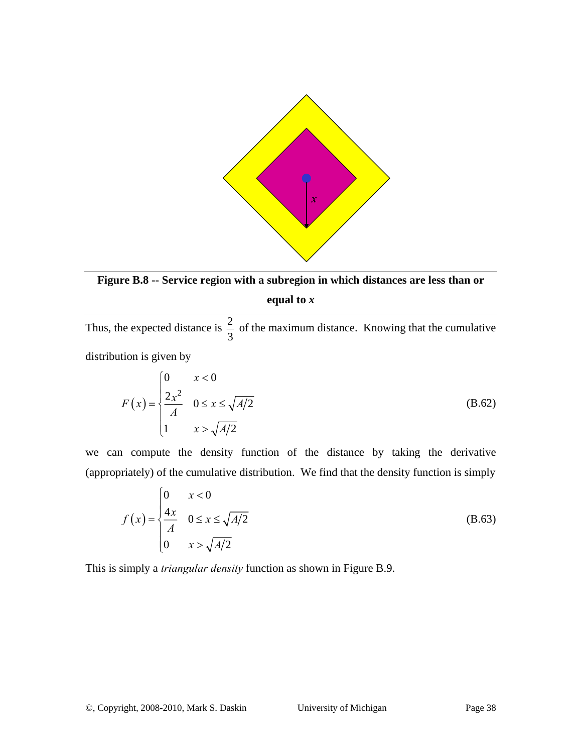**Figure B.8 -- Service region with a subregion in which distances are less than or equal to *x***

Thus, the expected distance is $\frac{2}{3}$ of the maximum distance. Knowing that the cumulative distribution is given by

$$F(x) = \begin{cases} 0 & x < 0 \\ \dfrac{2x^2}{A} & 0 \le x \le \sqrt{A/2} \\ 1 & x > \sqrt{A/2} \end{cases} \tag{B.62}$$

we can compute the density function of the distance by taking the derivative (appropriately) of the cumulative distribution. We find that the density function is simply

$$f(x) = \begin{cases} 0 & x < 0 \\ \dfrac{4x}{A} & 0 \le x \le \sqrt{A/2} \\ 0 & x > \sqrt{A/2} \end{cases} \tag{B.63}$$

This is simply a *triangular density* function as shown in Figure B.9.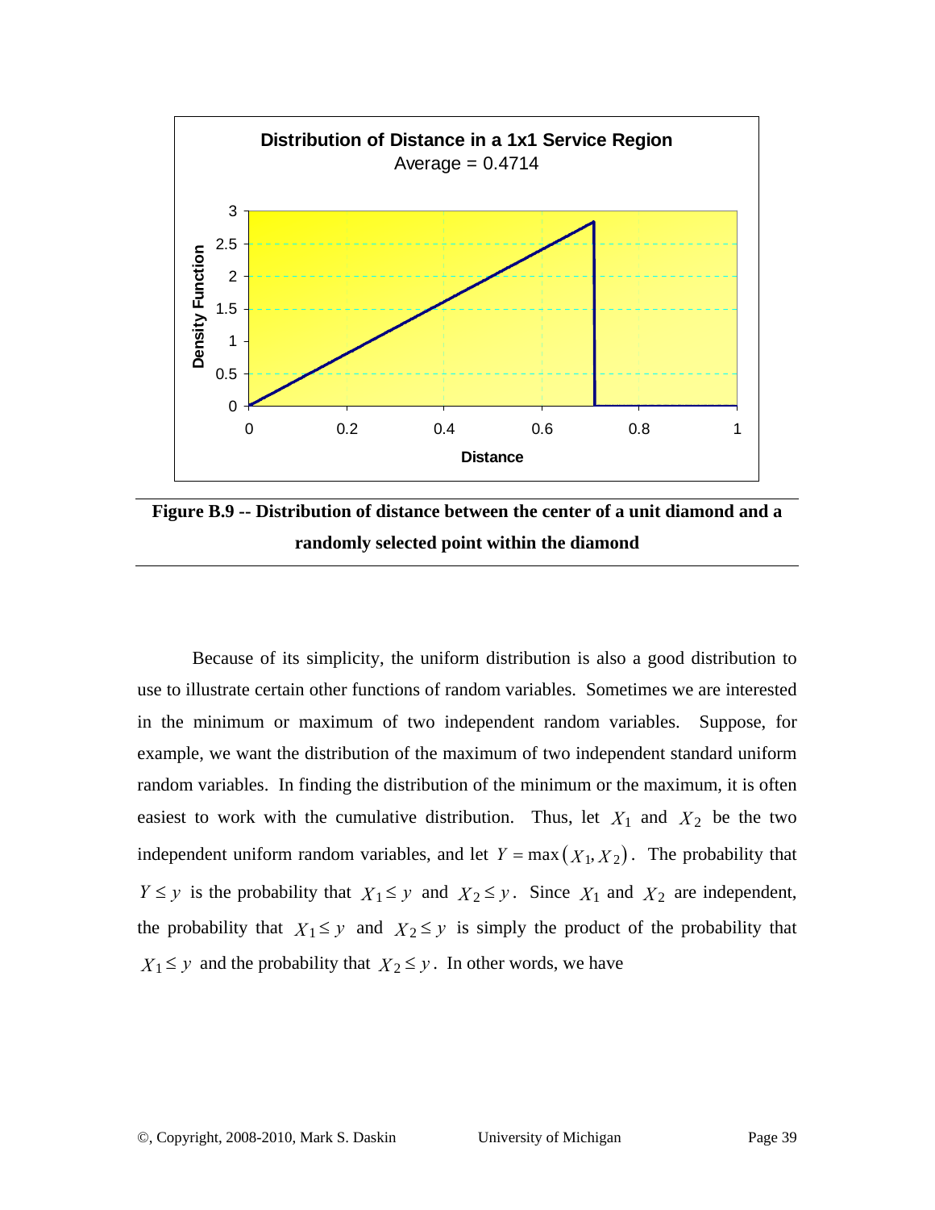**Figure B.9 -- Distribution of distance between the center of a unit diamond and a randomly selected point within the diamond**

Because of its simplicity, the uniform distribution is also a good distribution to use to illustrate certain other functions of random variables. Sometimes we are interested in the minimum or maximum of two independent random variables. Suppose, for example, we want the distribution of the maximum of two independent standard uniform random variables. In finding the distribution of the minimum or the maximum, it is often easiest to work with the cumulative distribution. Thus, let $X_1$ and $X_2$ be the two independent uniform random variables, and let $Y = \max(X_1, X_2)$. The probability that $Y \le y$ is the probability that $X_1 \le y$ and $X_2 \le y$. Since $X_1$ and $X_2$ are independent, the probability that $X_1 \le y$ and $X_2 \le y$ is simply the product of the probability that $X_1 \le y$ and the probability that $X_2 \le y$. In other words, we have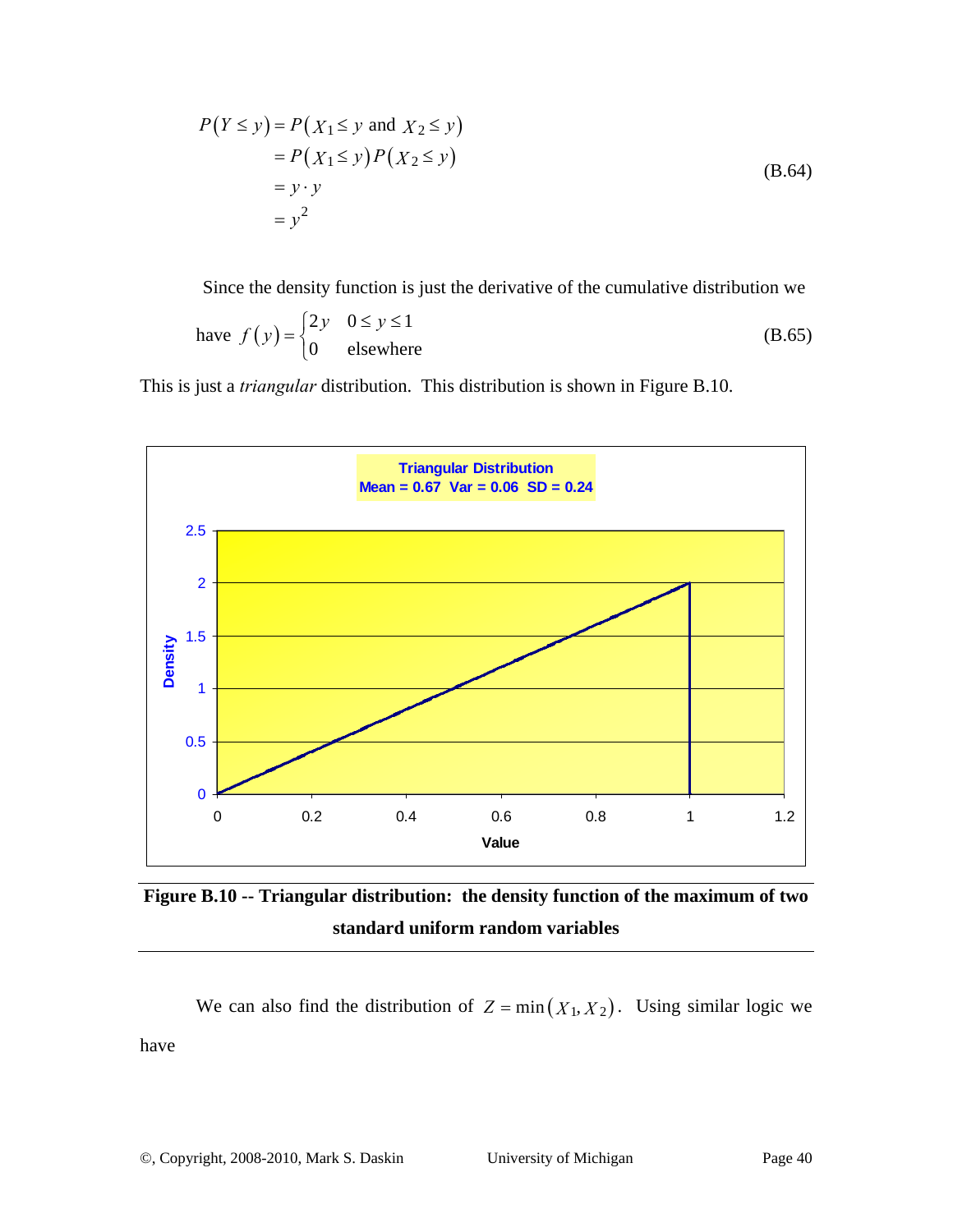$$P(Y \le y) = P(X_1 \le y \text{ and } X_2 \le y) \\ = P(X_1 \le y)P(X_2 \le y) \\ = y \cdot y \\ = y^2 \qquad \text{(B.64)}$$

Since the density function is just the derivative of the cumulative distribution we have

$$f(y) = \begin{cases} 2y & 0 \le y \le 1 \\ 0 & \text{elsewhere} \end{cases} \qquad \text{(B.65)}$$

This is just a *triangular* distribution. This distribution is shown in Figure B.10.

**Figure B.10 -- Triangular distribution: the density function of the maximum of two standard uniform random variables**

We can also find the distribution of $Z = \min(X_1, X_2)$. Using similar logic we have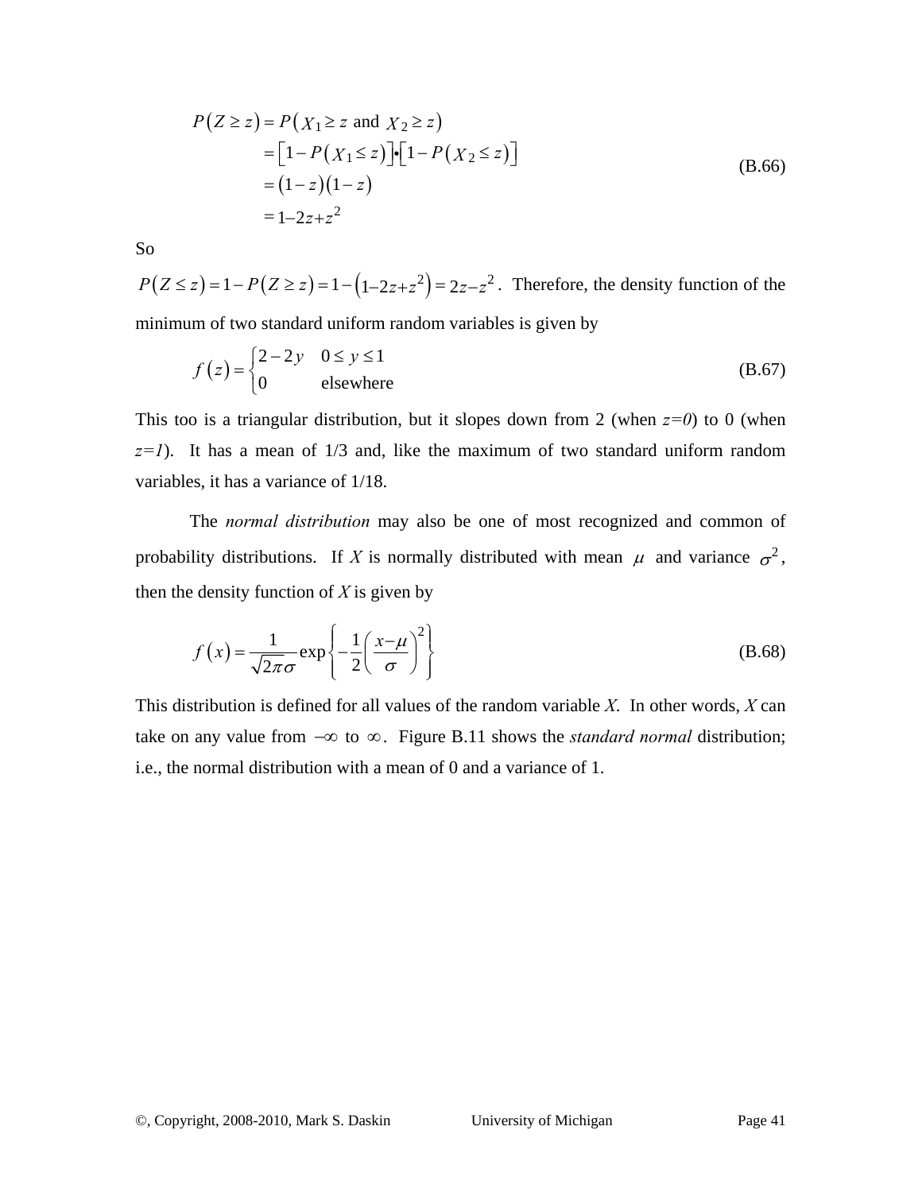$$
\begin{aligned}
P\left(Z \geq z\right) &= P\left(X_1 \geq z \text{ and } X_2 \geq z\right) \\
&= \left[1 - P\left(X_1 \leq z\right)\right] \bullet \left[1 - P\left(X_2 \leq z\right)\right] \\
&= \left(1 - z\right)\left(1 - z\right) \\
&= 1 - 2z + z^2
\end{aligned}
\tag{B.66}
$$

So

$P\left(Z \leq z\right) = 1 - P\left(Z \geq z\right) = 1 - \left(1 - 2z + z^2\right) = 2z - z^2$. Therefore, the density function of the minimum of two standard uniform random variables is given by

$$
f\left(z\right) = \begin{cases} 2 - 2y & 0 \leq y \leq 1 \\ 0 & \text{elsewhere} \end{cases}
\tag{B.67}
$$

This too is a triangular distribution, but it slopes down from 2 (when *z=0*) to 0 (when *z=1*). It has a mean of 1/3 and, like the maximum of two standard uniform random variables, it has a variance of 1/18.

The *normal distribution* may also be one of most recognized and common of probability distributions. If $X$ is normally distributed with mean $\mu$ and variance $\sigma^2$, then the density function of $X$ is given by

$$
f\left(x\right) = \frac{1}{\sqrt{2\pi}\sigma} \exp\left\{ -\frac{1}{2}\left(\frac{x-\mu}{\sigma}\right)^2 \right\}
\tag{B.68}
$$

This distribution is defined for all values of the random variable $X$. In other words, $X$ can take on any value from $-\infty$ to $\infty$. Figure B.11 shows the *standard normal* distribution; i.e., the normal distribution with a mean of 0 and a variance of 1.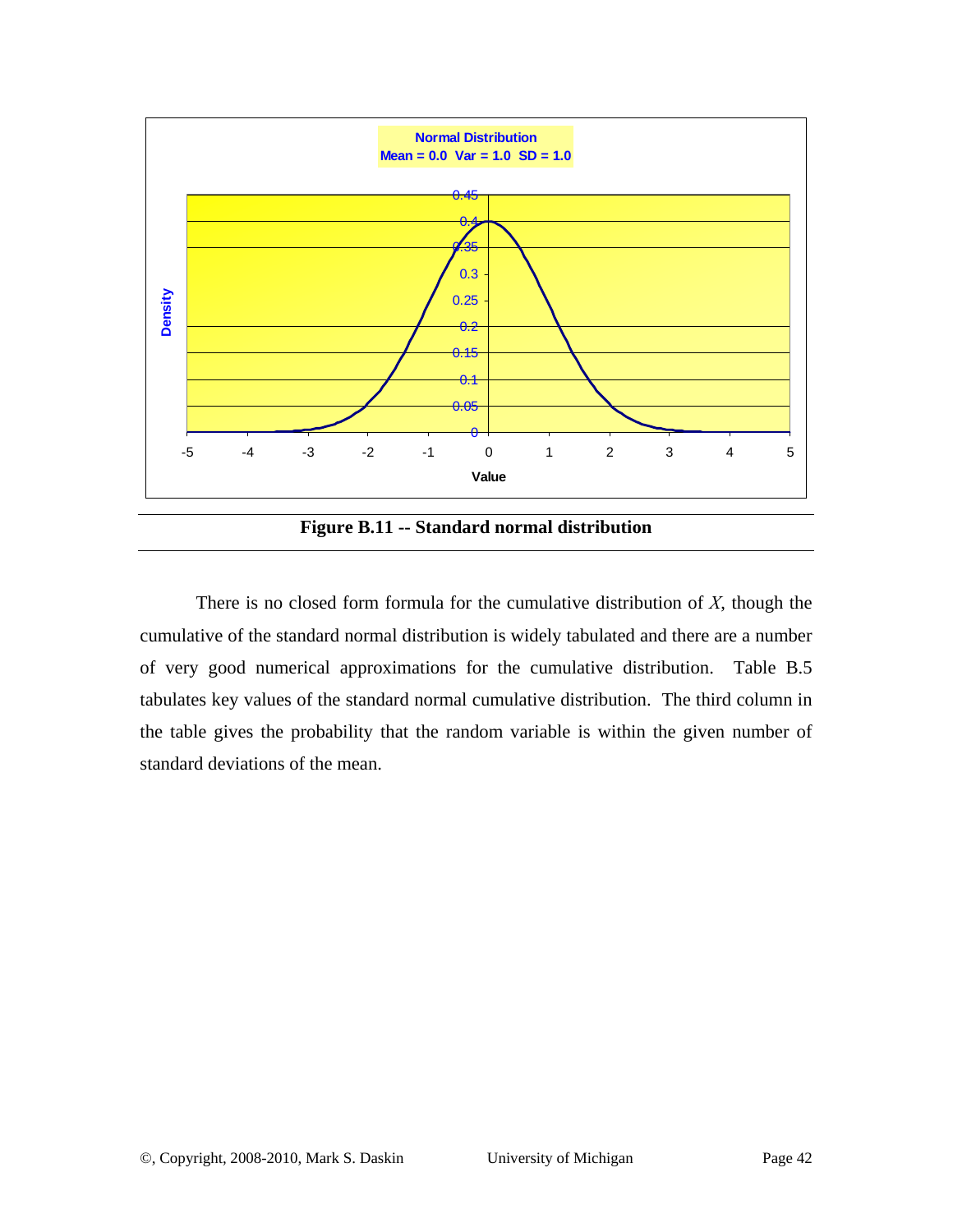**Figure B.11 -- Standard normal distribution**

There is no closed form formula for the cumulative distribution of $X$, though the cumulative of the standard normal distribution is widely tabulated and there are a number of very good numerical approximations for the cumulative distribution. Table B.5 tabulates key values of the standard normal cumulative distribution. The third column in the table gives the probability that the random variable is within the given number of standard deviations of the mean.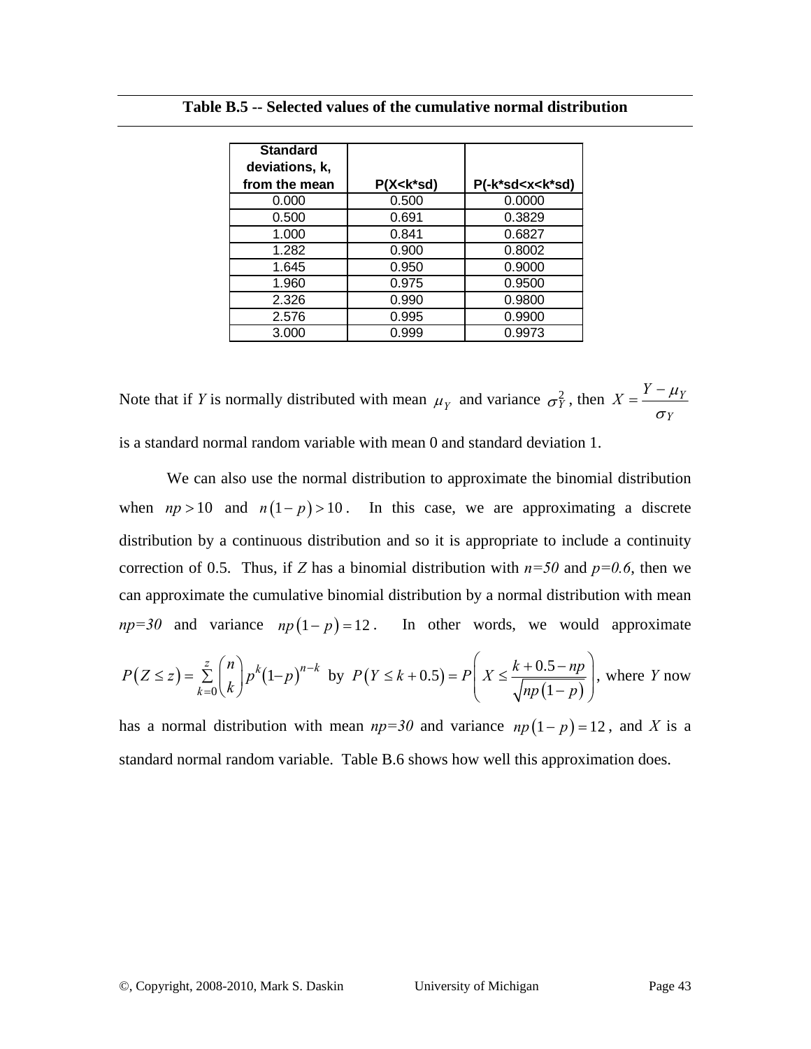**Table B.5 -- Selected values of the cumulative normal distribution**

| Standard deviations, k, from the mean | P(X<k*sd) | P(-k*sd<x<k*sd) |
|---|---|---|
| 0.000 | 0.500 | 0.0000 |
| 0.500 | 0.691 | 0.3829 |
| 1.000 | 0.841 | 0.6827 |
| 1.282 | 0.900 | 0.8002 |
| 1.645 | 0.950 | 0.9000 |
| 1.960 | 0.975 | 0.9500 |
| 2.326 | 0.990 | 0.9800 |
| 2.576 | 0.995 | 0.9900 |
| 3.000 | 0.999 | 0.9973 |

Note that if $Y$ is normally distributed with mean $\mu_Y$ and variance $\sigma_Y^2$, then $X = \dfrac{Y - \mu_Y}{\sigma_Y}$ is a standard normal random variable with mean 0 and standard deviation 1.

We can also use the normal distribution to approximate the binomial distribution when $np > 10$ and $n(1-p) > 10$. In this case, we are approximating a discrete distribution by a continuous distribution and so it is appropriate to include a continuity correction of 0.5. Thus, if $Z$ has a binomial distribution with $n=50$ and $p=0.6$, then we can approximate the cumulative binomial distribution by a normal distribution with mean $np=30$ and variance $np(1-p)=12$. In other words, we would approximate $P(Z \le z) = \sum_{k=0}^{z} \binom{n}{k} p^k (1-p)^{n-k}$ by $P(Y \le k + 0.5) = P\left( X \le \dfrac{k + 0.5 - np}{\sqrt{np(1-p)}} \right)$, where $Y$ now has a normal distribution with mean $np=30$ and variance $np(1-p)=12$, and $X$ is a standard normal random variable. Table B.6 shows how well this approximation does.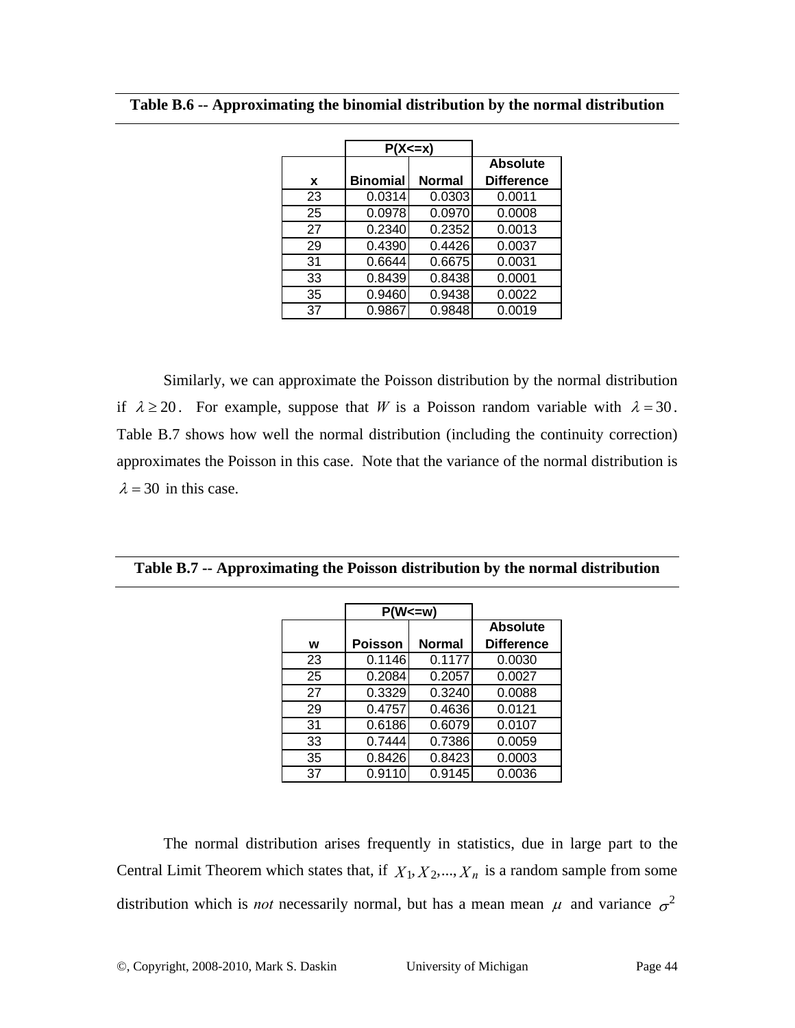**Table B.6 -- Approximating the binomial distribution by the normal distribution**

| | P(X<=x) | | |
|---|---|---|---|
| **x** | **Binomial** | **Normal** | **Absolute Difference** |
| 23 | 0.0314 | 0.0303 | 0.0011 |
| 25 | 0.0978 | 0.0970 | 0.0008 |
| 27 | 0.2340 | 0.2352 | 0.0013 |
| 29 | 0.4390 | 0.4426 | 0.0037 |
| 31 | 0.6644 | 0.6675 | 0.0031 |
| 33 | 0.8439 | 0.8438 | 0.0001 |
| 35 | 0.9460 | 0.9438 | 0.0022 |
| 37 | 0.9867 | 0.9848 | 0.0019 |

Similarly, we can approximate the Poisson distribution by the normal distribution if $\lambda \geq 20$. For example, suppose that $W$ is a Poisson random variable with $\lambda = 30$. Table B.7 shows how well the normal distribution (including the continuity correction) approximates the Poisson in this case. Note that the variance of the normal distribution is $\lambda = 30$ in this case.

**Table B.7 -- Approximating the Poisson distribution by the normal distribution**

| | P(W<=w) | | |
|---|---|---|---|
| **w** | **Poisson** | **Normal** | **Absolute Difference** |
| 23 | 0.1146 | 0.1177 | 0.0030 |
| 25 | 0.2084 | 0.2057 | 0.0027 |
| 27 | 0.3329 | 0.3240 | 0.0088 |
| 29 | 0.4757 | 0.4636 | 0.0121 |
| 31 | 0.6186 | 0.6079 | 0.0107 |
| 33 | 0.7444 | 0.7386 | 0.0059 |
| 35 | 0.8426 | 0.8423 | 0.0003 |
| 37 | 0.9110 | 0.9145 | 0.0036 |

The normal distribution arises frequently in statistics, due in large part to the Central Limit Theorem which states that, if $X_1, X_2, ..., X_n$ is a random sample from some distribution which is *not* necessarily normal, but has a mean mean $\mu$ and variance $\sigma^2$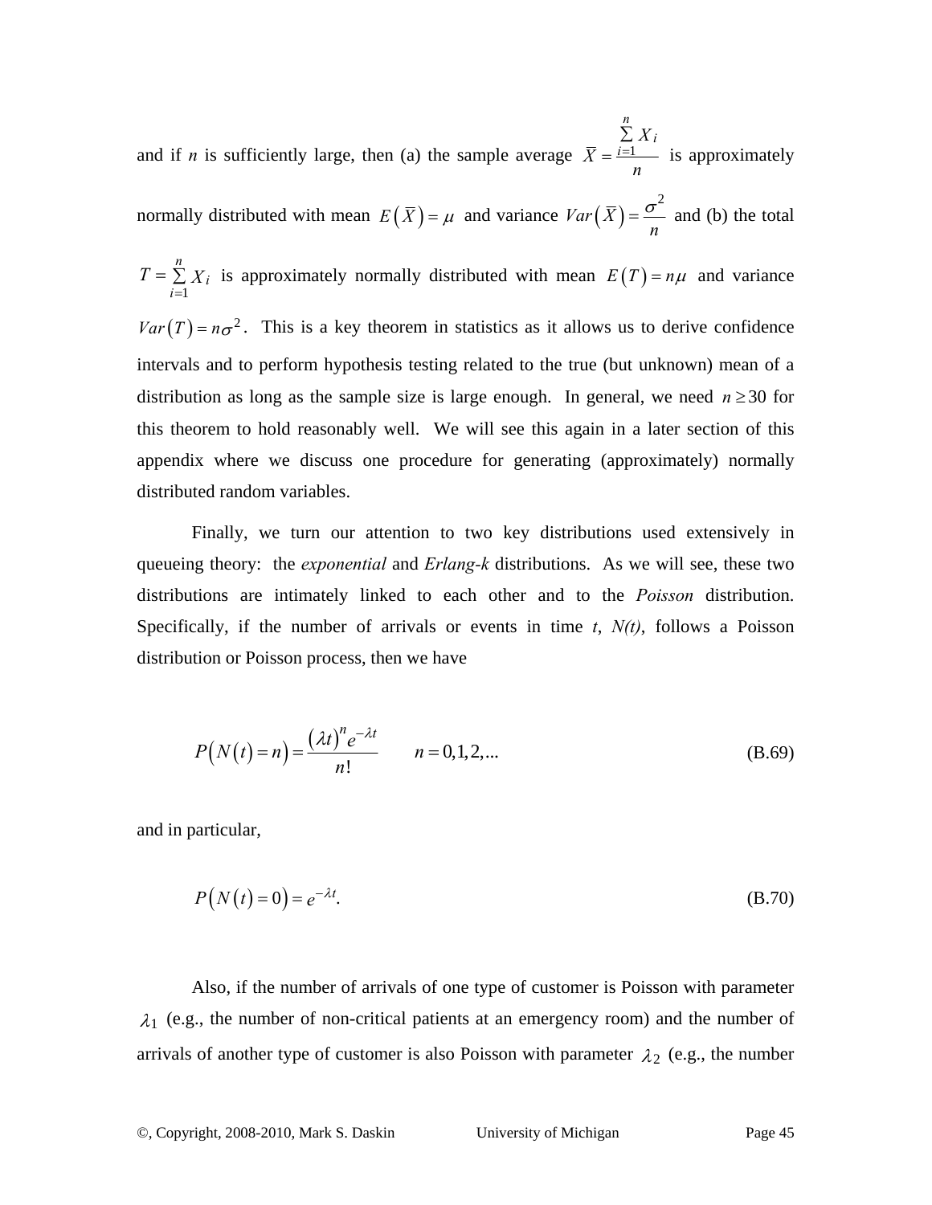and if $n$ is sufficiently large, then (a) the sample average $\overline{X} = \frac{\sum_{i=1}^{n} X_i}{n}$ is approximately normally distributed with mean $E(\overline{X}) = \mu$ and variance $Var(\overline{X}) = \frac{\sigma^2}{n}$ and (b) the total $T = \sum_{i=1}^{n} X_i$ is approximately normally distributed with mean $E(T) = n\mu$ and variance $Var(T) = n\sigma^2$. This is a key theorem in statistics as it allows us to derive confidence intervals and to perform hypothesis testing related to the true (but unknown) mean of a distribution as long as the sample size is large enough. In general, we need $n \geq 30$ for this theorem to hold reasonably well. We will see this again in a later section of this appendix where we discuss one procedure for generating (approximately) normally distributed random variables.

Finally, we turn our attention to two key distributions used extensively in queueing theory: the *exponential* and *Erlang-k* distributions. As we will see, these two distributions are intimately linked to each other and to the *Poisson* distribution. Specifically, if the number of arrivals or events in time *t*, *N(t)*, follows a Poisson distribution or Poisson process, then we have

$$P\big(N(t) = n\big) = \frac{(\lambda t)^n e^{-\lambda t}}{n!} \qquad n = 0,1,2,... \tag{B.69}$$

and in particular,

$$P\big(N(t) = 0\big) = e^{-\lambda t}. \tag{B.70}$$

Also, if the number of arrivals of one type of customer is Poisson with parameter $\lambda_1$ (e.g., the number of non-critical patients at an emergency room) and the number of arrivals of another type of customer is also Poisson with parameter $\lambda_2$ (e.g., the number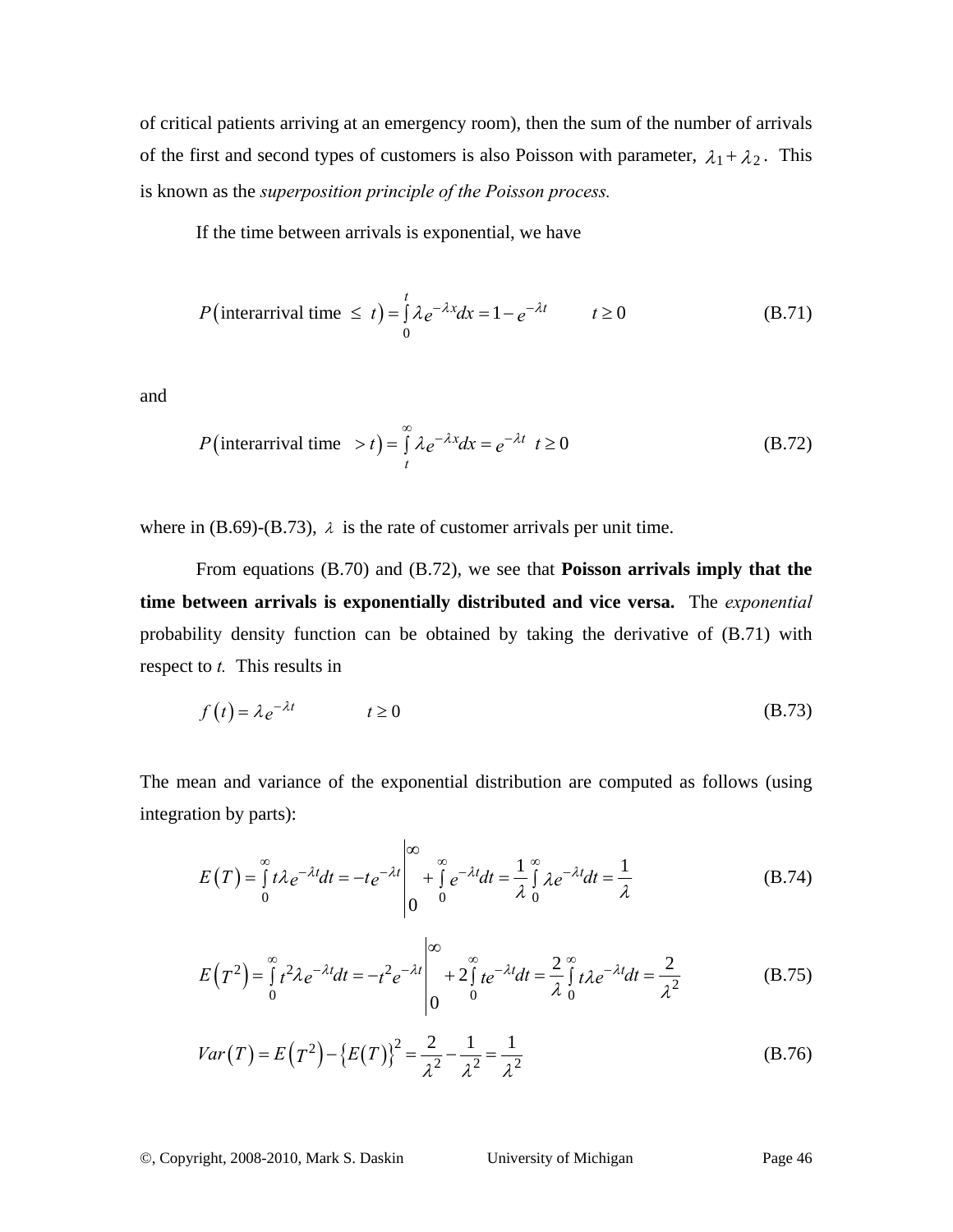of critical patients arriving at an emergency room), then the sum of the number of arrivals of the first and second types of customers is also Poisson with parameter, $\lambda_1 + \lambda_2$. This is known as the *superposition principle of the Poisson process.*

If the time between arrivals is exponential, we have

$$P(\text{interarrival time } \leq \ t) = \int_0^t \lambda e^{-\lambda x} dx = 1 - e^{-\lambda t} \qquad t \geq 0 \tag{B.71}$$

and

$$P(\text{interarrival time } \ > t) = \int_t^\infty \lambda e^{-\lambda x} dx = e^{-\lambda t} \quad t \geq 0 \tag{B.72}$$

where in (B.69)-(B.73), $\lambda$ is the rate of customer arrivals per unit time.

From equations (B.70) and (B.72), we see that **Poisson arrivals imply that the time between arrivals is exponentially distributed and vice versa.** The *exponential* probability density function can be obtained by taking the derivative of (B.71) with respect to *t*. This results in

$$f(t) = \lambda e^{-\lambda t} \qquad t \geq 0 \tag{B.73}$$

The mean and variance of the exponential distribution are computed as follows (using integration by parts):

$$E(T) = \int_0^\infty t \lambda e^{-\lambda t} dt = -t e^{-\lambda t} \Big|_0^\infty + \int_0^\infty e^{-\lambda t} dt = \frac{1}{\lambda} \int_0^\infty \lambda e^{-\lambda t} dt = \frac{1}{\lambda} \tag{B.74}$$

$$E(T^2) = \int_0^\infty t^2 \lambda e^{-\lambda t} dt = -t^2 e^{-\lambda t} \Big|_0^\infty + 2\int_0^\infty t e^{-\lambda t} dt = \frac{2}{\lambda} \int_0^\infty t \lambda e^{-\lambda t} dt = \frac{2}{\lambda^2} \tag{B.75}$$

$$Var(T) = E(T^2) - \{E(T)\}^2 = \frac{2}{\lambda^2} - \frac{1}{\lambda^2} = \frac{1}{\lambda^2} \tag{B.76}$$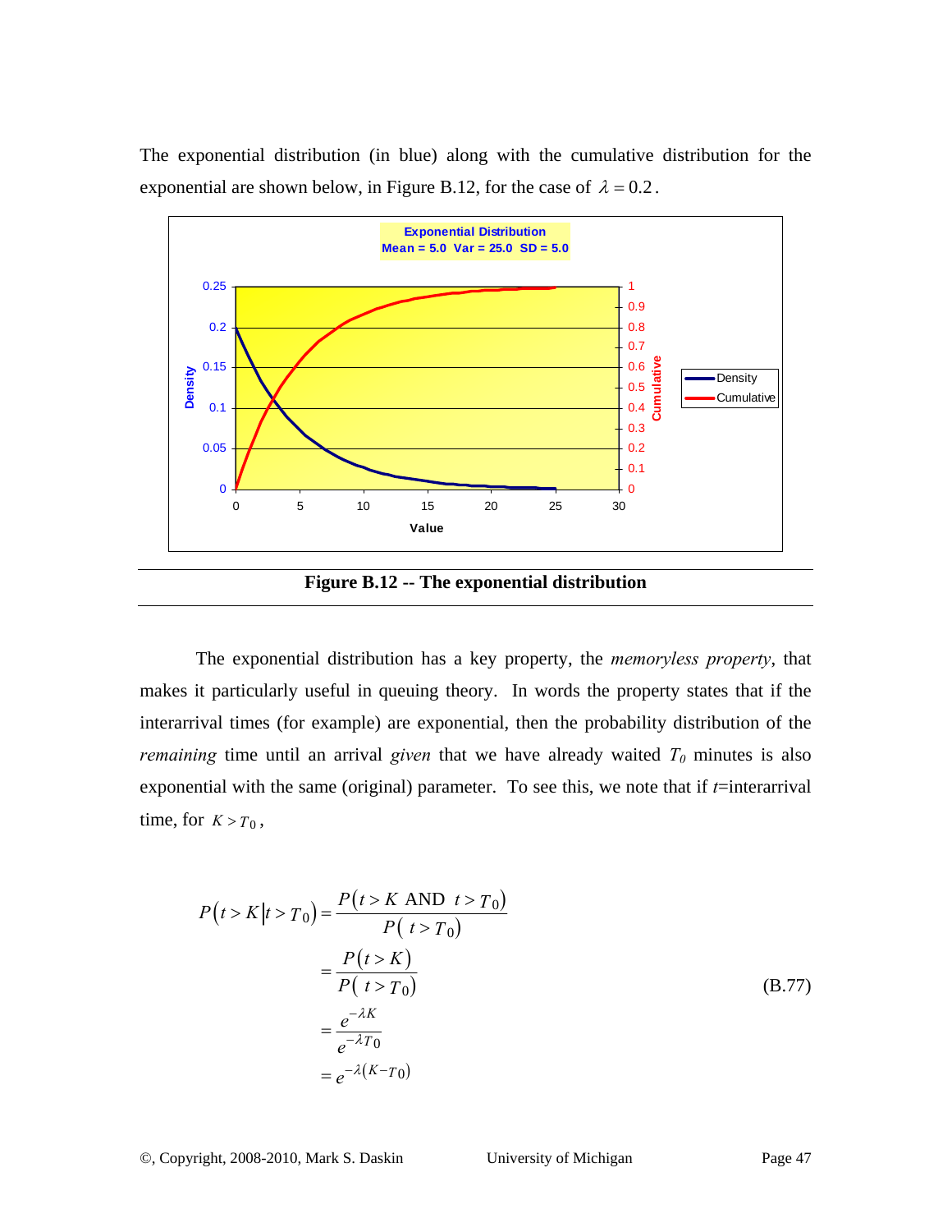The exponential distribution (in blue) along with the cumulative distribution for the exponential are shown below, in Figure B.12, for the case of $\lambda = 0.2$.

**Figure B.12 -- The exponential distribution**

The exponential distribution has a key property, the *memoryless property*, that makes it particularly useful in queuing theory. In words the property states that if the interarrival times (for example) are exponential, then the probability distribution of the *remaining* time until an arrival *given* that we have already waited $T_0$ minutes is also exponential with the same (original) parameter. To see this, we note that if $t$=interarrival time, for $K > T_0$,

$$
\begin{aligned}
P\left(t > K \middle| t > T_0\right) &= \frac{P\left(t > K \text{ AND } t > T_0\right)}{P\left(t > T_0\right)} \\
&= \frac{P\left(t > K\right)}{P\left(t > T_0\right)} \\
&= \frac{e^{-\lambda K}}{e^{-\lambda T_0}} \\
&= e^{-\lambda\left(K - T_0\right)}
\end{aligned}
\tag{B.77}
$$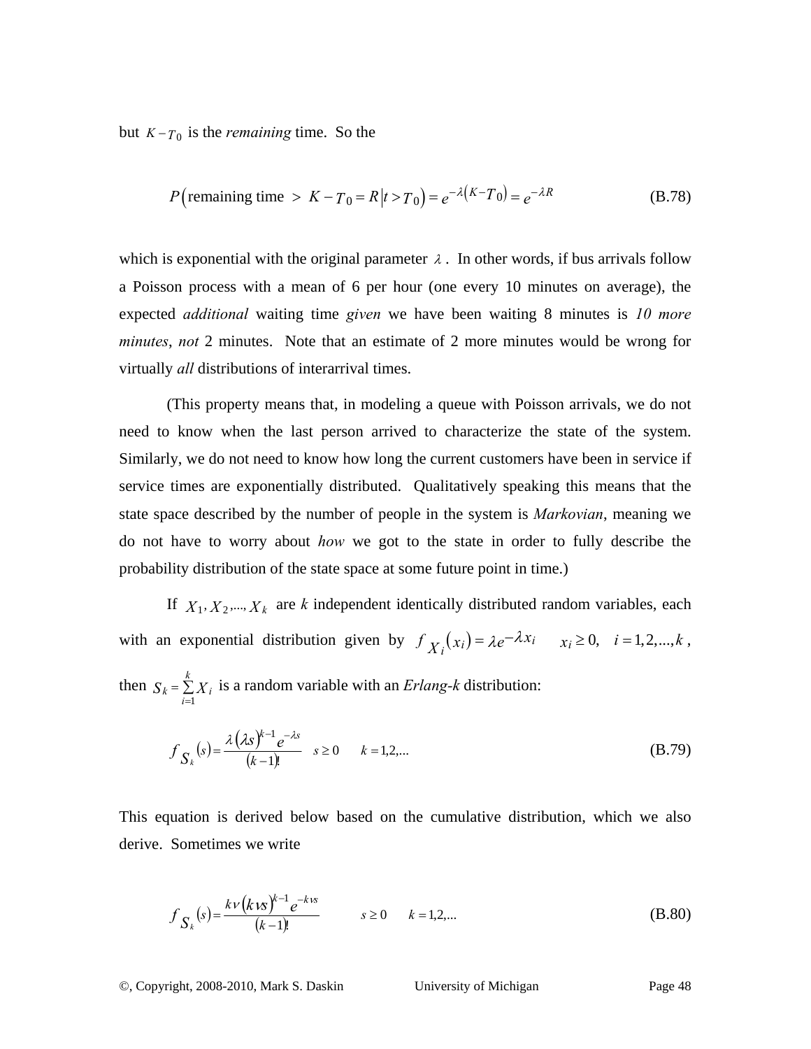but $K - T_0$ is the *remaining* time. So the

$$P\left(\text{remaining time } > K - T_0 = R \,\middle|\, t > T_0\right) = e^{-\lambda\left(K - T_0\right)} = e^{-\lambda R} \tag{B.78}$$

which is exponential with the original parameter $\lambda$. In other words, if bus arrivals follow a Poisson process with a mean of 6 per hour (one every 10 minutes on average), the expected *additional* waiting time *given* we have been waiting 8 minutes is *10 more minutes*, *not* 2 minutes. Note that an estimate of 2 more minutes would be wrong for virtually *all* distributions of interarrival times.

(This property means that, in modeling a queue with Poisson arrivals, we do not need to know when the last person arrived to characterize the state of the system. Similarly, we do not need to know how long the current customers have been in service if service times are exponentially distributed. Qualitatively speaking this means that the state space described by the number of people in the system is *Markovian*, meaning we do not have to worry about *how* we got to the state in order to fully describe the probability distribution of the state space at some future point in time.)

If $X_1, X_2, ..., X_k$ are *k* independent identically distributed random variables, each with an exponential distribution given by $f_{X_i}\left(x_i\right) = \lambda e^{-\lambda x_i} \quad x_i \geq 0, \quad i = 1, 2, ..., k$, then $S_k = \sum_{i=1}^{k} X_i$ is a random variable with an *Erlang-k* distribution:

$$f_{S_k}\left(s\right) = \frac{\lambda\left(\lambda s\right)^{k-1} e^{-\lambda s}}{\left(k-1\right)!} \quad s \geq 0 \quad k = 1, 2, ... \tag{B.79}$$

This equation is derived below based on the cumulative distribution, which we also derive. Sometimes we write

$$f_{S_k}\left(s\right) = \frac{k\nu\left(k\nu s\right)^{k-1} e^{-k\nu s}}{\left(k-1\right)!} \quad s \geq 0 \quad k = 1, 2, ... \tag{B.80}$$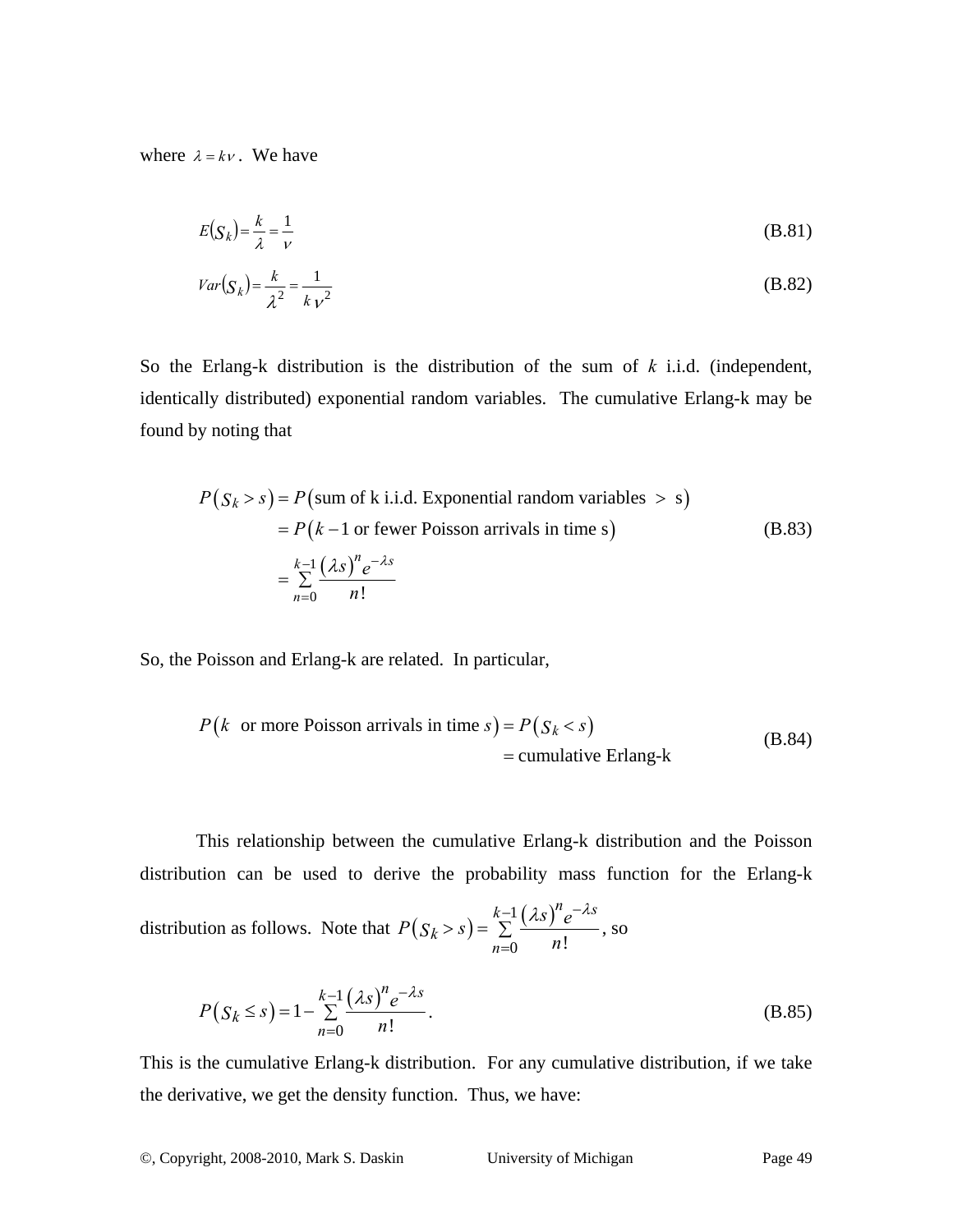where $\lambda = k\nu$. We have

$$E(S_k) = \frac{k}{\lambda} = \frac{1}{\nu} \tag{B.81}$$

$$Var(S_k) = \frac{k}{\lambda^2} = \frac{1}{k\nu^2} \tag{B.82}$$

So the Erlang-k distribution is the distribution of the sum of $k$ i.i.d. (independent, identically distributed) exponential random variables. The cumulative Erlang-k may be found by noting that

$$\begin{aligned} P(S_k > s) &= P(\text{sum of k i.i.d. Exponential random variables } > \text{ s}) \\ &= P(k-1 \text{ or fewer Poisson arrivals in time s}) \\ &= \sum_{n=0}^{k-1} \frac{(\lambda s)^n e^{-\lambda s}}{n!} \end{aligned} \tag{B.83}$$

So, the Poisson and Erlang-k are related. In particular,

$$\begin{aligned} P(k \text{ or more Poisson arrivals in time } s) &= P(S_k < s) \\ &= \text{cumulative Erlang-k} \end{aligned} \tag{B.84}$$

This relationship between the cumulative Erlang-k distribution and the Poisson distribution can be used to derive the probability mass function for the Erlang-k distribution as follows. Note that $P(S_k > s) = \sum_{n=0}^{k-1} \frac{(\lambda s)^n e^{-\lambda s}}{n!}$, so

$$P(S_k \le s) = 1 - \sum_{n=0}^{k-1} \frac{(\lambda s)^n e^{-\lambda s}}{n!}. \tag{B.85}$$

This is the cumulative Erlang-k distribution. For any cumulative distribution, if we take the derivative, we get the density function. Thus, we have: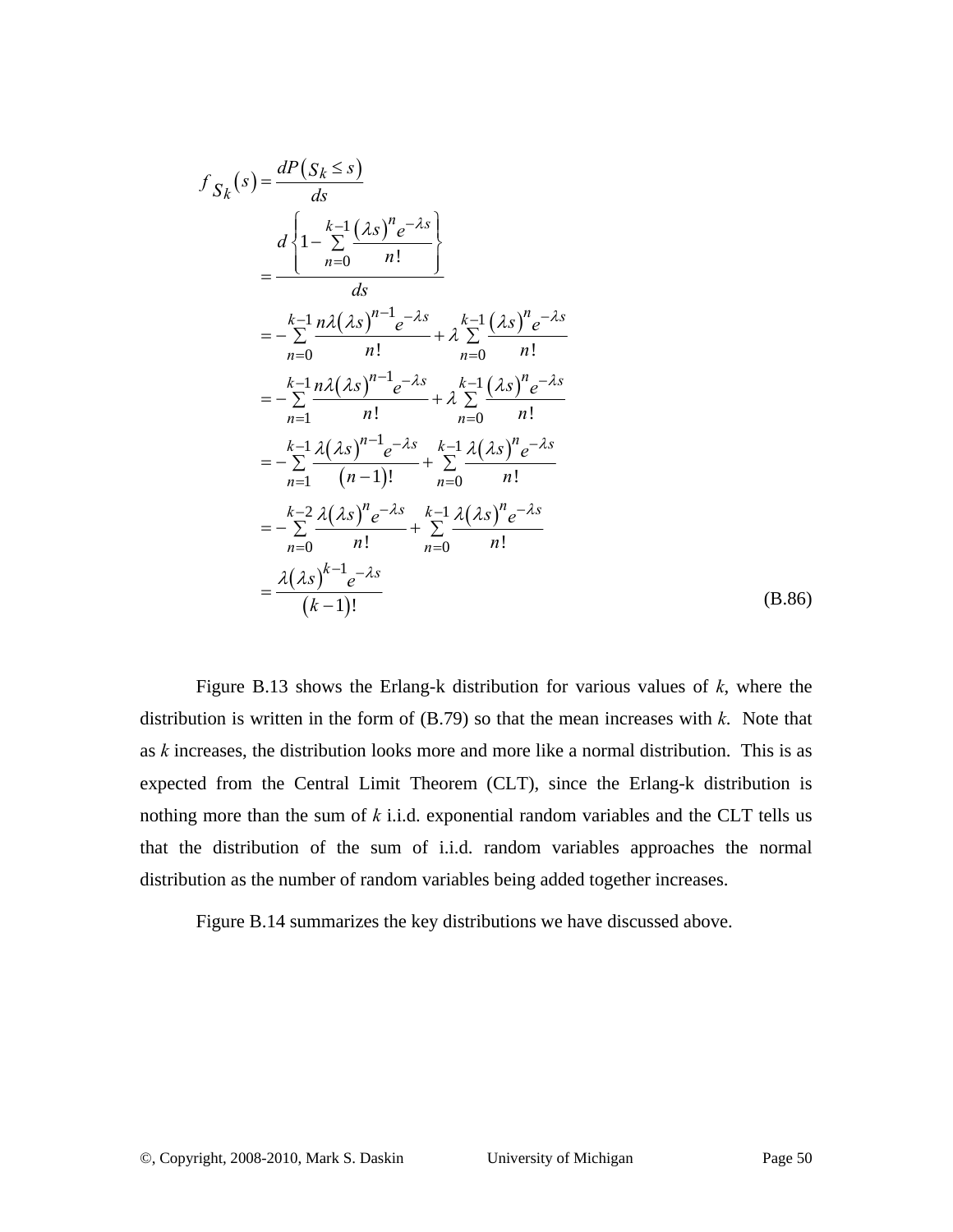$$
\begin{aligned}
f_{S_k}(s) &= \frac{dP\left(S_k \le s\right)}{ds} \\
&= \frac{d\left\{1-\sum\limits_{n=0}^{k-1}\frac{\left(\lambda s\right)^n e^{-\lambda s}}{n!}\right\}}{ds} \\
&= -\sum_{n=0}^{k-1}\frac{n\lambda\left(\lambda s\right)^{n-1}e^{-\lambda s}}{n!} + \lambda\sum_{n=0}^{k-1}\frac{\left(\lambda s\right)^n e^{-\lambda s}}{n!} \\
&= -\sum_{n=1}^{k-1}\frac{n\lambda\left(\lambda s\right)^{n-1}e^{-\lambda s}}{n!} + \lambda\sum_{n=0}^{k-1}\frac{\left(\lambda s\right)^n e^{-\lambda s}}{n!} \\
&= -\sum_{n=1}^{k-1}\frac{\lambda\left(\lambda s\right)^{n-1}e^{-\lambda s}}{\left(n-1\right)!} + \sum_{n=0}^{k-1}\frac{\lambda\left(\lambda s\right)^n e^{-\lambda s}}{n!} \\
&= -\sum_{n=0}^{k-2}\frac{\lambda\left(\lambda s\right)^{n}e^{-\lambda s}}{n!} + \sum_{n=0}^{k-1}\frac{\lambda\left(\lambda s\right)^n e^{-\lambda s}}{n!} \\
&= \frac{\lambda\left(\lambda s\right)^{k-1}e^{-\lambda s}}{\left(k-1\right)!}
\end{aligned}
\tag{B.86}
$$

Figure B.13 shows the Erlang-k distribution for various values of *k*, where the distribution is written in the form of (B.79) so that the mean increases with *k*. Note that as *k* increases, the distribution looks more and more like a normal distribution. This is as expected from the Central Limit Theorem (CLT), since the Erlang-k distribution is nothing more than the sum of *k* i.i.d. exponential random variables and the CLT tells us that the distribution of the sum of i.i.d. random variables approaches the normal distribution as the number of random variables being added together increases.

Figure B.14 summarizes the key distributions we have discussed above.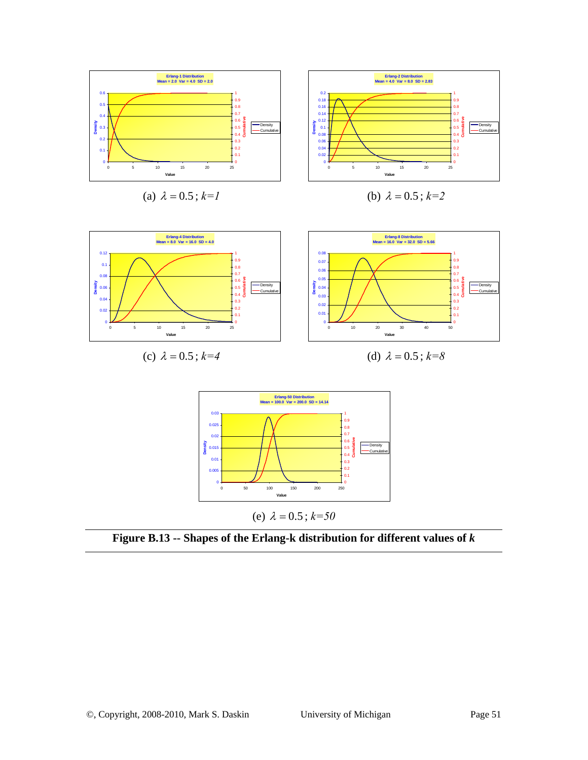Erlang-1 Distribution
Mean = 2.0 Var = 4.0 SD = 2.0

(a) $\lambda = 0.5$; $k=1$

Erlang-2 Distribution
Mean = 4.0 Var = 8.0 SD = 2.83

(b) $\lambda = 0.5$; $k=2$

Erlang-4 Distribution
Mean = 8.0 Var = 16.0 SD = 4.0

(c) $\lambda = 0.5$; $k=4$

Erlang-8 Distribution
Mean = 16.0 Var = 32.0 SD = 5.66

(d) $\lambda = 0.5$; $k=8$

Erlang-50 Distribution
Mean = 100.0 Var = 200.0 SD = 14.14

(e) $\lambda = 0.5$; $k=50$

**Figure B.13 -- Shapes of the Erlang-k distribution for different values of *k***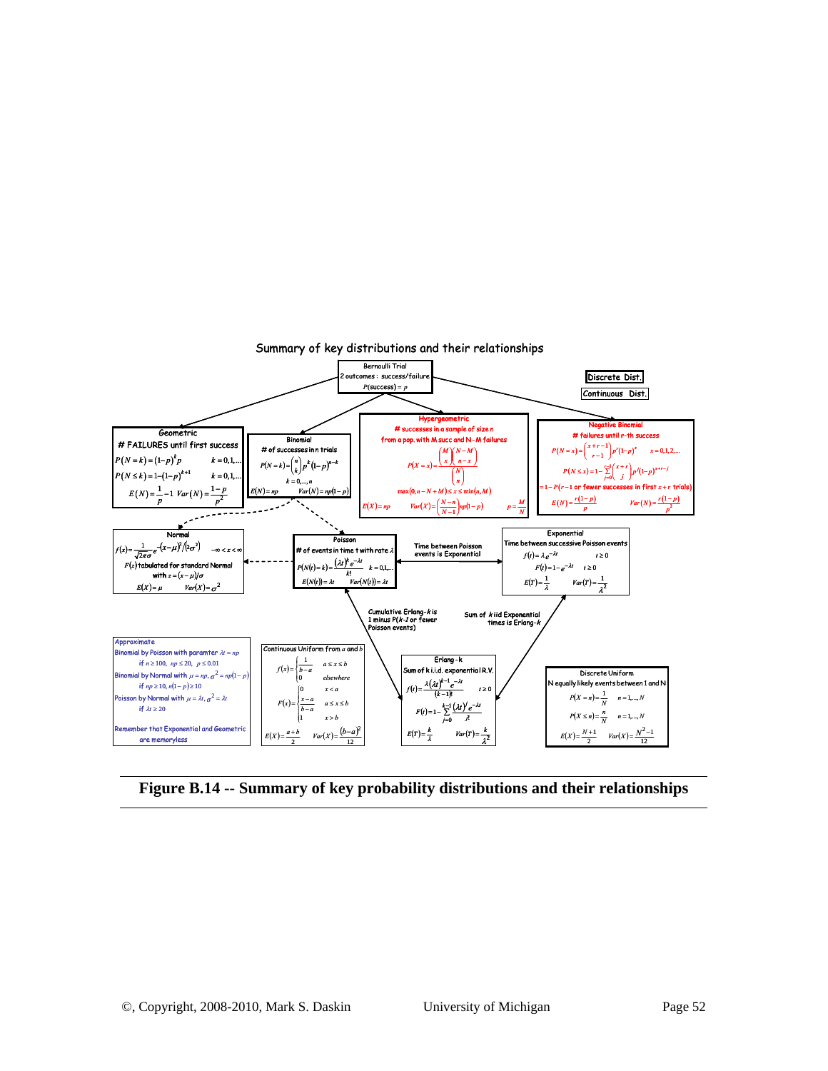Summary of key distributions and their relationships

Discrete Dist.

Continuous Dist.

**Bernoulli Trial**
2 outcomes : success/failure
$P(\text{success}) = p$

**Geometric**
# FAILURES until first success

$P(N = k) = (1-p)^k p \quad k = 0,1,...$

$P(N \le k) = 1-(1-p)^{k+1} \quad k = 0,1,...$

$E(N) = \frac{1}{p} - 1 \quad Var(N) = \frac{1-p}{p^2}$

**Binomial**
# of successes in n trials

$P(N = k) = \binom{n}{k} p^k (1-p)^{n-k}$

$k = 0,...,n$

$E(N) = np \quad Var(N) = np(1-p)$

**Hypergeometric**
# successes in a sample of size n from a pop. with M succ and N - M failures

$P(X = x) = \frac{\binom{M}{x}\binom{N-M}{n-x}}{\binom{N}{n}}$

$\max(0, n-N+M) \le x \le \min(n, M)$

$E(X) = np \quad Var(X) = \left(\frac{N-n}{N-1}\right) np(1-p) \quad p = \frac{M}{N}$

**Negative Binomial**
# failures until r-th success

$P(N = x) = \binom{x+r-1}{r-1} p^r (1-p)^x \quad x = 0,1,2,...$

$P(N \le x) = 1 - \sum_{j=0}^{r-1} \binom{x+r}{j} p^j (1-p)^{x+r-j}$

$= 1 - P(r-1$ or fewer successes in first $x+r$ trials$)$

$E(N) = \frac{r(1-p)}{p} \quad Var(N) = \frac{r(1-p)}{p^2}$

**Normal**

$f(x) = \frac{1}{\sqrt{2\pi}\sigma} e^{-(x-\mu)^2/(2\sigma^2)} \quad -\infty < x < \infty$

$F(z)$ tabulated for standard Normal with $z = (x-\mu)/\sigma$

$E(X) = \mu \quad Var(X) = \sigma^2$

**Poisson**
# of events in time t with rate $\lambda$

$P(N(t) = k) = \frac{(\lambda t)^k e^{-\lambda t}}{k!} \quad k = 0,1,...$

$E(N(t)) = \lambda t \quad Var(N(t)) = \lambda t$

Time between Poisson events is Exponential

**Exponential**
Time between successive Poisson events

$f(t) = \lambda e^{-\lambda t} \quad t \ge 0$

$F(t) = 1 - e^{-\lambda t} \quad t \ge 0$

$E(T) = \frac{1}{\lambda} \quad Var(T) = \frac{1}{\lambda^2}$

Cumulative Erlang-$k$ is 1 minus P($k$-1 or fewer Poisson events)

Sum of $k$ iid Exponential times is Erlang-$k$

**Approximate**

Binomial by Poisson with paramter $\lambda t = np$
if $n \ge 100$, $np \le 20$, $p \le 0.01$

Binomial by Normal with $\mu = np, \sigma^2 = np(1-p)$
if $np \ge 10, n(1-p) \ge 10$

Poisson by Normal with $\mu = \lambda t, \sigma^2 = \lambda t$
if $\lambda t \ge 20$

Remember that Exponential and Geometric are memoryless

**Continuous Uniform from $a$ and $b$**

$f(x) = \begin{cases} \frac{1}{b-a} & a \le x \le b \\ 0 & elsewhere \end{cases}$

$F(x) = \begin{cases} 0 & x < a \\ \frac{x-a}{b-a} & a \le x \le b \\ 1 & x > b \end{cases}$

$E(X) = \frac{a+b}{2} \quad Var(X) = \frac{(b-a)^2}{12}$

**Erlang - k**
Sum of k i.i.d. exponential R.V.

$f(t) = \frac{\lambda(\lambda t)^{k-1} e^{-\lambda t}}{(k-1)!} \quad t \ge 0$

$F(t) = 1 - \sum_{j=0}^{k-1} \frac{(\lambda t)^j e^{-\lambda t}}{j!}$

$E(T) = \frac{k}{\lambda} \quad Var(T) = \frac{k}{\lambda^2}$

**Discrete Uniform**
N equally likely events between 1 and N

$P(X = n) = \frac{1}{N} \quad n = 1,...,N$

$P(X \le n) = \frac{n}{N} \quad n = 1,...,N$

$E(X) = \frac{N+1}{2} \quad Var(X) = \frac{N^2 - 1}{12}$

**Figure B.14 -- Summary of key probability distributions and their relationships**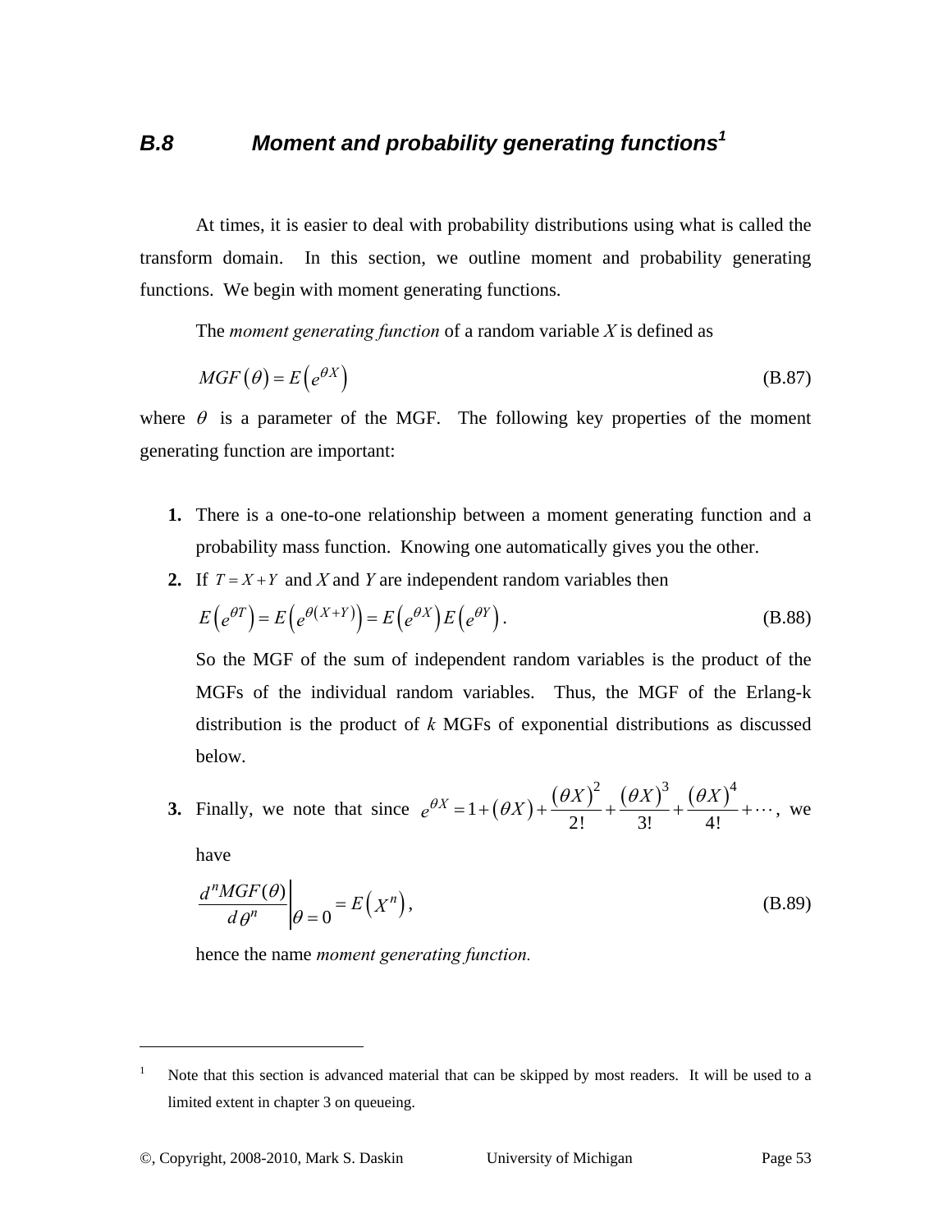### B.8 Moment and probability generating functions[1]

At times, it is easier to deal with probability distributions using what is called the transform domain. In this section, we outline moment and probability generating functions. We begin with moment generating functions.

The *moment generating function* of a random variable *X* is defined as

$$MGF(\theta) = E\left(e^{\theta X}\right) \tag{B.87}$$

where $\theta$ is a parameter of the MGF. The following key properties of the moment generating function are important:

1. There is a one-to-one relationship between a moment generating function and a probability mass function. Knowing one automatically gives you the other.
2. If $T = X + Y$ and *X* and *Y* are independent random variables then

   $$E\left(e^{\theta T}\right) = E\left(e^{\theta(X+Y)}\right) = E\left(e^{\theta X}\right)E\left(e^{\theta Y}\right). \tag{B.88}$$

   So the MGF of the sum of independent random variables is the product of the MGFs of the individual random variables. Thus, the MGF of the Erlang-k distribution is the product of *k* MGFs of exponential distributions as discussed below.
3. Finally, we note that since $e^{\theta X} = 1 + (\theta X) + \frac{(\theta X)^2}{2!} + \frac{(\theta X)^3}{3!} + \frac{(\theta X)^4}{4!} + \cdots$, we have

   $$\left.\frac{d^n MGF(\theta)}{d\theta^n}\right|_{\theta=0} = E\left(X^n\right), \tag{B.89}$$

   hence the name *moment generating function.*

---

[1] Note that this section is advanced material that can be skipped by most readers. It will be used to a limited extent in chapter 3 on queueing.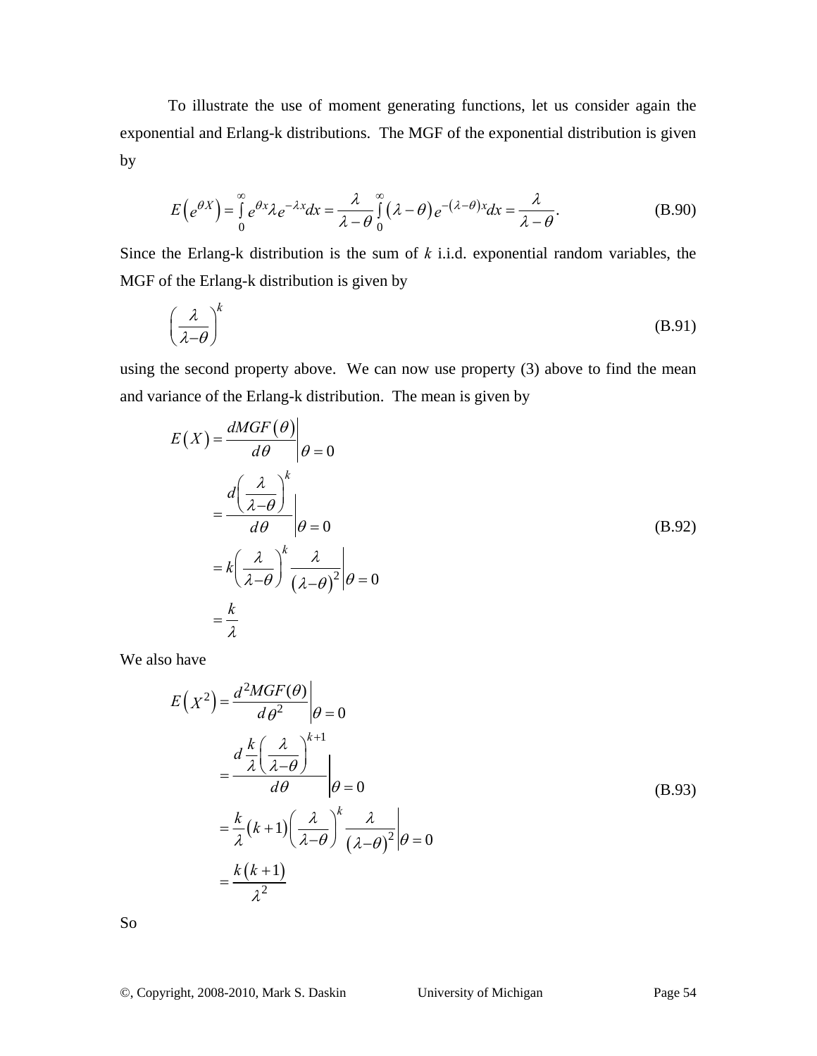To illustrate the use of moment generating functions, let us consider again the exponential and Erlang-k distributions. The MGF of the exponential distribution is given by

$$E\left(e^{\theta X}\right)=\int_0^\infty e^{\theta x}\lambda e^{-\lambda x}dx=\frac{\lambda}{\lambda-\theta}\int_0^\infty\left(\lambda-\theta\right)e^{-(\lambda-\theta)x}dx=\frac{\lambda}{\lambda-\theta}. \tag{B.90}$$

Since the Erlang-k distribution is the sum of $k$ i.i.d. exponential random variables, the MGF of the Erlang-k distribution is given by

$$\left(\frac{\lambda}{\lambda-\theta}\right)^k \tag{B.91}$$

using the second property above. We can now use property (3) above to find the mean and variance of the Erlang-k distribution. The mean is given by

$$\begin{aligned}
E(X)&=\left.\frac{dMGF(\theta)}{d\theta}\right|_{\theta=0}\\
&=\left.\frac{d\left(\frac{\lambda}{\lambda-\theta}\right)^k}{d\theta}\right|_{\theta=0}\\
&=\left.k\left(\frac{\lambda}{\lambda-\theta}\right)^k\frac{\lambda}{\left(\lambda-\theta\right)^2}\right|_{\theta=0}\\
&=\frac{k}{\lambda}
\end{aligned} \tag{B.92}$$

We also have

$$\begin{aligned}
E\left(X^2\right)&=\left.\frac{d^2MGF(\theta)}{d\theta^2}\right|_{\theta=0}\\
&=\left.\frac{d\,\frac{k}{\lambda}\left(\frac{\lambda}{\lambda-\theta}\right)^{k+1}}{d\theta}\right|_{\theta=0}\\
&=\left.\frac{k}{\lambda}\left(k+1\right)\left(\frac{\lambda}{\lambda-\theta}\right)^k\frac{\lambda}{\left(\lambda-\theta\right)^2}\right|_{\theta=0}\\
&=\frac{k\left(k+1\right)}{\lambda^2}
\end{aligned} \tag{B.93}$$

So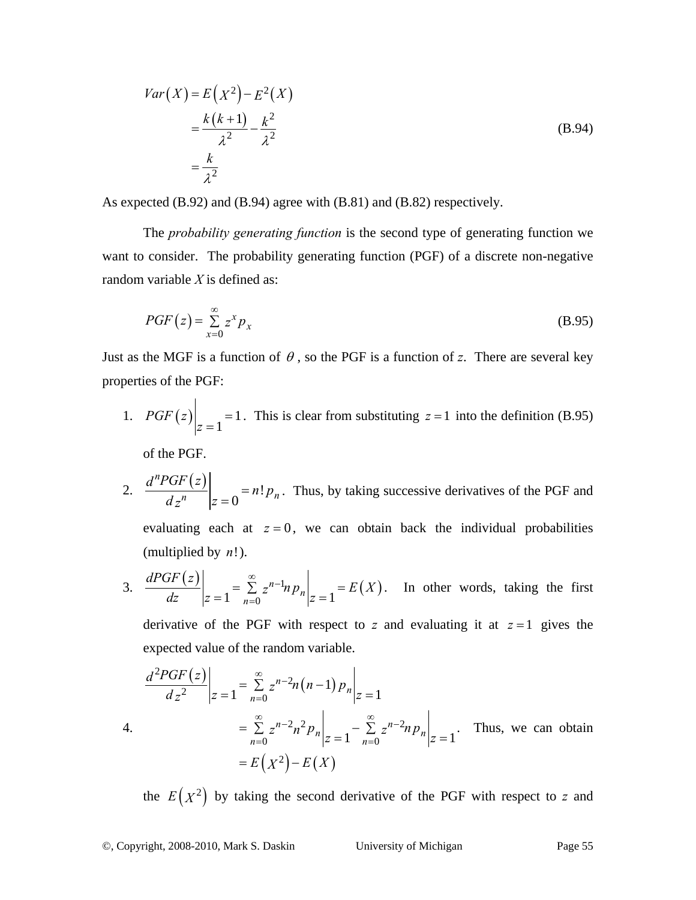$$
\begin{aligned}
Var(X) &= E\left(X^2\right) - E^2(X) \\
&= \frac{k(k+1)}{\lambda^2} - \frac{k^2}{\lambda^2} \\
&= \frac{k}{\lambda^2}
\end{aligned}
\tag{B.94}
$$

As expected (B.92) and (B.94) agree with (B.81) and (B.82) respectively.

The *probability generating function* is the second type of generating function we want to consider. The probability generating function (PGF) of a discrete non-negative random variable $X$ is defined as:

$$
PGF(z) = \sum_{x=0}^{\infty} z^x p_x \tag{B.95}
$$

Just as the MGF is a function of $\theta$, so the PGF is a function of $z$. There are several key properties of the PGF:

1. $PGF(z)\Big|_{z=1} = 1$. This is clear from substituting $z=1$ into the definition (B.95) of the PGF.

2. $\left.\dfrac{d^n PGF(z)}{dz^n}\right|_{z=0} = n!\,p_n$. Thus, by taking successive derivatives of the PGF and evaluating each at $z=0$, we can obtain back the individual probabilities (multiplied by $n!$).

3. $\left.\dfrac{dPGF(z)}{dz}\right|_{z=1} = \left.\sum_{n=0}^{\infty} z^{n-1} n p_n\right|_{z=1} = E(X)$. In other words, taking the first derivative of the PGF with respect to $z$ and evaluating it at $z=1$ gives the expected value of the random variable.

4. $$
\begin{aligned}
\left.\frac{d^2 PGF(z)}{dz^2}\right|_{z=1} &= \left.\sum_{n=0}^{\infty} z^{n-2} n(n-1) p_n\right|_{z=1} \\
&= \left.\sum_{n=0}^{\infty} z^{n-2} n^2 p_n\right|_{z=1} - \left.\sum_{n=0}^{\infty} z^{n-2} n p_n\right|_{z=1} \\
&= E\left(X^2\right) - E(X)
\end{aligned}
$$
Thus, we can obtain the $E\left(X^2\right)$ by taking the second derivative of the PGF with respect to $z$ and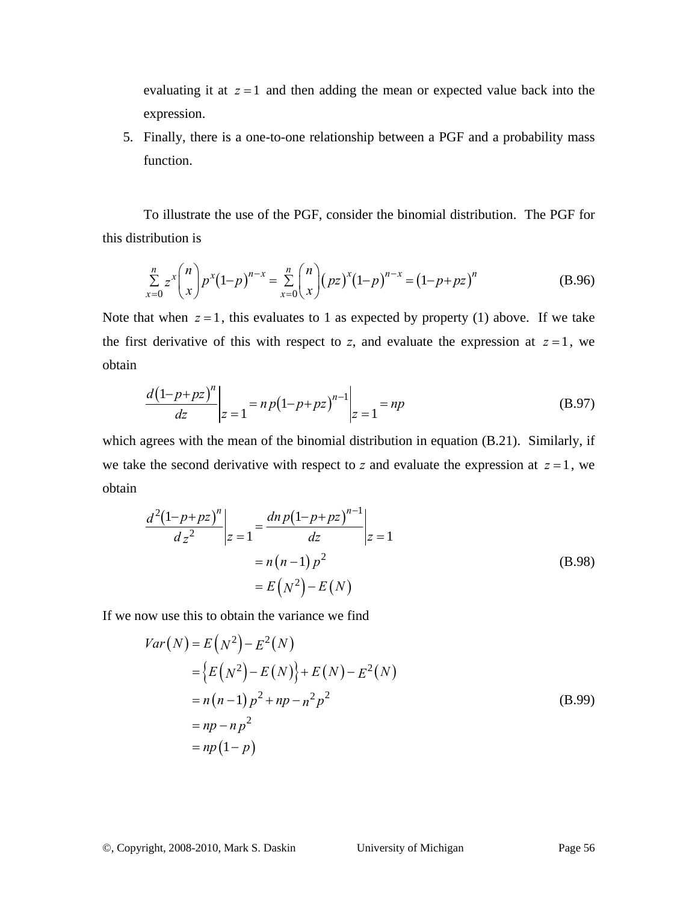evaluating it at $z=1$ and then adding the mean or expected value back into the expression.

5. Finally, there is a one-to-one relationship between a PGF and a probability mass function.

To illustrate the use of the PGF, consider the binomial distribution. The PGF for this distribution is

$$\sum_{x=0}^{n} z^x \binom{n}{x} p^x (1-p)^{n-x} = \sum_{x=0}^{n} \binom{n}{x} (pz)^x (1-p)^{n-x} = (1-p+pz)^n \tag{B.96}$$

Note that when $z=1$, this evaluates to 1 as expected by property (1) above. If we take the first derivative of this with respect to *z*, and evaluate the expression at $z=1$, we obtain

$$\left. \frac{d(1-p+pz)^n}{dz} \right|_{z=1} = np(1-p+pz)^{n-1} \Big|_{z=1} = np \tag{B.97}$$

which agrees with the mean of the binomial distribution in equation (B.21). Similarly, if we take the second derivative with respect to *z* and evaluate the expression at $z=1$, we obtain

$$\begin{aligned} \left. \frac{d^2(1-p+pz)^n}{dz^2} \right|_{z=1} &= \left. \frac{dnp(1-p+pz)^{n-1}}{dz} \right|_{z=1} \\ &= n(n-1)p^2 \\ &= E(N^2) - E(N) \end{aligned} \tag{B.98}$$

If we now use this to obtain the variance we find

$$\begin{aligned} Var(N) &= E(N^2) - E^2(N) \\ &= \left\{ E(N^2) - E(N) \right\} + E(N) - E^2(N) \\ &= n(n-1)p^2 + np - n^2p^2 \\ &= np - np^2 \\ &= np(1-p) \end{aligned} \tag{B.99}$$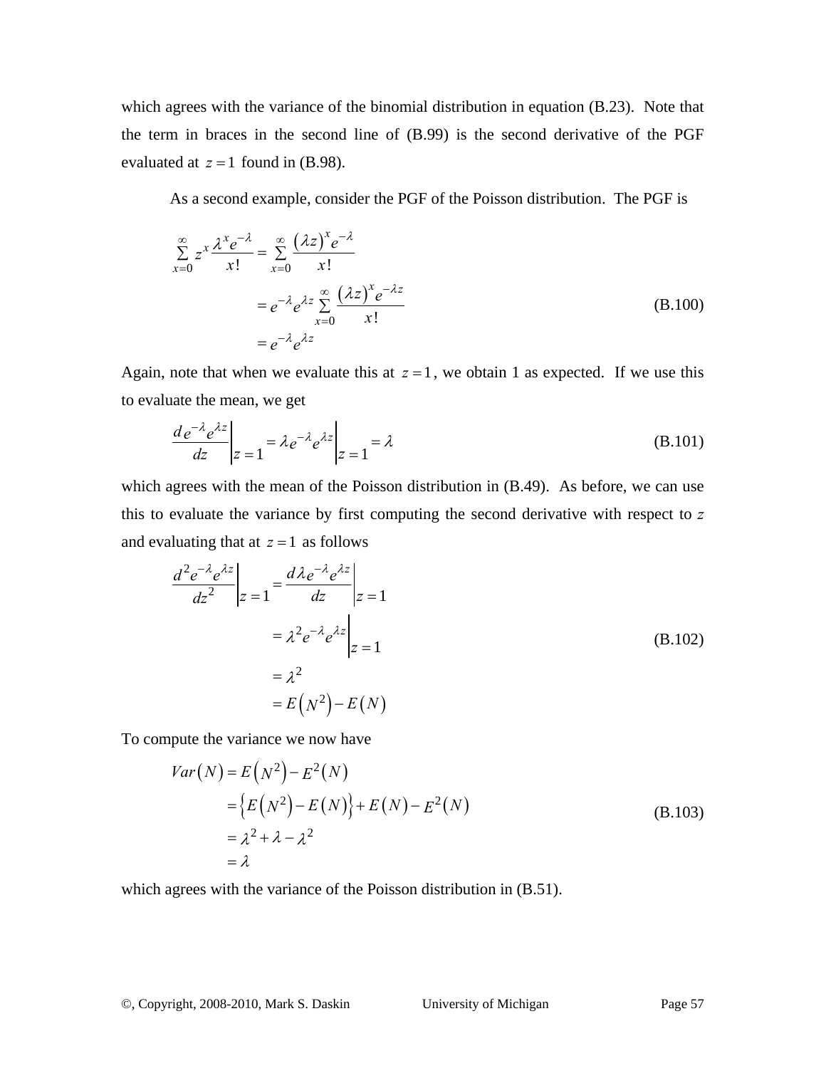which agrees with the variance of the binomial distribution in equation (B.23). Note that the term in braces in the second line of (B.99) is the second derivative of the PGF evaluated at $z = 1$ found in (B.98).

As a second example, consider the PGF of the Poisson distribution. The PGF is

$$
\begin{aligned}
\sum_{x=0}^{\infty} z^x \frac{\lambda^x e^{-\lambda}}{x!} &= \sum_{x=0}^{\infty} \frac{(\lambda z)^x e^{-\lambda}}{x!} \\
&= e^{-\lambda} e^{\lambda z} \sum_{x=0}^{\infty} \frac{(\lambda z)^x e^{-\lambda z}}{x!} \\
&= e^{-\lambda} e^{\lambda z}
\end{aligned}
\tag{B.100}
$$

Again, note that when we evaluate this at $z = 1$, we obtain 1 as expected. If we use this to evaluate the mean, we get

$$
\left. \frac{d e^{-\lambda} e^{\lambda z}}{dz} \right|_{z=1} = \left. \lambda e^{-\lambda} e^{\lambda z} \right|_{z=1} = \lambda
\tag{B.101}
$$

which agrees with the mean of the Poisson distribution in (B.49). As before, we can use this to evaluate the variance by first computing the second derivative with respect to $z$ and evaluating that at $z = 1$ as follows

$$
\begin{aligned}
\left. \frac{d^2 e^{-\lambda} e^{\lambda z}}{dz^2} \right|_{z=1} &= \left. \frac{d \lambda e^{-\lambda} e^{\lambda z}}{dz} \right|_{z=1} \\
&= \left. \lambda^2 e^{-\lambda} e^{\lambda z} \right|_{z=1} \\
&= \lambda^2 \\
&= E\left(N^2\right) - E(N)
\end{aligned}
\tag{B.102}
$$

To compute the variance we now have

$$
\begin{aligned}
Var(N) &= E\left(N^2\right) - E^2(N) \\
&= \left\{ E\left(N^2\right) - E(N) \right\} + E(N) - E^2(N) \\
&= \lambda^2 + \lambda - \lambda^2 \\
&= \lambda
\end{aligned}
\tag{B.103}
$$

which agrees with the variance of the Poisson distribution in (B.51).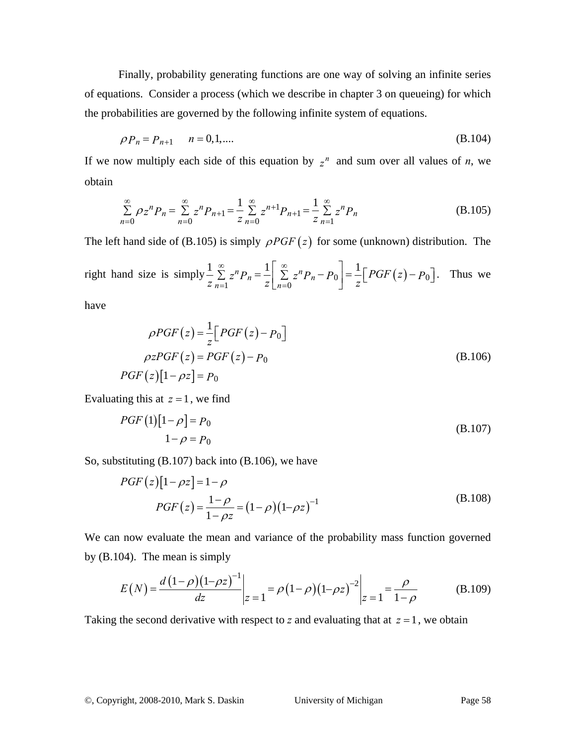Finally, probability generating functions are one way of solving an infinite series of equations. Consider a process (which we describe in chapter 3 on queueing) for which the probabilities are governed by the following infinite system of equations.

$$\rho P_n = P_{n+1} \qquad n = 0,1,.... \tag{B.104}$$

If we now multiply each side of this equation by $z^n$ and sum over all values of *n*, we obtain

$$\sum_{n=0}^{\infty} \rho z^n P_n = \sum_{n=0}^{\infty} z^n P_{n+1} = \frac{1}{z}\sum_{n=0}^{\infty} z^{n+1} P_{n+1} = \frac{1}{z}\sum_{n=1}^{\infty} z^n P_n \tag{B.105}$$

The left hand side of (B.105) is simply $\rho PGF(z)$ for some (unknown) distribution. The right hand size is simply $\frac{1}{z}\sum_{n=1}^{\infty} z^n P_n = \frac{1}{z}\left[\sum_{n=0}^{\infty} z^n P_n - P_0\right] = \frac{1}{z}\left[PGF(z) - P_0\right]$. Thus we have

$$\begin{aligned} \rho PGF(z) &= \frac{1}{z}\left[PGF(z) - P_0\right] \\ \rho z PGF(z) &= PGF(z) - P_0 \\ PGF(z)\left[1 - \rho z\right] &= P_0 \end{aligned} \tag{B.106}$$

Evaluating this at $z = 1$, we find

$$\begin{aligned} PGF(1)\left[1 - \rho\right] &= P_0 \\ 1 - \rho &= P_0 \end{aligned} \tag{B.107}$$

So, substituting (B.107) back into (B.106), we have

$$\begin{aligned} PGF(z)\left[1 - \rho z\right] &= 1 - \rho \\ PGF(z) &= \frac{1-\rho}{1-\rho z} = (1-\rho)(1-\rho z)^{-1} \end{aligned} \tag{B.108}$$

We can now evaluate the mean and variance of the probability mass function governed by (B.104). The mean is simply

$$E(N) = \left.\frac{d(1-\rho)(1-\rho z)^{-1}}{dz}\right|_{z=1} = \left.\rho(1-\rho)(1-\rho z)^{-2}\right|_{z=1} = \frac{\rho}{1-\rho} \tag{B.109}$$

Taking the second derivative with respect to *z* and evaluating that at $z = 1$, we obtain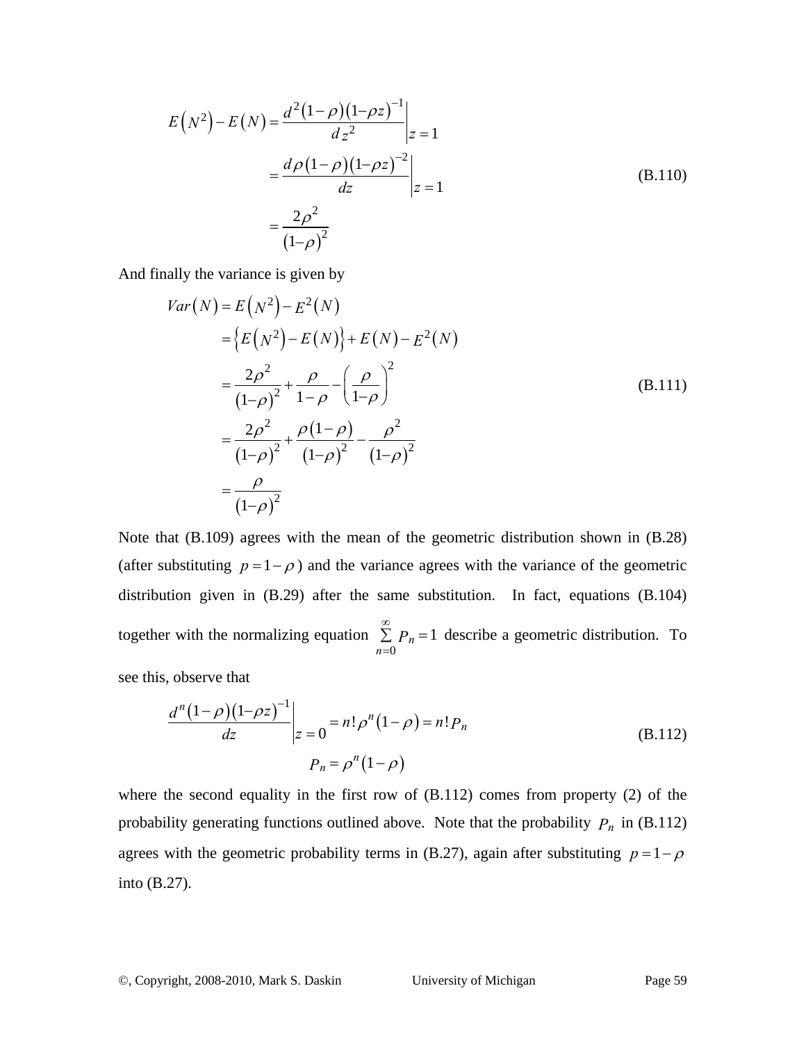$$
\begin{aligned}
E\left(N^2\right)-E\left(N\right) &= \left.\frac{d^2\left(1-\rho\right)\left(1-\rho z\right)^{-1}}{dz^2}\right|_{z=1} \\
&= \left.\frac{d\rho\left(1-\rho\right)\left(1-\rho z\right)^{-2}}{dz}\right|_{z=1} \\
&= \frac{2\rho^2}{\left(1-\rho\right)^2}
\end{aligned}
\tag{B.110}
$$

And finally the variance is given by

$$
\begin{aligned}
Var\left(N\right) &= E\left(N^2\right)-E^2\left(N\right) \\
&= \left\{E\left(N^2\right)-E\left(N\right)\right\}+E\left(N\right)-E^2\left(N\right) \\
&= \frac{2\rho^2}{\left(1-\rho\right)^2}+\frac{\rho}{1-\rho}-\left(\frac{\rho}{1-\rho}\right)^2 \\
&= \frac{2\rho^2}{\left(1-\rho\right)^2}+\frac{\rho\left(1-\rho\right)}{\left(1-\rho\right)^2}-\frac{\rho^2}{\left(1-\rho\right)^2} \\
&= \frac{\rho}{\left(1-\rho\right)^2}
\end{aligned}
\tag{B.111}
$$

Note that (B.109) agrees with the mean of the geometric distribution shown in (B.28) (after substituting $p=1-\rho$) and the variance agrees with the variance of the geometric distribution given in (B.29) after the same substitution. In fact, equations (B.104) together with the normalizing equation $\sum_{n=0}^{\infty} P_n = 1$ describe a geometric distribution. To see this, observe that

$$
\begin{aligned}
\left.\frac{d^n\left(1-\rho\right)\left(1-\rho z\right)^{-1}}{dz}\right|_{z=0} &= n!\rho^n\left(1-\rho\right) = n!P_n \\
P_n &= \rho^n\left(1-\rho\right)
\end{aligned}
\tag{B.112}
$$

where the second equality in the first row of (B.112) comes from property (2) of the probability generating functions outlined above. Note that the probability $P_n$ in (B.112) agrees with the geometric probability terms in (B.27), again after substituting $p=1-\rho$ into (B.27).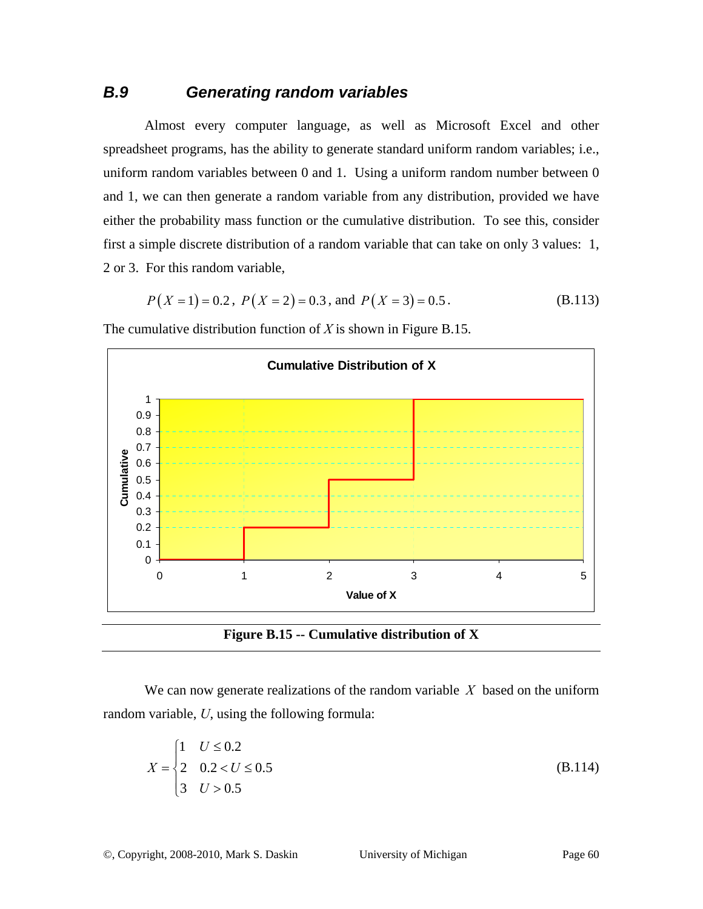## B.9 Generating random variables

Almost every computer language, as well as Microsoft Excel and other spreadsheet programs, has the ability to generate standard uniform random variables; i.e., uniform random variables between 0 and 1. Using a uniform random number between 0 and 1, we can then generate a random variable from any distribution, provided we have either the probability mass function or the cumulative distribution. To see this, consider first a simple discrete distribution of a random variable that can take on only 3 values: 1, 2 or 3. For this random variable,

$$P(X=1)=0.2,\ P(X=2)=0.3,\ \text{and}\ P(X=3)=0.5. \tag{B.113}$$

The cumulative distribution function of $X$ is shown in Figure B.15.

**Figure B.15 -- Cumulative distribution of X**

We can now generate realizations of the random variable $X$ based on the uniform random variable, $U$, using the following formula:

$$X=\begin{cases}1 & U\le 0.2\\ 2 & 0.2<U\le 0.5\\ 3 & U>0.5\end{cases} \tag{B.114}$$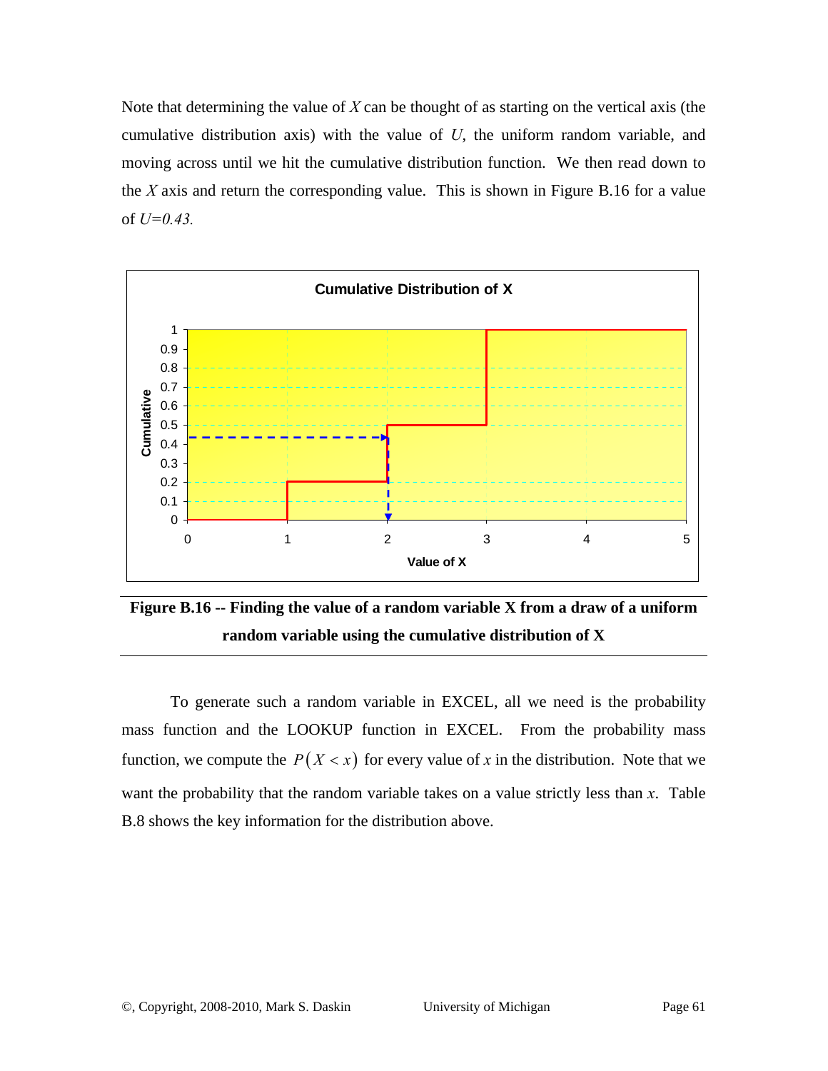Note that determining the value of $X$ can be thought of as starting on the vertical axis (the cumulative distribution axis) with the value of $U$, the uniform random variable, and moving across until we hit the cumulative distribution function. We then read down to the $X$ axis and return the corresponding value. This is shown in Figure B.16 for a value of $U=0.43$.

**Figure B.16 -- Finding the value of a random variable X from a draw of a uniform random variable using the cumulative distribution of X**

To generate such a random variable in EXCEL, all we need is the probability mass function and the LOOKUP function in EXCEL. From the probability mass function, we compute the $P(X < x)$ for every value of $x$ in the distribution. Note that we want the probability that the random variable takes on a value strictly less than $x$. Table B.8 shows the key information for the distribution above.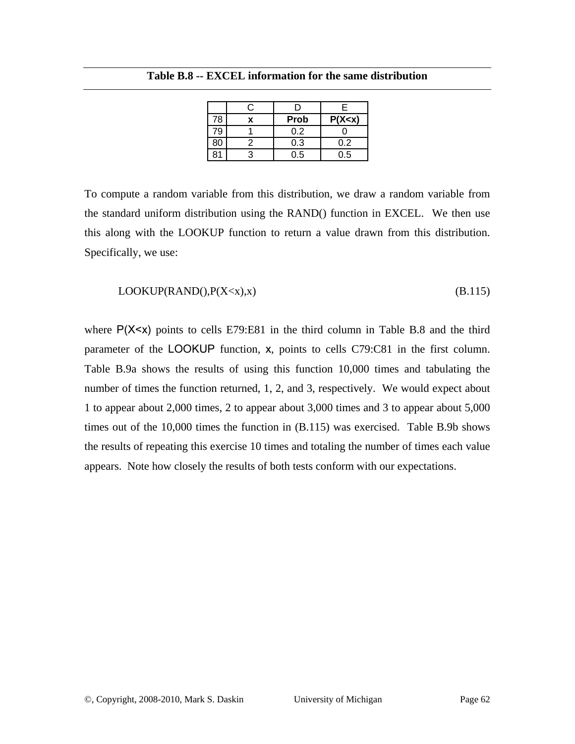**Table B.8 -- EXCEL information for the same distribution**

| | C | D | E |
|---|---|---|---|
| 78 | **x** | **Prob** | **P(X<x)** |
| 79 | 1 | 0.2 | 0 |
| 80 | 2 | 0.3 | 0.2 |
| 81 | 3 | 0.5 | 0.5 |

To compute a random variable from this distribution, we draw a random variable from the standard uniform distribution using the RAND() function in EXCEL. We then use this along with the LOOKUP function to return a value drawn from this distribution. Specifically, we use:

LOOKUP(RAND(),P(X<x),x) (B.115)

where P(X<x) points to cells E79:E81 in the third column in Table B.8 and the third parameter of the LOOKUP function, x, points to cells C79:C81 in the first column. Table B.9a shows the results of using this function 10,000 times and tabulating the number of times the function returned, 1, 2, and 3, respectively. We would expect about 1 to appear about 2,000 times, 2 to appear about 3,000 times and 3 to appear about 5,000 times out of the 10,000 times the function in (B.115) was exercised. Table B.9b shows the results of repeating this exercise 10 times and totaling the number of times each value appears. Note how closely the results of both tests conform with our expectations.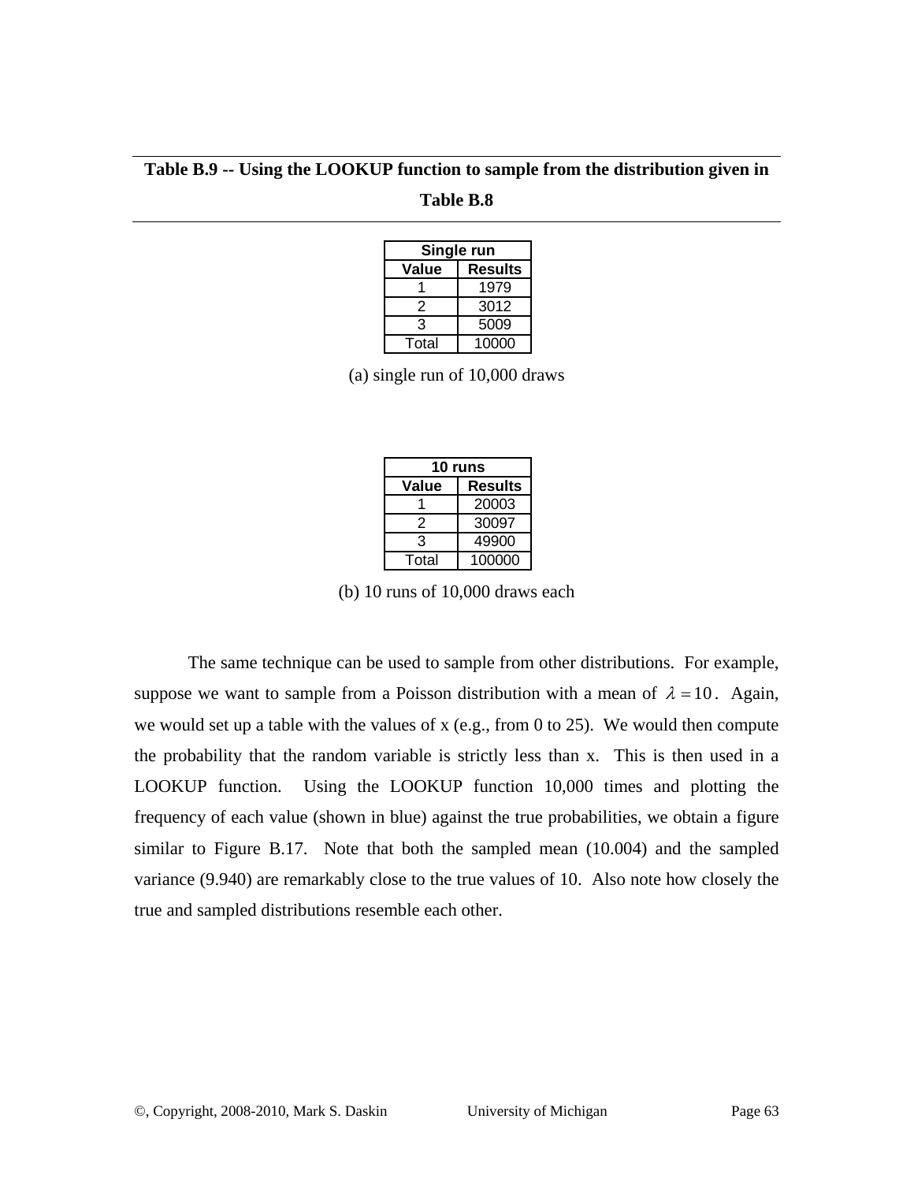**Table B.9 -- Using the LOOKUP function to sample from the distribution given in Table B.8**

| Single run | |
|---|---|
| Value | Results |
| 1 | 1979 |
| 2 | 3012 |
| 3 | 5009 |
| Total | 10000 |

(a) single run of 10,000 draws

| 10 runs | |
|---|---|
| Value | Results |
| 1 | 20003 |
| 2 | 30097 |
| 3 | 49900 |
| Total | 100000 |

(b) 10 runs of 10,000 draws each

The same technique can be used to sample from other distributions. For example, suppose we want to sample from a Poisson distribution with a mean of $\lambda = 10$. Again, we would set up a table with the values of x (e.g., from 0 to 25). We would then compute the probability that the random variable is strictly less than x. This is then used in a LOOKUP function. Using the LOOKUP function 10,000 times and plotting the frequency of each value (shown in blue) against the true probabilities, we obtain a figure similar to Figure B.17. Note that both the sampled mean (10.004) and the sampled variance (9.940) are remarkably close to the true values of 10. Also note how closely the true and sampled distributions resemble each other.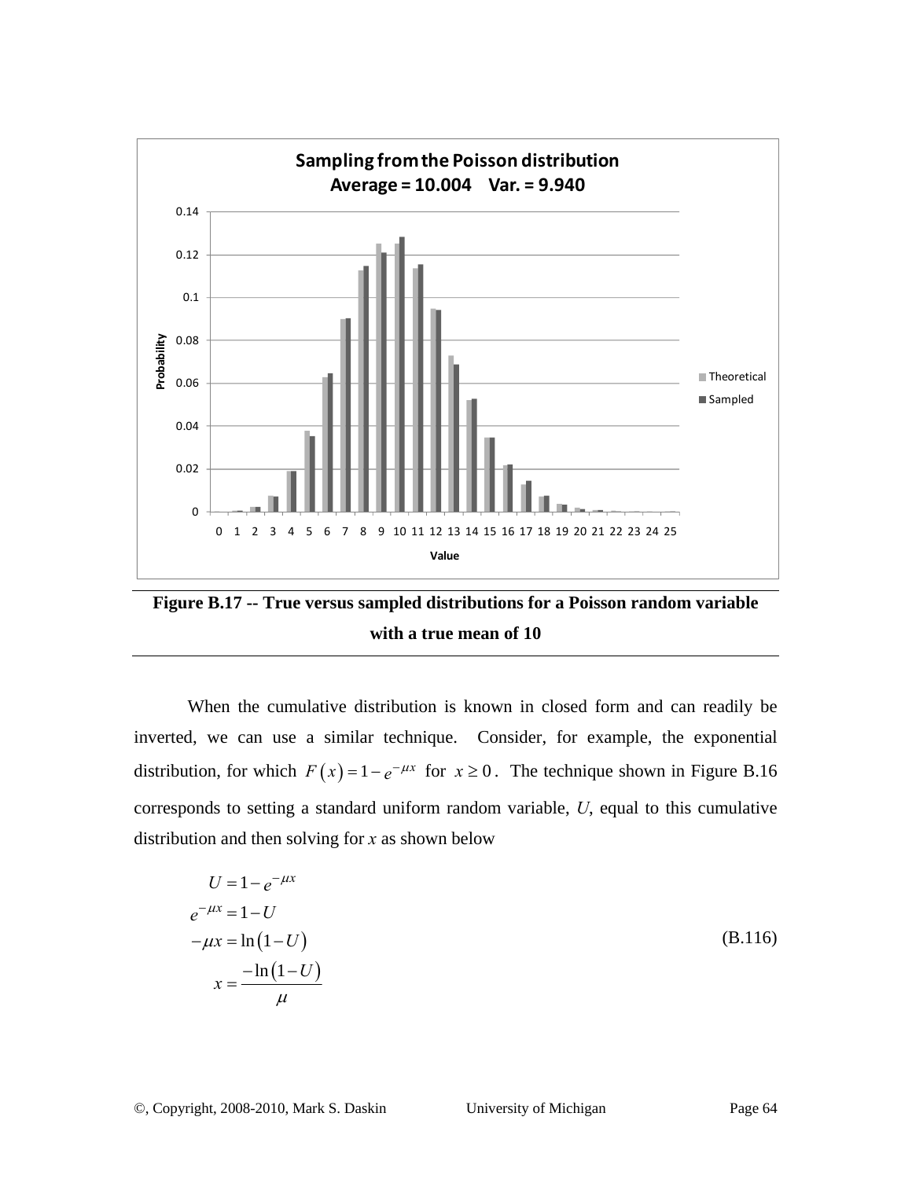**Figure B.17 -- True versus sampled distributions for a Poisson random variable with a true mean of 10**

When the cumulative distribution is known in closed form and can readily be inverted, we can use a similar technique. Consider, for example, the exponential distribution, for which $F(x) = 1 - e^{-\mu x}$ for $x \geq 0$. The technique shown in Figure B.16 corresponds to setting a standard uniform random variable, $U$, equal to this cumulative distribution and then solving for $x$ as shown below

$$
\begin{aligned}
U &= 1 - e^{-\mu x} \\
e^{-\mu x} &= 1 - U \\
-\mu x &= \ln(1 - U) \\
x &= \frac{-\ln(1 - U)}{\mu}
\end{aligned}
\tag{B.116}
$$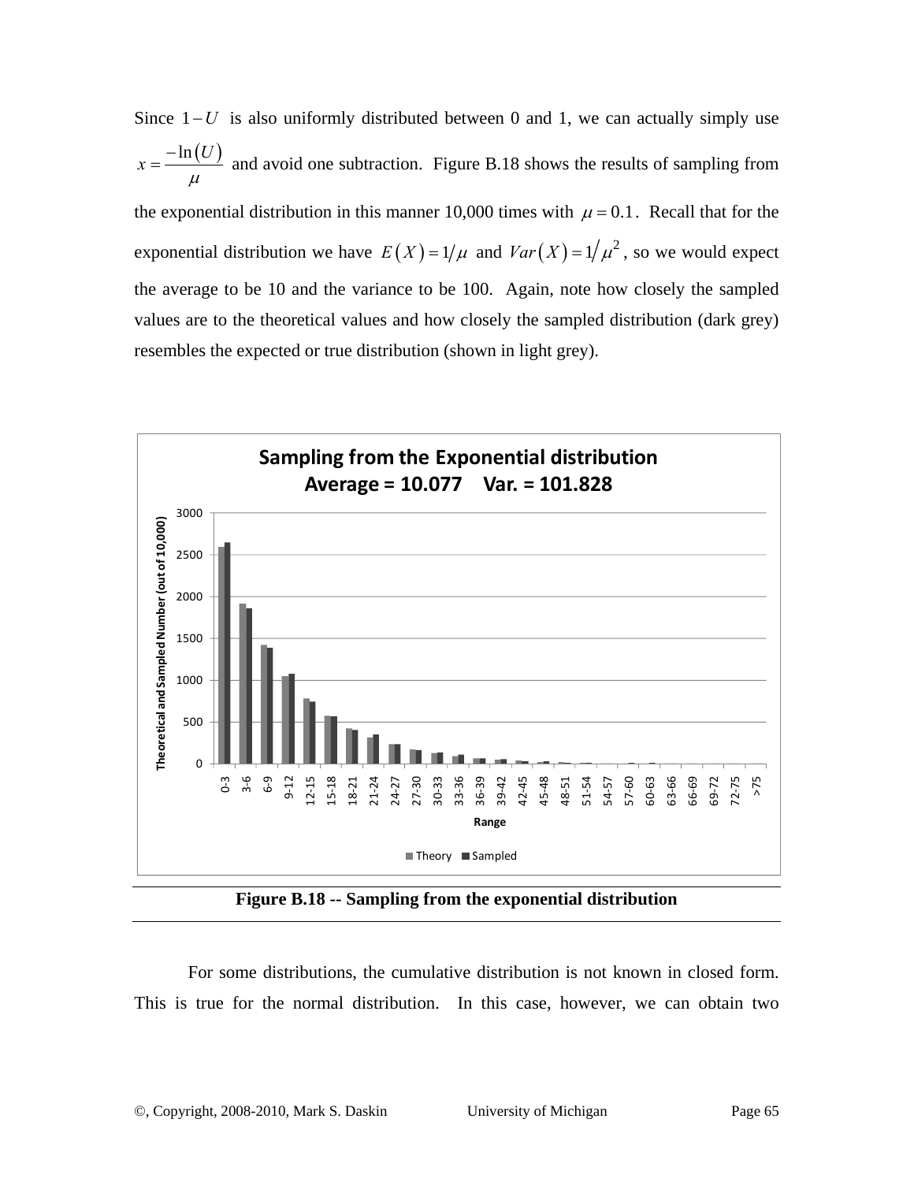Since $1-U$ is also uniformly distributed between 0 and 1, we can actually simply use $x = \frac{-\ln(U)}{\mu}$ and avoid one subtraction. Figure B.18 shows the results of sampling from the exponential distribution in this manner 10,000 times with $\mu = 0.1$. Recall that for the exponential distribution we have $E(X) = 1/\mu$ and $Var(X) = 1/\mu^2$, so we would expect the average to be 10 and the variance to be 100. Again, note how closely the sampled values are to the theoretical values and how closely the sampled distribution (dark grey) resembles the expected or true distribution (shown in light grey).

**Figure B.18 -- Sampling from the exponential distribution**

For some distributions, the cumulative distribution is not known in closed form. This is true for the normal distribution. In this case, however, we can obtain two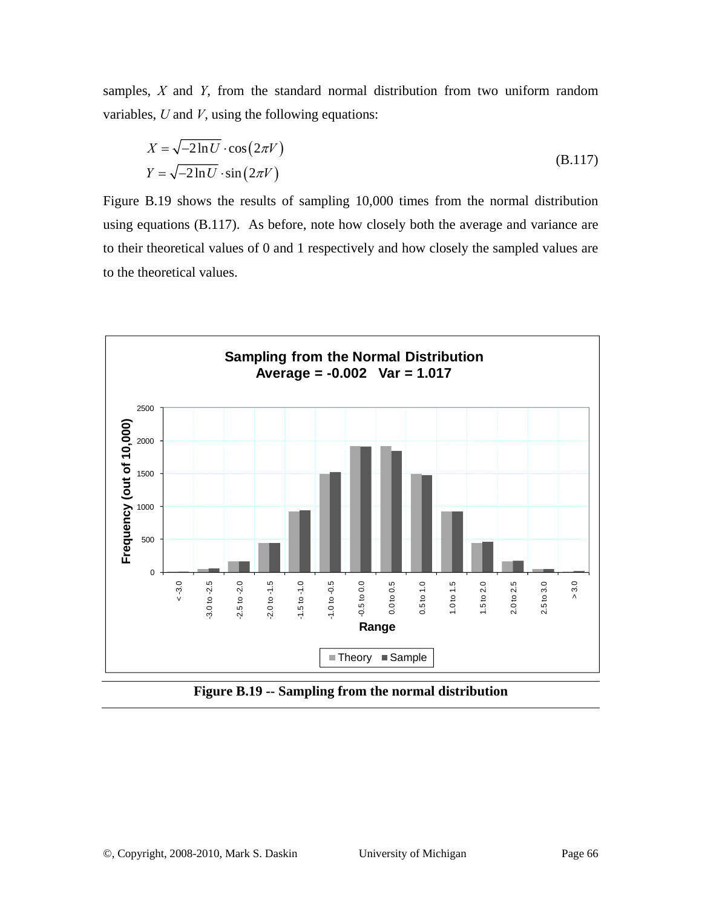samples, $X$ and $Y$, from the standard normal distribution from two uniform random variables, $U$ and $V$, using the following equations:

$$
\begin{aligned}
X &= \sqrt{-2\ln U} \cdot \cos(2\pi V) \\
Y &= \sqrt{-2\ln U} \cdot \sin(2\pi V)
\end{aligned}
\tag{B.117}
$$

Figure B.19 shows the results of sampling 10,000 times from the normal distribution using equations (B.117). As before, note how closely both the average and variance are to their theoretical values of 0 and 1 respectively and how closely the sampled values are to the theoretical values.

**Sampling from the Normal Distribution**
**Average = -0.002 Var = 1.017**

**Figure B.19 -- Sampling from the normal distribution**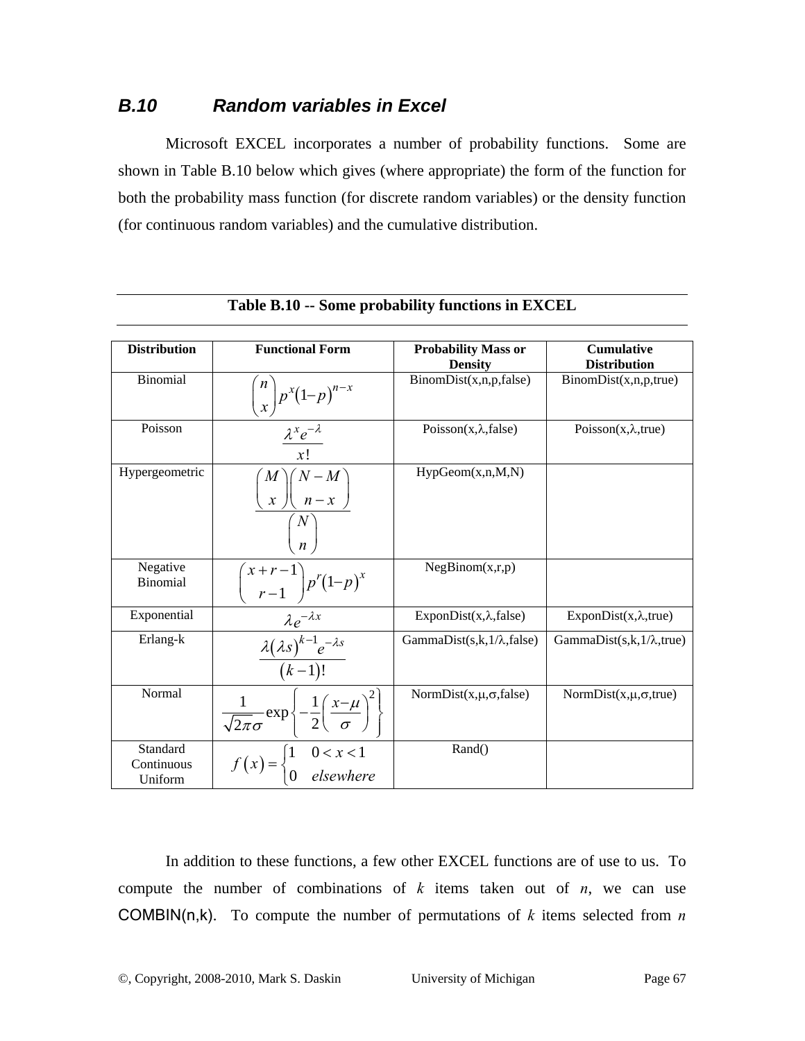## *B.10 Random variables in Excel*

Microsoft EXCEL incorporates a number of probability functions. Some are shown in Table B.10 below which gives (where appropriate) the form of the function for both the probability mass function (for discrete random variables) or the density function (for continuous random variables) and the cumulative distribution.

**Table B.10 -- Some probability functions in EXCEL**

| **Distribution** | **Functional Form** | **Probability Mass or Density** | **Cumulative Distribution** |
|---|---|---|---|
| Binomial | $\binom{n}{x} p^x (1-p)^{n-x}$ | BinomDist(x,n,p,false) | BinomDist(x,n,p,true) |
| Poisson | $\frac{\lambda^x e^{-\lambda}}{x!}$ | Poisson(x,λ,false) | Poisson(x,λ,true) |
| Hypergeometric | $\frac{\binom{M}{x}\binom{N-M}{n-x}}{\binom{N}{n}}$ | HypGeom(x,n,M,N) | |
| Negative Binomial | $\binom{x+r-1}{r-1} p^r (1-p)^x$ | NegBinom(x,r,p) | |
| Exponential | $\lambda e^{-\lambda x}$ | ExponDist(x,λ,false) | ExponDist(x,λ,true) |
| Erlang-k | $\frac{\lambda (\lambda s)^{k-1} e^{-\lambda s}}{(k-1)!}$ | GammaDist(s,k,1/λ,false) | GammaDist(s,k,1/λ,true) |
| Normal | $\frac{1}{\sqrt{2\pi}\sigma} \exp\left\{-\frac{1}{2}\left(\frac{x-\mu}{\sigma}\right)^2\right\}$ | NormDist(x,μ,σ,false) | NormDist(x,μ,σ,true) |
| Standard Continuous Uniform | $f(x) = \begin{cases} 1 & 0 < x < 1 \\ 0 & elsewhere \end{cases}$ | Rand() | |

In addition to these functions, a few other EXCEL functions are of use to us. To compute the number of combinations of $k$ items taken out of $n$, we can use COMBIN(n,k). To compute the number of permutations of $k$ items selected from $n$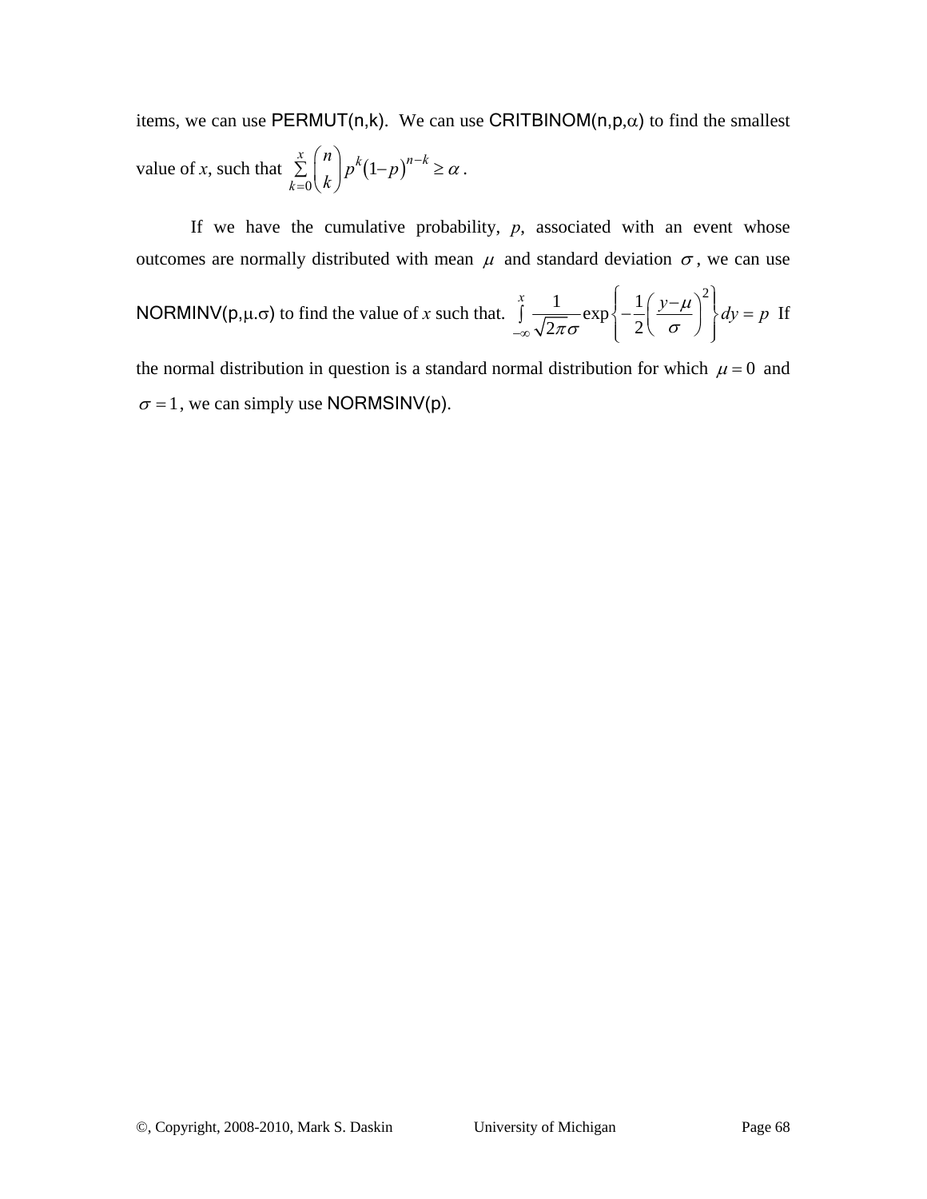items, we can use PERMUT(n,k). We can use CRITBINOM(n,p,$\alpha$) to find the smallest value of $x$, such that $\sum_{k=0}^{x} \binom{n}{k} p^k (1-p)^{n-k} \geq \alpha$.

If we have the cumulative probability, $p$, associated with an event whose outcomes are normally distributed with mean $\mu$ and standard deviation $\sigma$, we can use NORMINV(p,$\mu$.$\sigma$) to find the value of $x$ such that. $\int_{-\infty}^{x} \frac{1}{\sqrt{2\pi}\sigma} \exp\left\{-\frac{1}{2}\left(\frac{y-\mu}{\sigma}\right)^2\right\} dy = p$ If the normal distribution in question is a standard normal distribution for which $\mu = 0$ and $\sigma = 1$, we can simply use NORMSINV(p).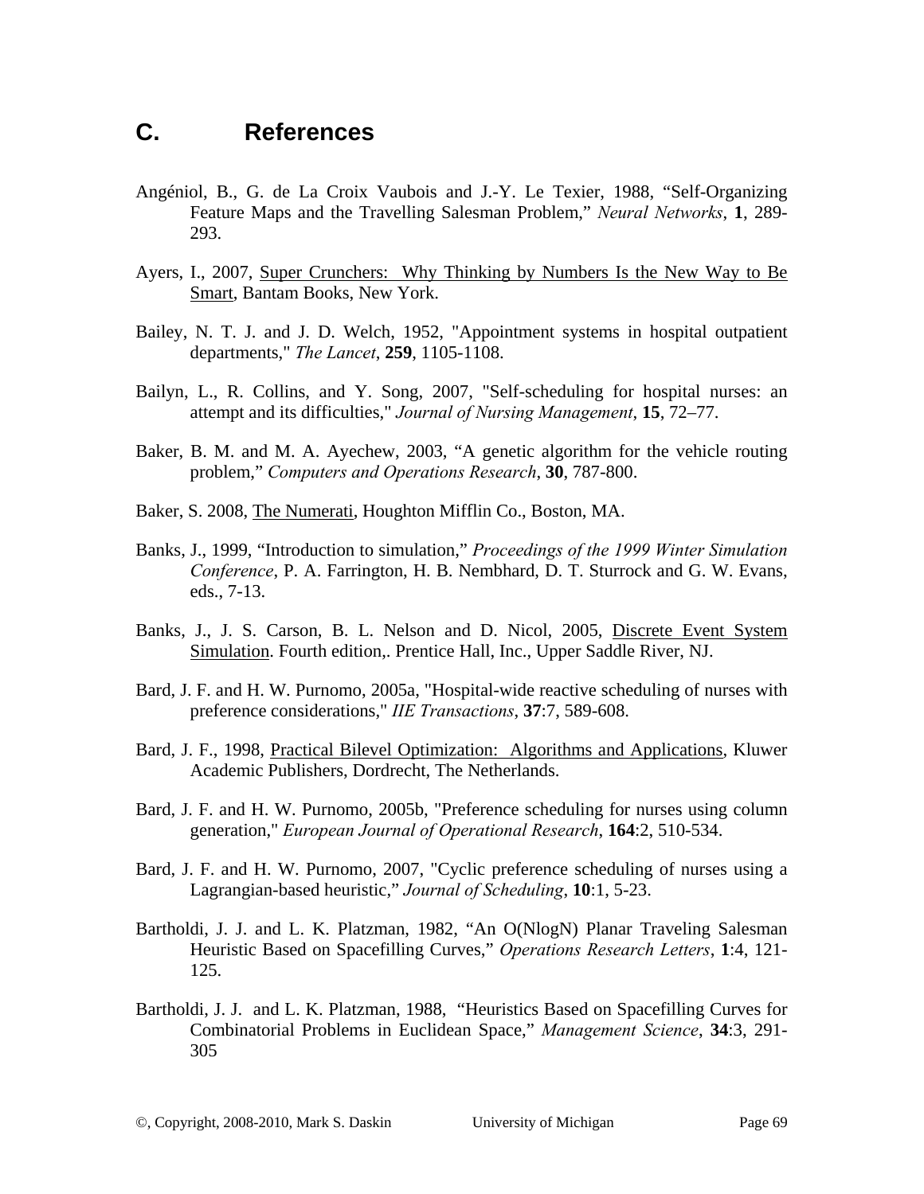## C. References

Angéniol, B., G. de La Croix Vaubois and J.-Y. Le Texier, 1988, "Self-Organizing Feature Maps and the Travelling Salesman Problem," *Neural Networks*, **1**, 289-293.

Ayers, I., 2007, Super Crunchers: Why Thinking by Numbers Is the New Way to Be Smart, Bantam Books, New York.

Bailey, N. T. J. and J. D. Welch, 1952, "Appointment systems in hospital outpatient departments," *The Lancet*, **259**, 1105-1108.

Bailyn, L., R. Collins, and Y. Song, 2007, "Self-scheduling for hospital nurses: an attempt and its difficulties," *Journal of Nursing Management*, **15**, 72–77.

Baker, B. M. and M. A. Ayechew, 2003, "A genetic algorithm for the vehicle routing problem," *Computers and Operations Research*, **30**, 787-800.

Baker, S. 2008, The Numerati, Houghton Mifflin Co., Boston, MA.

Banks, J., 1999, "Introduction to simulation," *Proceedings of the 1999 Winter Simulation Conference*, P. A. Farrington, H. B. Nembhard, D. T. Sturrock and G. W. Evans, eds., 7-13.

Banks, J., J. S. Carson, B. L. Nelson and D. Nicol, 2005, Discrete Event System Simulation. Fourth edition,. Prentice Hall, Inc., Upper Saddle River, NJ.

Bard, J. F. and H. W. Purnomo, 2005a, "Hospital-wide reactive scheduling of nurses with preference considerations," *IIE Transactions*, **37**:7, 589-608.

Bard, J. F., 1998, Practical Bilevel Optimization: Algorithms and Applications, Kluwer Academic Publishers, Dordrecht, The Netherlands.

Bard, J. F. and H. W. Purnomo, 2005b, "Preference scheduling for nurses using column generation," *European Journal of Operational Research*, **164**:2, 510-534.

Bard, J. F. and H. W. Purnomo, 2007, "Cyclic preference scheduling of nurses using a Lagrangian-based heuristic," *Journal of Scheduling*, **10**:1, 5-23.

Bartholdi, J. J. and L. K. Platzman, 1982, "An O(NlogN) Planar Traveling Salesman Heuristic Based on Spacefilling Curves," *Operations Research Letters*, **1**:4, 121-125.

Bartholdi, J. J. and L. K. Platzman, 1988, "Heuristics Based on Spacefilling Curves for Combinatorial Problems in Euclidean Space," *Management Science*, **34**:3, 291-305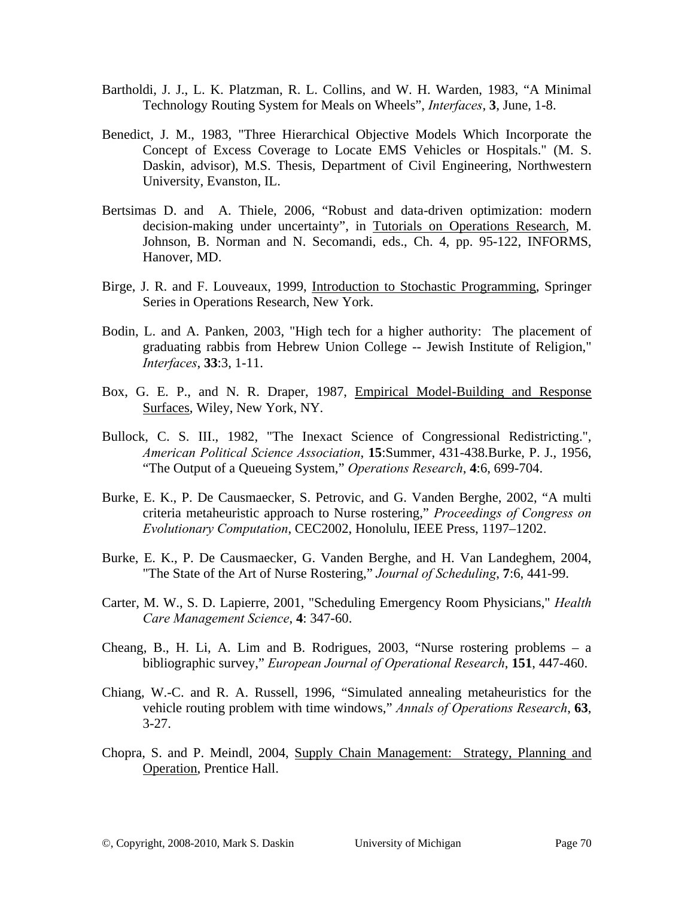Bartholdi, J. J., L. K. Platzman, R. L. Collins, and W. H. Warden, 1983, "A Minimal Technology Routing System for Meals on Wheels", *Interfaces*, **3**, June, 1-8.

Benedict, J. M., 1983, "Three Hierarchical Objective Models Which Incorporate the Concept of Excess Coverage to Locate EMS Vehicles or Hospitals." (M. S. Daskin, advisor), M.S. Thesis, Department of Civil Engineering, Northwestern University, Evanston, IL.

Bertsimas D. and A. Thiele, 2006, "Robust and data-driven optimization: modern decision-making under uncertainty", in Tutorials on Operations Research, M. Johnson, B. Norman and N. Secomandi, eds., Ch. 4, pp. 95-122, INFORMS, Hanover, MD.

Birge, J. R. and F. Louveaux, 1999, Introduction to Stochastic Programming, Springer Series in Operations Research, New York.

Bodin, L. and A. Panken, 2003, "High tech for a higher authority: The placement of graduating rabbis from Hebrew Union College -- Jewish Institute of Religion," *Interfaces*, **33**:3, 1-11.

Box, G. E. P., and N. R. Draper, 1987, Empirical Model-Building and Response Surfaces, Wiley, New York, NY.

Bullock, C. S. III., 1982, "The Inexact Science of Congressional Redistricting.", *American Political Science Association*, **15**:Summer, 431-438.Burke, P. J., 1956, "The Output of a Queueing System," *Operations Research*, **4**:6, 699-704.

Burke, E. K., P. De Causmaecker, S. Petrovic, and G. Vanden Berghe, 2002, "A multi criteria metaheuristic approach to Nurse rostering," *Proceedings of Congress on Evolutionary Computation*, CEC2002, Honolulu, IEEE Press, 1197–1202.

Burke, E. K., P. De Causmaecker, G. Vanden Berghe, and H. Van Landeghem, 2004, "The State of the Art of Nurse Rostering," *Journal of Scheduling*, **7**:6, 441-99.

Carter, M. W., S. D. Lapierre, 2001, "Scheduling Emergency Room Physicians," *Health Care Management Science*, **4**: 347-60.

Cheang, B., H. Li, A. Lim and B. Rodrigues, 2003, "Nurse rostering problems – a bibliographic survey," *European Journal of Operational Research*, **151**, 447-460.

Chiang, W.-C. and R. A. Russell, 1996, "Simulated annealing metaheuristics for the vehicle routing problem with time windows," *Annals of Operations Research*, **63**, 3-27.

Chopra, S. and P. Meindl, 2004, Supply Chain Management: Strategy, Planning and Operation, Prentice Hall.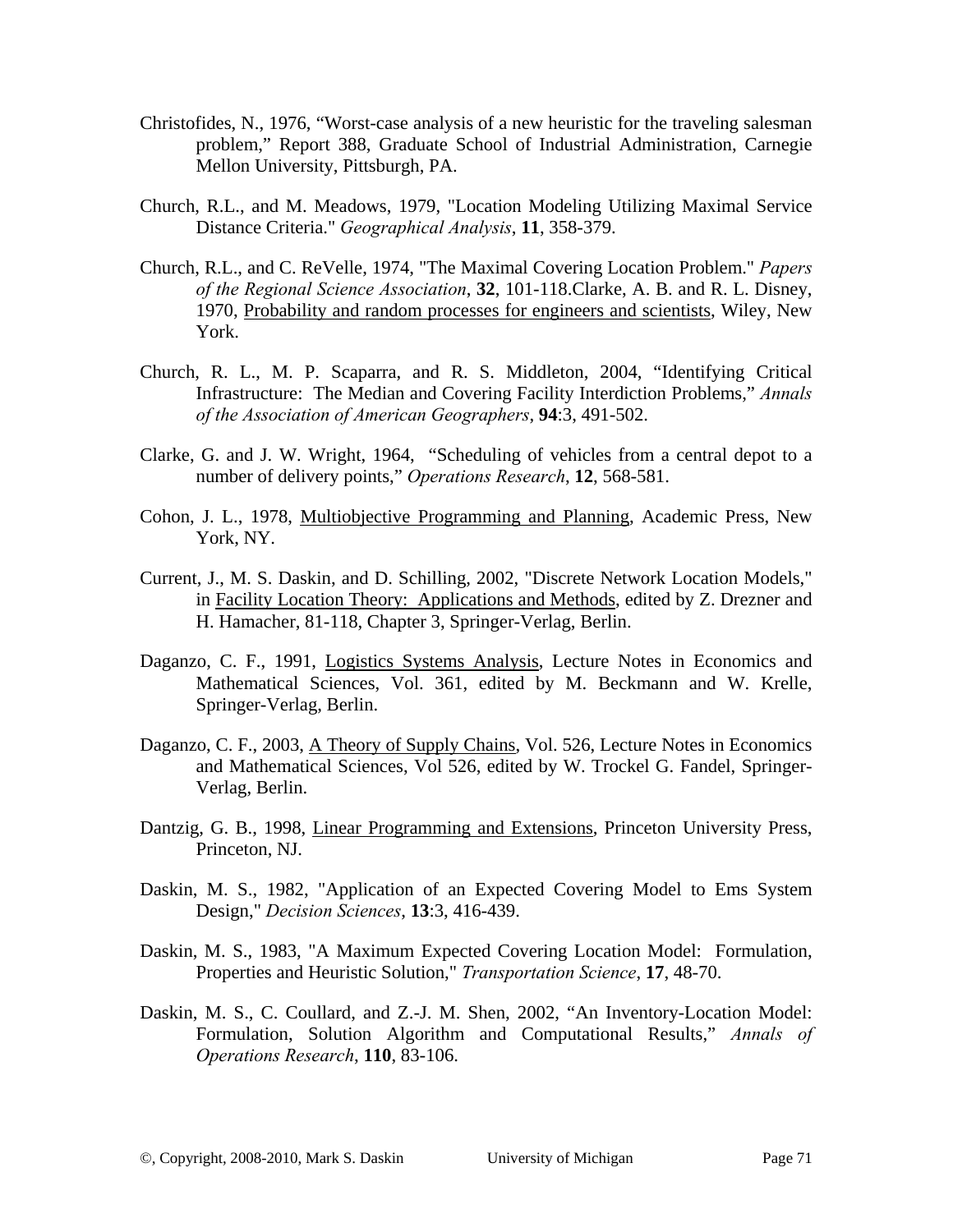Christofides, N., 1976, “Worst-case analysis of a new heuristic for the traveling salesman problem,” Report 388, Graduate School of Industrial Administration, Carnegie Mellon University, Pittsburgh, PA.

Church, R.L., and M. Meadows, 1979, "Location Modeling Utilizing Maximal Service Distance Criteria." *Geographical Analysis*, **11**, 358-379.

Church, R.L., and C. ReVelle, 1974, "The Maximal Covering Location Problem." *Papers of the Regional Science Association*, **32**, 101-118.Clarke, A. B. and R. L. Disney, 1970, Probability and random processes for engineers and scientists, Wiley, New York.

Church, R. L., M. P. Scaparra, and R. S. Middleton, 2004, “Identifying Critical Infrastructure: The Median and Covering Facility Interdiction Problems,” *Annals of the Association of American Geographers*, **94**:3, 491-502.

Clarke, G. and J. W. Wright, 1964, “Scheduling of vehicles from a central depot to a number of delivery points,” *Operations Research*, **12**, 568-581.

Cohon, J. L., 1978, Multiobjective Programming and Planning, Academic Press, New York, NY.

Current, J., M. S. Daskin, and D. Schilling, 2002, "Discrete Network Location Models," in Facility Location Theory: Applications and Methods, edited by Z. Drezner and H. Hamacher, 81-118, Chapter 3, Springer-Verlag, Berlin.

Daganzo, C. F., 1991, Logistics Systems Analysis, Lecture Notes in Economics and Mathematical Sciences, Vol. 361, edited by M. Beckmann and W. Krelle, Springer-Verlag, Berlin.

Daganzo, C. F., 2003, A Theory of Supply Chains, Vol. 526, Lecture Notes in Economics and Mathematical Sciences, Vol 526, edited by W. Trockel G. Fandel, Springer-Verlag, Berlin.

Dantzig, G. B., 1998, Linear Programming and Extensions, Princeton University Press, Princeton, NJ.

Daskin, M. S., 1982, "Application of an Expected Covering Model to Ems System Design," *Decision Sciences*, **13**:3, 416-439.

Daskin, M. S., 1983, "A Maximum Expected Covering Location Model: Formulation, Properties and Heuristic Solution," *Transportation Science*, **17**, 48-70.

Daskin, M. S., C. Coullard, and Z.-J. M. Shen, 2002, “An Inventory-Location Model: Formulation, Solution Algorithm and Computational Results,” *Annals of Operations Research*, **110**, 83-106.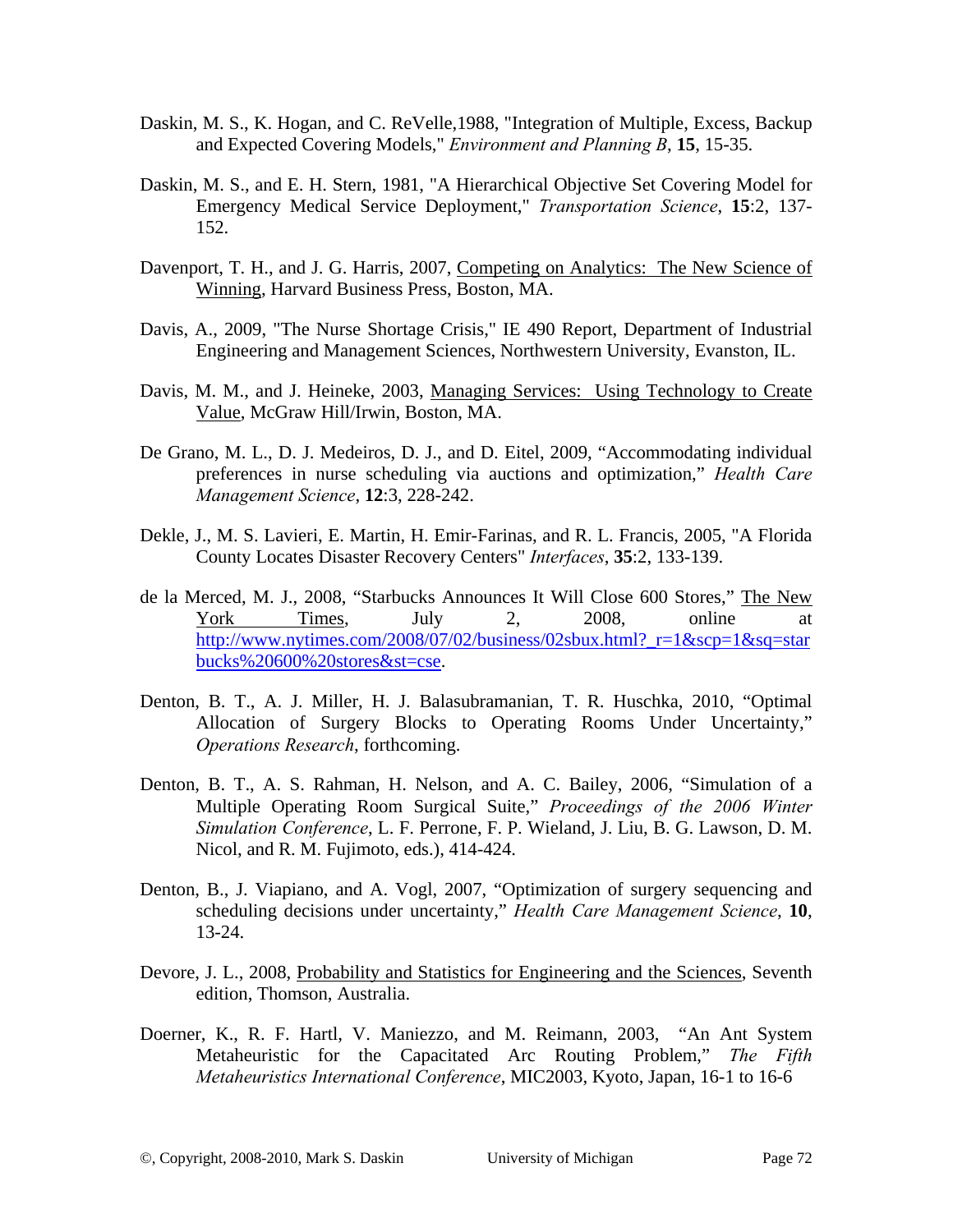Daskin, M. S., K. Hogan, and C. ReVelle,1988, "Integration of Multiple, Excess, Backup and Expected Covering Models," *Environment and Planning B*, **15**, 15-35.

Daskin, M. S., and E. H. Stern, 1981, "A Hierarchical Objective Set Covering Model for Emergency Medical Service Deployment," *Transportation Science*, **15**:2, 137-152.

Davenport, T. H., and J. G. Harris, 2007, Competing on Analytics: The New Science of Winning, Harvard Business Press, Boston, MA.

Davis, A., 2009, "The Nurse Shortage Crisis," IE 490 Report, Department of Industrial Engineering and Management Sciences, Northwestern University, Evanston, IL.

Davis, M. M., and J. Heineke, 2003, Managing Services: Using Technology to Create Value, McGraw Hill/Irwin, Boston, MA.

De Grano, M. L., D. J. Medeiros, D. J., and D. Eitel, 2009, "Accommodating individual preferences in nurse scheduling via auctions and optimization," *Health Care Management Science*, **12**:3, 228-242.

Dekle, J., M. S. Lavieri, E. Martin, H. Emir-Farinas, and R. L. Francis, 2005, "A Florida County Locates Disaster Recovery Centers" *Interfaces*, **35**:2, 133-139.

de la Merced, M. J., 2008, "Starbucks Announces It Will Close 600 Stores," The New York Times, July 2, 2008, online at http://www.nytimes.com/2008/07/02/business/02sbux.html?_r=1&scp=1&sq=starbucks%20600%20stores&st=cse.

Denton, B. T., A. J. Miller, H. J. Balasubramanian, T. R. Huschka, 2010, "Optimal Allocation of Surgery Blocks to Operating Rooms Under Uncertainty," *Operations Research*, forthcoming.

Denton, B. T., A. S. Rahman, H. Nelson, and A. C. Bailey, 2006, "Simulation of a Multiple Operating Room Surgical Suite," *Proceedings of the 2006 Winter Simulation Conference*, L. F. Perrone, F. P. Wieland, J. Liu, B. G. Lawson, D. M. Nicol, and R. M. Fujimoto, eds.), 414-424.

Denton, B., J. Viapiano, and A. Vogl, 2007, "Optimization of surgery sequencing and scheduling decisions under uncertainty," *Health Care Management Science*, **10**, 13-24.

Devore, J. L., 2008, Probability and Statistics for Engineering and the Sciences, Seventh edition, Thomson, Australia.

Doerner, K., R. F. Hartl, V. Maniezzo, and M. Reimann, 2003, "An Ant System Metaheuristic for the Capacitated Arc Routing Problem," *The Fifth Metaheuristics International Conference*, MIC2003, Kyoto, Japan, 16-1 to 16-6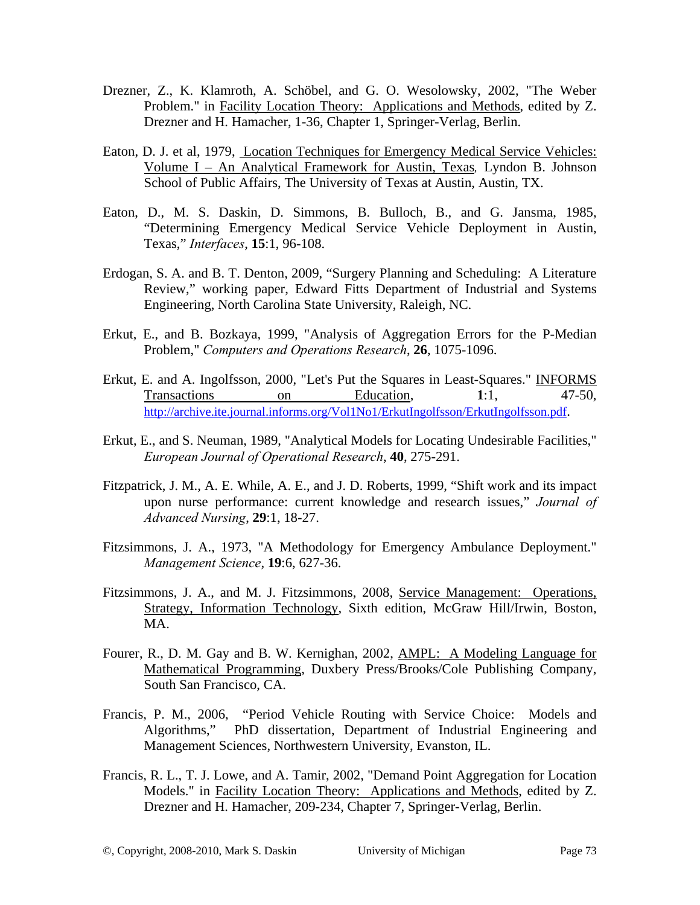Drezner, Z., K. Klamroth, A. Schöbel, and G. O. Wesolowsky, 2002, "The Weber Problem." in Facility Location Theory: Applications and Methods, edited by Z. Drezner and H. Hamacher, 1-36, Chapter 1, Springer-Verlag, Berlin.

Eaton, D. J. et al, 1979, Location Techniques for Emergency Medical Service Vehicles: Volume I – An Analytical Framework for Austin, Texas, Lyndon B. Johnson School of Public Affairs, The University of Texas at Austin, Austin, TX.

Eaton, D., M. S. Daskin, D. Simmons, B. Bulloch, B., and G. Jansma, 1985, "Determining Emergency Medical Service Vehicle Deployment in Austin, Texas," *Interfaces*, **15**:1, 96-108.

Erdogan, S. A. and B. T. Denton, 2009, "Surgery Planning and Scheduling: A Literature Review," working paper, Edward Fitts Department of Industrial and Systems Engineering, North Carolina State University, Raleigh, NC.

Erkut, E., and B. Bozkaya, 1999, "Analysis of Aggregation Errors for the P-Median Problem," *Computers and Operations Research*, **26**, 1075-1096.

Erkut, E. and A. Ingolfsson, 2000, "Let's Put the Squares in Least-Squares." INFORMS Transactions on Education, **1**:1, 47-50, http://archive.ite.journal.informs.org/Vol1No1/ErkutIngolfsson/ErkutIngolfsson.pdf.

Erkut, E., and S. Neuman, 1989, "Analytical Models for Locating Undesirable Facilities," *European Journal of Operational Research*, **40**, 275-291.

Fitzpatrick, J. M., A. E. While, A. E., and J. D. Roberts, 1999, "Shift work and its impact upon nurse performance: current knowledge and research issues," *Journal of Advanced Nursing*, **29**:1, 18-27.

Fitzsimmons, J. A., 1973, "A Methodology for Emergency Ambulance Deployment." *Management Science*, **19**:6, 627-36.

Fitzsimmons, J. A., and M. J. Fitzsimmons, 2008, Service Management: Operations, Strategy, Information Technology, Sixth edition, McGraw Hill/Irwin, Boston, MA.

Fourer, R., D. M. Gay and B. W. Kernighan, 2002, AMPL: A Modeling Language for Mathematical Programming, Duxbery Press/Brooks/Cole Publishing Company, South San Francisco, CA.

Francis, P. M., 2006, "Period Vehicle Routing with Service Choice: Models and Algorithms," PhD dissertation, Department of Industrial Engineering and Management Sciences, Northwestern University, Evanston, IL.

Francis, R. L., T. J. Lowe, and A. Tamir, 2002, "Demand Point Aggregation for Location Models." in Facility Location Theory: Applications and Methods, edited by Z. Drezner and H. Hamacher, 209-234, Chapter 7, Springer-Verlag, Berlin.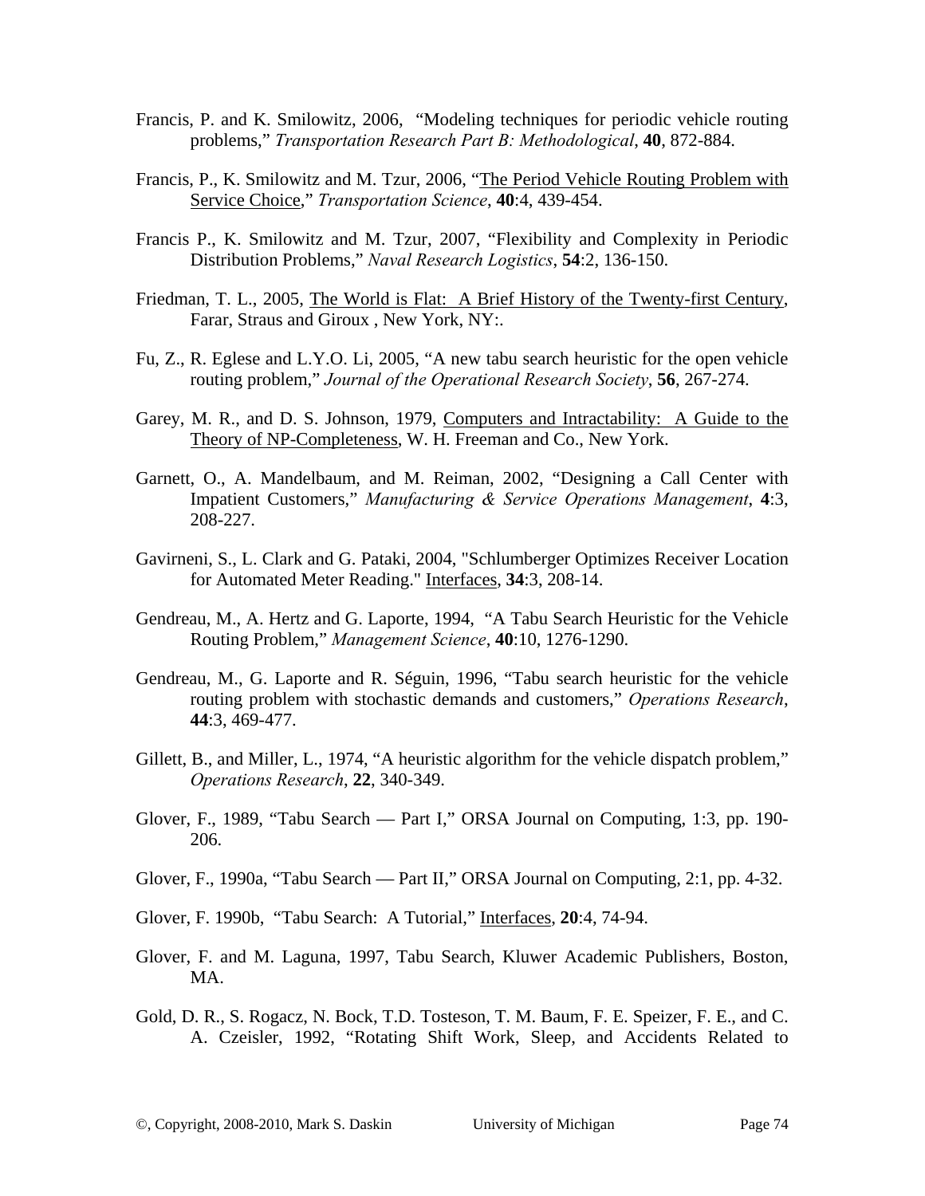Francis, P. and K. Smilowitz, 2006, "Modeling techniques for periodic vehicle routing problems," *Transportation Research Part B: Methodological*, **40**, 872-884.

Francis, P., K. Smilowitz and M. Tzur, 2006, "The Period Vehicle Routing Problem with Service Choice," *Transportation Science*, **40**:4, 439-454.

Francis P., K. Smilowitz and M. Tzur, 2007, "Flexibility and Complexity in Periodic Distribution Problems," *Naval Research Logistics*, **54**:2, 136-150.

Friedman, T. L., 2005, The World is Flat: A Brief History of the Twenty-first Century, Farar, Straus and Giroux , New York, NY:.

Fu, Z., R. Eglese and L.Y.O. Li, 2005, "A new tabu search heuristic for the open vehicle routing problem," *Journal of the Operational Research Society*, **56**, 267-274.

Garey, M. R., and D. S. Johnson, 1979, Computers and Intractability: A Guide to the Theory of NP-Completeness, W. H. Freeman and Co., New York.

Garnett, O., A. Mandelbaum, and M. Reiman, 2002, "Designing a Call Center with Impatient Customers," *Manufacturing & Service Operations Management*, **4**:3, 208-227.

Gavirneni, S., L. Clark and G. Pataki, 2004, "Schlumberger Optimizes Receiver Location for Automated Meter Reading." Interfaces, **34**:3, 208-14.

Gendreau, M., A. Hertz and G. Laporte, 1994, "A Tabu Search Heuristic for the Vehicle Routing Problem," *Management Science*, **40**:10, 1276-1290.

Gendreau, M., G. Laporte and R. Séguin, 1996, "Tabu search heuristic for the vehicle routing problem with stochastic demands and customers," *Operations Research*, **44**:3, 469-477.

Gillett, B., and Miller, L., 1974, "A heuristic algorithm for the vehicle dispatch problem," *Operations Research*, **22**, 340-349.

Glover, F., 1989, "Tabu Search — Part I," ORSA Journal on Computing, 1:3, pp. 190-206.

Glover, F., 1990a, "Tabu Search — Part II," ORSA Journal on Computing, 2:1, pp. 4-32.

Glover, F. 1990b, "Tabu Search: A Tutorial," Interfaces, **20**:4, 74-94.

Glover, F. and M. Laguna, 1997, Tabu Search, Kluwer Academic Publishers, Boston, MA.

Gold, D. R., S. Rogacz, N. Bock, T.D. Tosteson, T. M. Baum, F. E. Speizer, F. E., and C. A. Czeisler, 1992, "Rotating Shift Work, Sleep, and Accidents Related to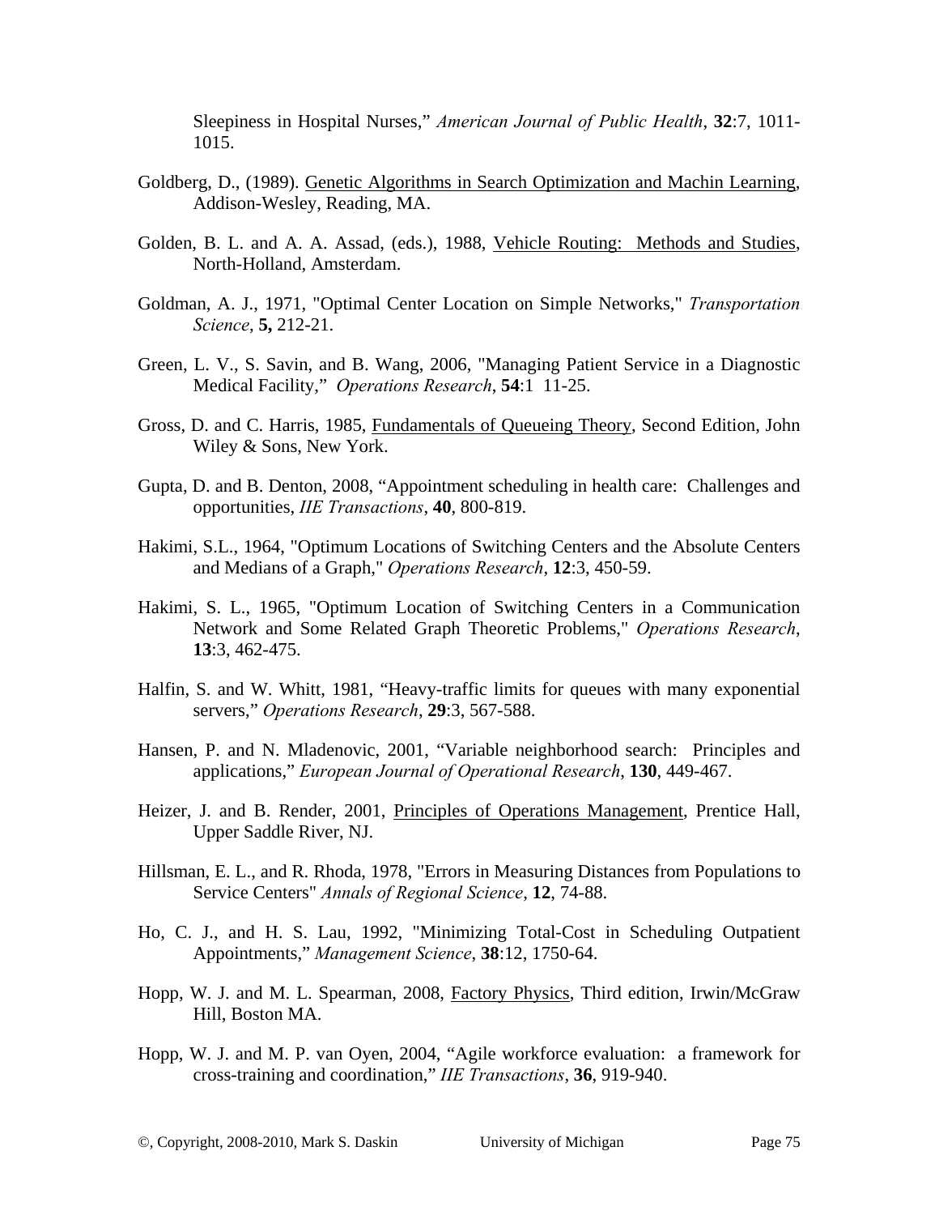Sleepiness in Hospital Nurses," *American Journal of Public Health*, **32**:7, 1011-1015.

Goldberg, D., (1989). Genetic Algorithms in Search Optimization and Machin Learning, Addison-Wesley, Reading, MA.

Golden, B. L. and A. A. Assad, (eds.), 1988, Vehicle Routing: Methods and Studies, North-Holland, Amsterdam.

Goldman, A. J., 1971, "Optimal Center Location on Simple Networks," *Transportation Science*, **5,** 212-21.

Green, L. V., S. Savin, and B. Wang, 2006, "Managing Patient Service in a Diagnostic Medical Facility," *Operations Research*, **54**:1 11-25.

Gross, D. and C. Harris, 1985, Fundamentals of Queueing Theory, Second Edition, John Wiley & Sons, New York.

Gupta, D. and B. Denton, 2008, "Appointment scheduling in health care: Challenges and opportunities, *IIE Transactions*, **40**, 800-819.

Hakimi, S.L., 1964, "Optimum Locations of Switching Centers and the Absolute Centers and Medians of a Graph," *Operations Research*, **12**:3, 450-59.

Hakimi, S. L., 1965, "Optimum Location of Switching Centers in a Communication Network and Some Related Graph Theoretic Problems," *Operations Research*, **13**:3, 462-475.

Halfin, S. and W. Whitt, 1981, "Heavy-traffic limits for queues with many exponential servers," *Operations Research*, **29**:3, 567-588.

Hansen, P. and N. Mladenovic, 2001, "Variable neighborhood search: Principles and applications," *European Journal of Operational Research*, **130**, 449-467.

Heizer, J. and B. Render, 2001, Principles of Operations Management, Prentice Hall, Upper Saddle River, NJ.

Hillsman, E. L., and R. Rhoda, 1978, "Errors in Measuring Distances from Populations to Service Centers" *Annals of Regional Science*, **12**, 74-88.

Ho, C. J., and H. S. Lau, 1992, "Minimizing Total-Cost in Scheduling Outpatient Appointments," *Management Science*, **38**:12, 1750-64.

Hopp, W. J. and M. L. Spearman, 2008, Factory Physics, Third edition, Irwin/McGraw Hill, Boston MA.

Hopp, W. J. and M. P. van Oyen, 2004, "Agile workforce evaluation: a framework for cross-training and coordination," *IIE Transactions*, **36**, 919-940.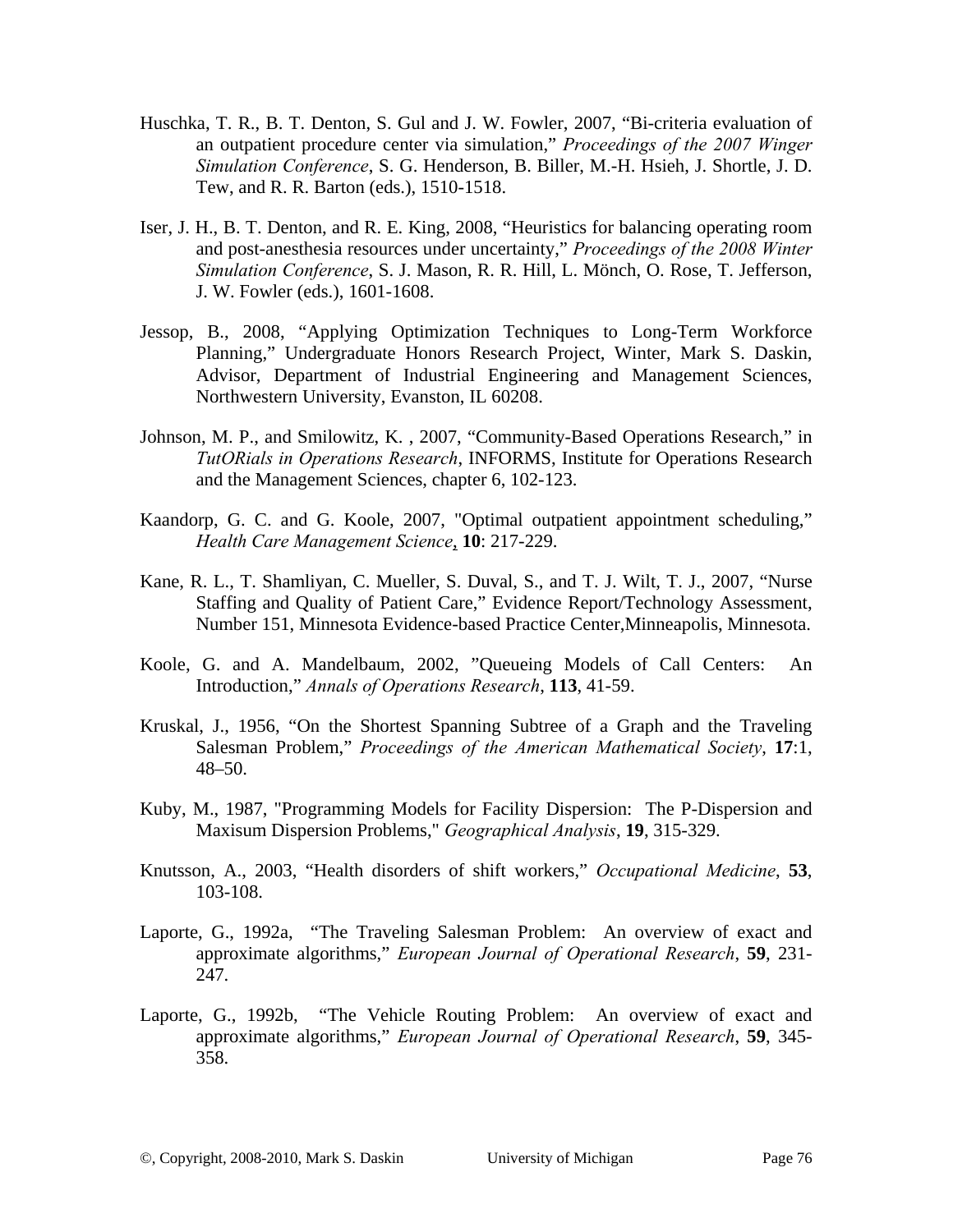Huschka, T. R., B. T. Denton, S. Gul and J. W. Fowler, 2007, "Bi-criteria evaluation of an outpatient procedure center via simulation," *Proceedings of the 2007 Winger Simulation Conference*, S. G. Henderson, B. Biller, M.-H. Hsieh, J. Shortle, J. D. Tew, and R. R. Barton (eds.), 1510-1518.

Iser, J. H., B. T. Denton, and R. E. King, 2008, "Heuristics for balancing operating room and post-anesthesia resources under uncertainty," *Proceedings of the 2008 Winter Simulation Conference*, S. J. Mason, R. R. Hill, L. Mönch, O. Rose, T. Jefferson, J. W. Fowler (eds.), 1601-1608.

Jessop, B., 2008, "Applying Optimization Techniques to Long-Term Workforce Planning," Undergraduate Honors Research Project, Winter, Mark S. Daskin, Advisor, Department of Industrial Engineering and Management Sciences, Northwestern University, Evanston, IL 60208.

Johnson, M. P., and Smilowitz, K. , 2007, "Community-Based Operations Research," in *TutORials in Operations Research*, INFORMS, Institute for Operations Research and the Management Sciences, chapter 6, 102-123.

Kaandorp, G. C. and G. Koole, 2007, "Optimal outpatient appointment scheduling," *Health Care Management Science*, **10**: 217-229.

Kane, R. L., T. Shamliyan, C. Mueller, S. Duval, S., and T. J. Wilt, T. J., 2007, "Nurse Staffing and Quality of Patient Care," Evidence Report/Technology Assessment, Number 151, Minnesota Evidence-based Practice Center,Minneapolis, Minnesota.

Koole, G. and A. Mandelbaum, 2002, "Queueing Models of Call Centers: An Introduction," *Annals of Operations Research*, **113**, 41-59.

Kruskal, J., 1956, "On the Shortest Spanning Subtree of a Graph and the Traveling Salesman Problem," *Proceedings of the American Mathematical Society*, **17**:1, 48–50.

Kuby, M., 1987, "Programming Models for Facility Dispersion: The P-Dispersion and Maxisum Dispersion Problems," *Geographical Analysis*, **19**, 315-329.

Knutsson, A., 2003, "Health disorders of shift workers," *Occupational Medicine*, **53**, 103-108.

Laporte, G., 1992a, "The Traveling Salesman Problem: An overview of exact and approximate algorithms," *European Journal of Operational Research*, **59**, 231-247.

Laporte, G., 1992b, "The Vehicle Routing Problem: An overview of exact and approximate algorithms," *European Journal of Operational Research*, **59**, 345-358.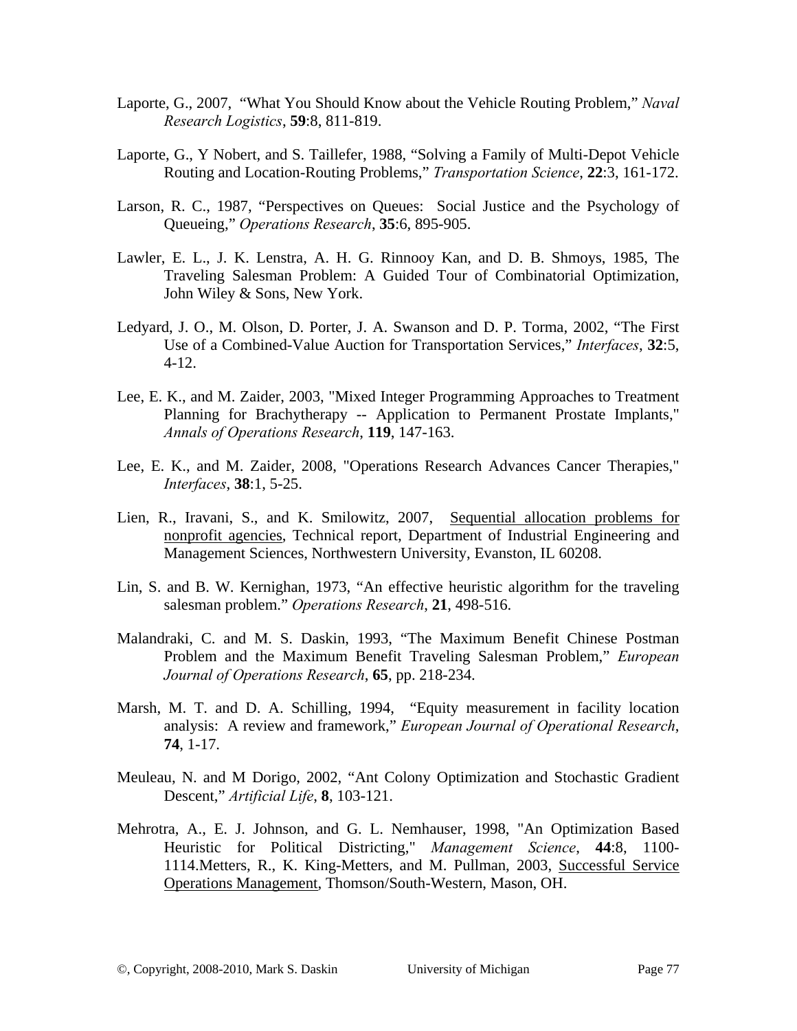Laporte, G., 2007, "What You Should Know about the Vehicle Routing Problem," *Naval Research Logistics*, **59**:8, 811-819.

Laporte, G., Y Nobert, and S. Taillefer, 1988, "Solving a Family of Multi-Depot Vehicle Routing and Location-Routing Problems," *Transportation Science*, **22**:3, 161-172.

Larson, R. C., 1987, "Perspectives on Queues: Social Justice and the Psychology of Queueing," *Operations Research*, **35**:6, 895-905.

Lawler, E. L., J. K. Lenstra, A. H. G. Rinnooy Kan, and D. B. Shmoys, 1985, The Traveling Salesman Problem: A Guided Tour of Combinatorial Optimization, John Wiley & Sons, New York.

Ledyard, J. O., M. Olson, D. Porter, J. A. Swanson and D. P. Torma, 2002, "The First Use of a Combined-Value Auction for Transportation Services," *Interfaces*, **32**:5, 4-12.

Lee, E. K., and M. Zaider, 2003, "Mixed Integer Programming Approaches to Treatment Planning for Brachytherapy -- Application to Permanent Prostate Implants," *Annals of Operations Research*, **119**, 147-163.

Lee, E. K., and M. Zaider, 2008, "Operations Research Advances Cancer Therapies," *Interfaces*, **38**:1, 5-25.

Lien, R., Iravani, S., and K. Smilowitz, 2007, Sequential allocation problems for nonprofit agencies, Technical report, Department of Industrial Engineering and Management Sciences, Northwestern University, Evanston, IL 60208.

Lin, S. and B. W. Kernighan, 1973, "An effective heuristic algorithm for the traveling salesman problem." *Operations Research*, **21**, 498-516.

Malandraki, C. and M. S. Daskin, 1993, "The Maximum Benefit Chinese Postman Problem and the Maximum Benefit Traveling Salesman Problem," *European Journal of Operations Research*, **65**, pp. 218-234.

Marsh, M. T. and D. A. Schilling, 1994, "Equity measurement in facility location analysis: A review and framework," *European Journal of Operational Research*, **74**, 1-17.

Meuleau, N. and M Dorigo, 2002, "Ant Colony Optimization and Stochastic Gradient Descent," *Artificial Life*, **8**, 103-121.

Mehrotra, A., E. J. Johnson, and G. L. Nemhauser, 1998, "An Optimization Based Heuristic for Political Districting," *Management Science*, **44**:8, 1100-1114.Metters, R., K. King-Metters, and M. Pullman, 2003, Successful Service Operations Management, Thomson/South-Western, Mason, OH.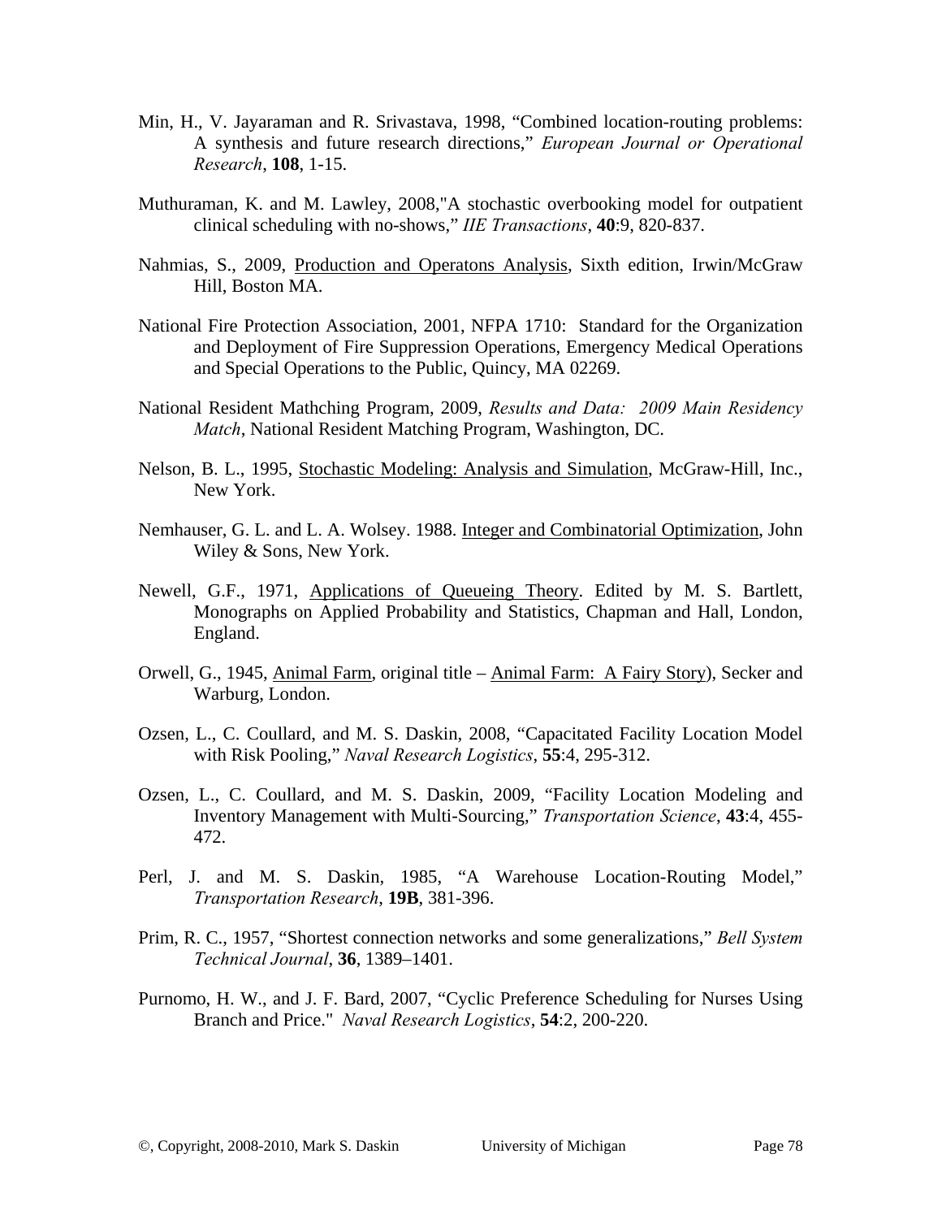Min, H., V. Jayaraman and R. Srivastava, 1998, "Combined location-routing problems: A synthesis and future research directions," *European Journal or Operational Research*, **108**, 1-15.

Muthuraman, K. and M. Lawley, 2008,"A stochastic overbooking model for outpatient clinical scheduling with no-shows," *IIE Transactions*, **40**:9, 820-837.

Nahmias, S., 2009, Production and Operatons Analysis, Sixth edition, Irwin/McGraw Hill, Boston MA.

National Fire Protection Association, 2001, NFPA 1710: Standard for the Organization and Deployment of Fire Suppression Operations, Emergency Medical Operations and Special Operations to the Public, Quincy, MA 02269.

National Resident Mathching Program, 2009, *Results and Data: 2009 Main Residency Match*, National Resident Matching Program, Washington, DC.

Nelson, B. L., 1995, Stochastic Modeling: Analysis and Simulation, McGraw-Hill, Inc., New York.

Nemhauser, G. L. and L. A. Wolsey. 1988. Integer and Combinatorial Optimization, John Wiley & Sons, New York.

Newell, G.F., 1971, Applications of Queueing Theory. Edited by M. S. Bartlett, Monographs on Applied Probability and Statistics, Chapman and Hall, London, England.

Orwell, G., 1945, Animal Farm, original title – Animal Farm: A Fairy Story), Secker and Warburg, London.

Ozsen, L., C. Coullard, and M. S. Daskin, 2008, "Capacitated Facility Location Model with Risk Pooling," *Naval Research Logistics*, **55**:4, 295-312.

Ozsen, L., C. Coullard, and M. S. Daskin, 2009, "Facility Location Modeling and Inventory Management with Multi-Sourcing," *Transportation Science*, **43**:4, 455-472.

Perl, J. and M. S. Daskin, 1985, "A Warehouse Location-Routing Model," *Transportation Research*, **19B**, 381-396.

Prim, R. C., 1957, "Shortest connection networks and some generalizations," *Bell System Technical Journal*, **36**, 1389–1401.

Purnomo, H. W., and J. F. Bard, 2007, "Cyclic Preference Scheduling for Nurses Using Branch and Price." *Naval Research Logistics*, **54**:2, 200-220.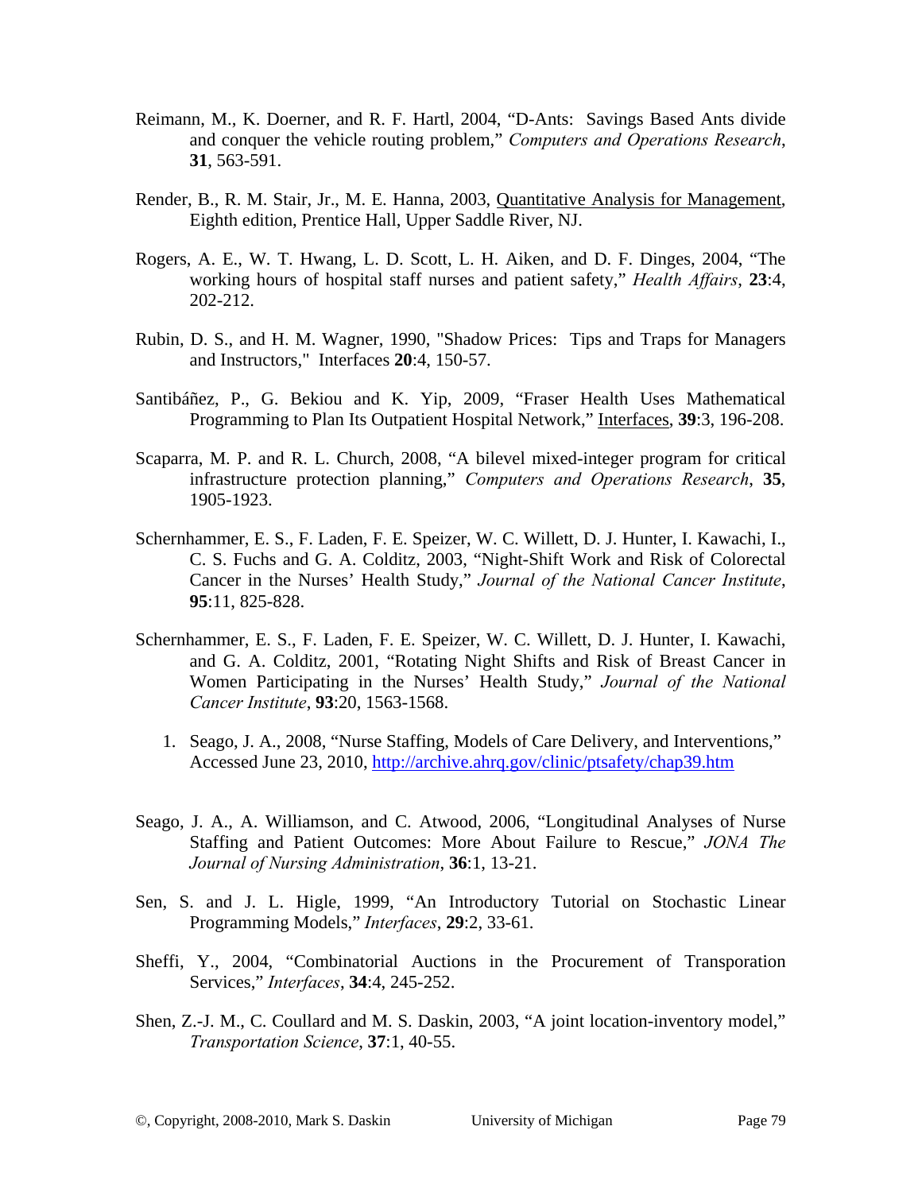Reimann, M., K. Doerner, and R. F. Hartl, 2004, "D-Ants: Savings Based Ants divide and conquer the vehicle routing problem," *Computers and Operations Research*, **31**, 563-591.

Render, B., R. M. Stair, Jr., M. E. Hanna, 2003, Quantitative Analysis for Management, Eighth edition, Prentice Hall, Upper Saddle River, NJ.

Rogers, A. E., W. T. Hwang, L. D. Scott, L. H. Aiken, and D. F. Dinges, 2004, "The working hours of hospital staff nurses and patient safety," *Health Affairs*, **23**:4, 202-212.

Rubin, D. S., and H. M. Wagner, 1990, "Shadow Prices: Tips and Traps for Managers and Instructors," Interfaces **20**:4, 150-57.

Santibáñez, P., G. Bekiou and K. Yip, 2009, "Fraser Health Uses Mathematical Programming to Plan Its Outpatient Hospital Network," Interfaces, **39**:3, 196-208.

Scaparra, M. P. and R. L. Church, 2008, "A bilevel mixed-integer program for critical infrastructure protection planning," *Computers and Operations Research*, **35**, 1905-1923.

Schernhammer, E. S., F. Laden, F. E. Speizer, W. C. Willett, D. J. Hunter, I. Kawachi, I., C. S. Fuchs and G. A. Colditz, 2003, "Night-Shift Work and Risk of Colorectal Cancer in the Nurses' Health Study," *Journal of the National Cancer Institute*, **95**:11, 825-828.

Schernhammer, E. S., F. Laden, F. E. Speizer, W. C. Willett, D. J. Hunter, I. Kawachi, and G. A. Colditz, 2001, "Rotating Night Shifts and Risk of Breast Cancer in Women Participating in the Nurses' Health Study," *Journal of the National Cancer Institute*, **93**:20, 1563-1568.

1. Seago, J. A., 2008, "Nurse Staffing, Models of Care Delivery, and Interventions," Accessed June 23, 2010, http://archive.ahrq.gov/clinic/ptsafety/chap39.htm

Seago, J. A., A. Williamson, and C. Atwood, 2006, "Longitudinal Analyses of Nurse Staffing and Patient Outcomes: More About Failure to Rescue," *JONA The Journal of Nursing Administration*, **36**:1, 13-21.

Sen, S. and J. L. Higle, 1999, "An Introductory Tutorial on Stochastic Linear Programming Models," *Interfaces*, **29**:2, 33-61.

Sheffi, Y., 2004, "Combinatorial Auctions in the Procurement of Transporation Services," *Interfaces*, **34**:4, 245-252.

Shen, Z.-J. M., C. Coullard and M. S. Daskin, 2003, "A joint location-inventory model," *Transportation Science*, **37**:1, 40-55.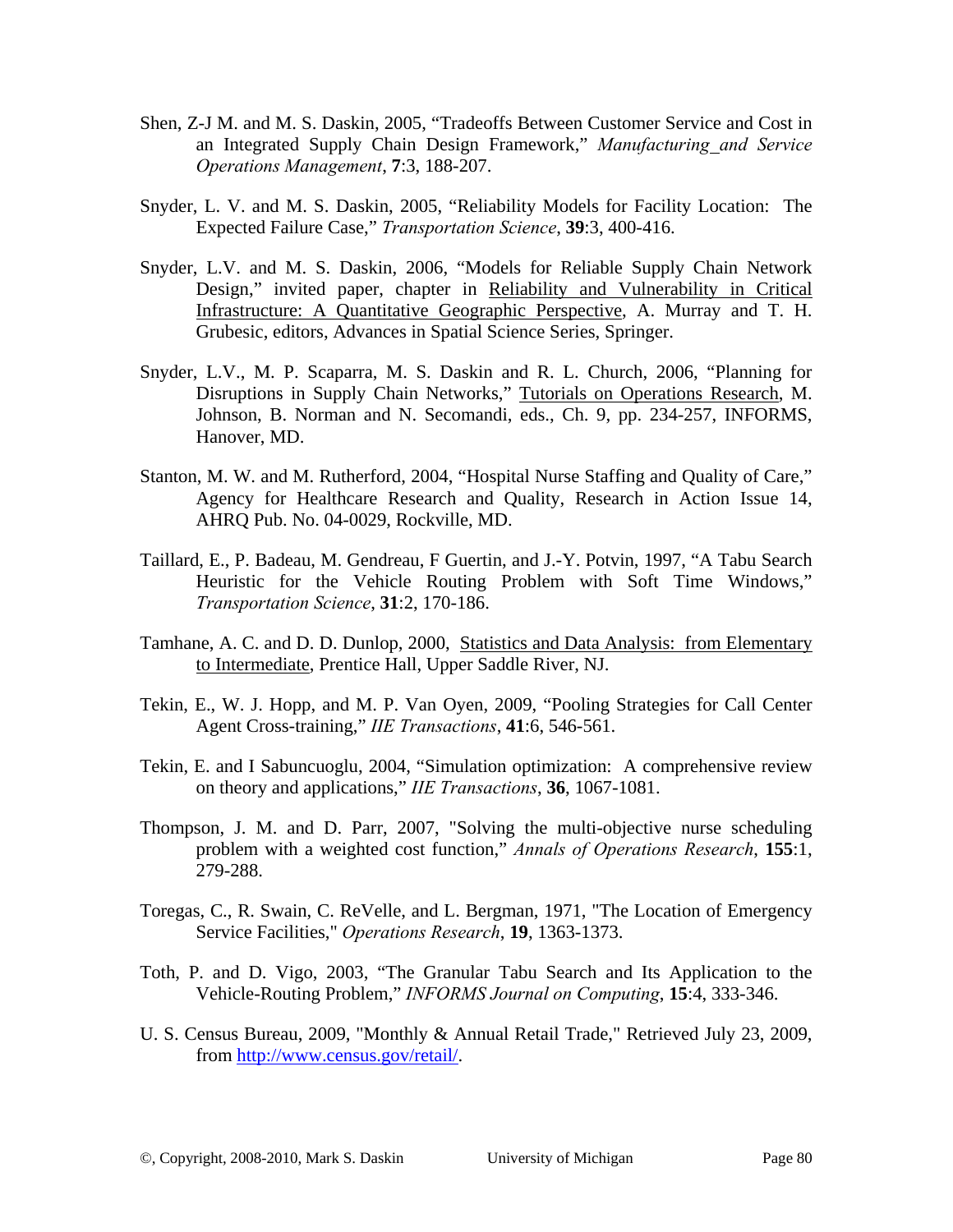Shen, Z-J M. and M. S. Daskin, 2005, "Tradeoffs Between Customer Service and Cost in an Integrated Supply Chain Design Framework," *Manufacturing_and Service Operations Management*, **7**:3, 188-207.

Snyder, L. V. and M. S. Daskin, 2005, "Reliability Models for Facility Location: The Expected Failure Case," *Transportation Science*, **39**:3, 400-416.

Snyder, L.V. and M. S. Daskin, 2006, "Models for Reliable Supply Chain Network Design," invited paper, chapter in Reliability and Vulnerability in Critical Infrastructure: A Quantitative Geographic Perspective, A. Murray and T. H. Grubesic, editors, Advances in Spatial Science Series, Springer.

Snyder, L.V., M. P. Scaparra, M. S. Daskin and R. L. Church, 2006, "Planning for Disruptions in Supply Chain Networks," Tutorials on Operations Research, M. Johnson, B. Norman and N. Secomandi, eds., Ch. 9, pp. 234-257, INFORMS, Hanover, MD.

Stanton, M. W. and M. Rutherford, 2004, "Hospital Nurse Staffing and Quality of Care," Agency for Healthcare Research and Quality, Research in Action Issue 14, AHRQ Pub. No. 04-0029, Rockville, MD.

Taillard, E., P. Badeau, M. Gendreau, F Guertin, and J.-Y. Potvin, 1997, "A Tabu Search Heuristic for the Vehicle Routing Problem with Soft Time Windows," *Transportation Science*, **31**:2, 170-186.

Tamhane, A. C. and D. D. Dunlop, 2000, Statistics and Data Analysis: from Elementary to Intermediate, Prentice Hall, Upper Saddle River, NJ.

Tekin, E., W. J. Hopp, and M. P. Van Oyen, 2009, "Pooling Strategies for Call Center Agent Cross-training," *IIE Transactions*, **41**:6, 546-561.

Tekin, E. and I Sabuncuoglu, 2004, "Simulation optimization: A comprehensive review on theory and applications," *IIE Transactions*, **36**, 1067-1081.

Thompson, J. M. and D. Parr, 2007, "Solving the multi-objective nurse scheduling problem with a weighted cost function," *Annals of Operations Research*, **155**:1, 279-288.

Toregas, C., R. Swain, C. ReVelle, and L. Bergman, 1971, "The Location of Emergency Service Facilities," *Operations Research*, **19**, 1363-1373.

Toth, P. and D. Vigo, 2003, "The Granular Tabu Search and Its Application to the Vehicle-Routing Problem," *INFORMS Journal on Computing*, **15**:4, 333-346.

U. S. Census Bureau, 2009, "Monthly & Annual Retail Trade," Retrieved July 23, 2009, from http://www.census.gov/retail/.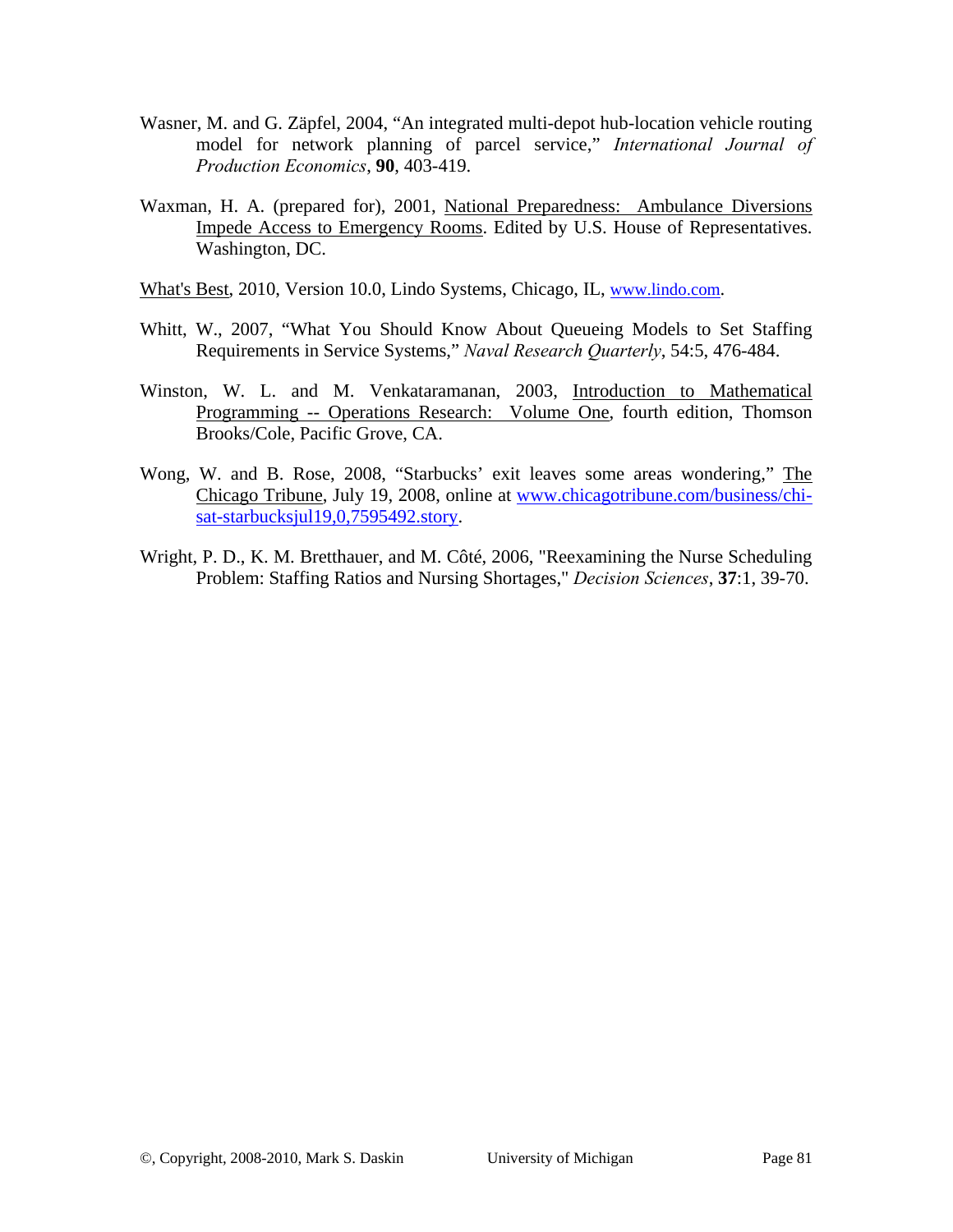Wasner, M. and G. Zäpfel, 2004, "An integrated multi-depot hub-location vehicle routing model for network planning of parcel service," *International Journal of Production Economics*, **90**, 403-419.

Waxman, H. A. (prepared for), 2001, National Preparedness: Ambulance Diversions Impede Access to Emergency Rooms. Edited by U.S. House of Representatives. Washington, DC.

What's Best, 2010, Version 10.0, Lindo Systems, Chicago, IL, www.lindo.com.

Whitt, W., 2007, "What You Should Know About Queueing Models to Set Staffing Requirements in Service Systems," *Naval Research Quarterly*, 54:5, 476-484.

Winston, W. L. and M. Venkataramanan, 2003, Introduction to Mathematical Programming -- Operations Research: Volume One, fourth edition, Thomson Brooks/Cole, Pacific Grove, CA.

Wong, W. and B. Rose, 2008, "Starbucks' exit leaves some areas wondering," The Chicago Tribune, July 19, 2008, online at www.chicagotribune.com/business/chi-sat-starbucksjul19,0,7595492.story.

Wright, P. D., K. M. Bretthauer, and M. Côté, 2006, "Reexamining the Nurse Scheduling Problem: Staffing Ratios and Nursing Shortages," *Decision Sciences*, **37**:1, 39-70.